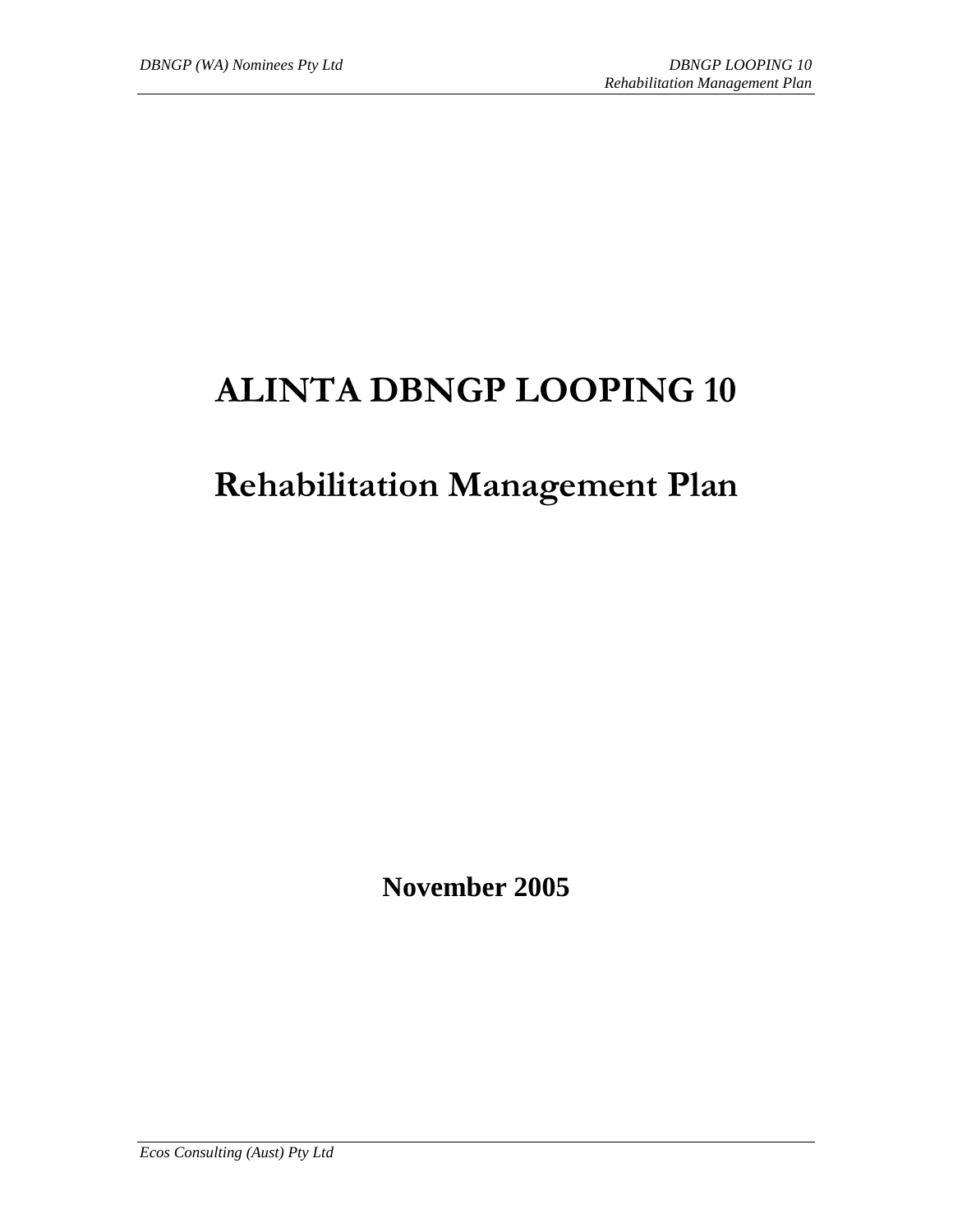# ALINTA DBNGP LOOPING 10

# Rehabilitation Management Plan

**November 2005**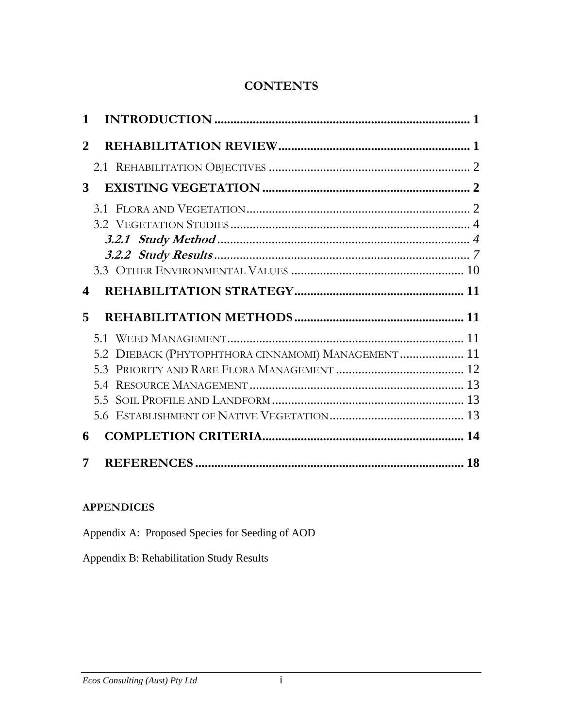# CONTENTS

**1 INTRODUCTION ................................................................................ 1**

**2 REHABILITATION REVIEW............................................................ 1**

2.1 Rehabilitation Objectives ............................................................... 2

**3 EXISTING VEGETATION ................................................................ 2**

3.1 Flora and Vegetation...................................................................... 2

3.2 Vegetation Studies ......................................................................... 4

***3.2.1 Study Method*** ........................................................................ 4

***3.2.2 Study Results*** ........................................................................ 7

3.3 Other Environmental Values ....................................................... 10

**4 REHABILITATION STRATEGY..................................................... 11**

**5 REHABILITATION METHODS ..................................................... 11**

5.1 Weed Management......................................................................... 11

5.2 Dieback (Phytophthora cinnamomi) Management .................... 11

5.3 Priority and Rare Flora Management ........................................ 12

5.4 Resource Management .................................................................. 13

5.5 Soil Profile and Landform ............................................................ 13

5.6 Establishment of Native Vegetation .......................................... 13

**6 COMPLETION CRITERIA............................................................... 14**

**7 REFERENCES .................................................................................... 18**

**APPENDICES**

Appendix A: Proposed Species for Seeding of AOD

Appendix B: Rehabilitation Study Results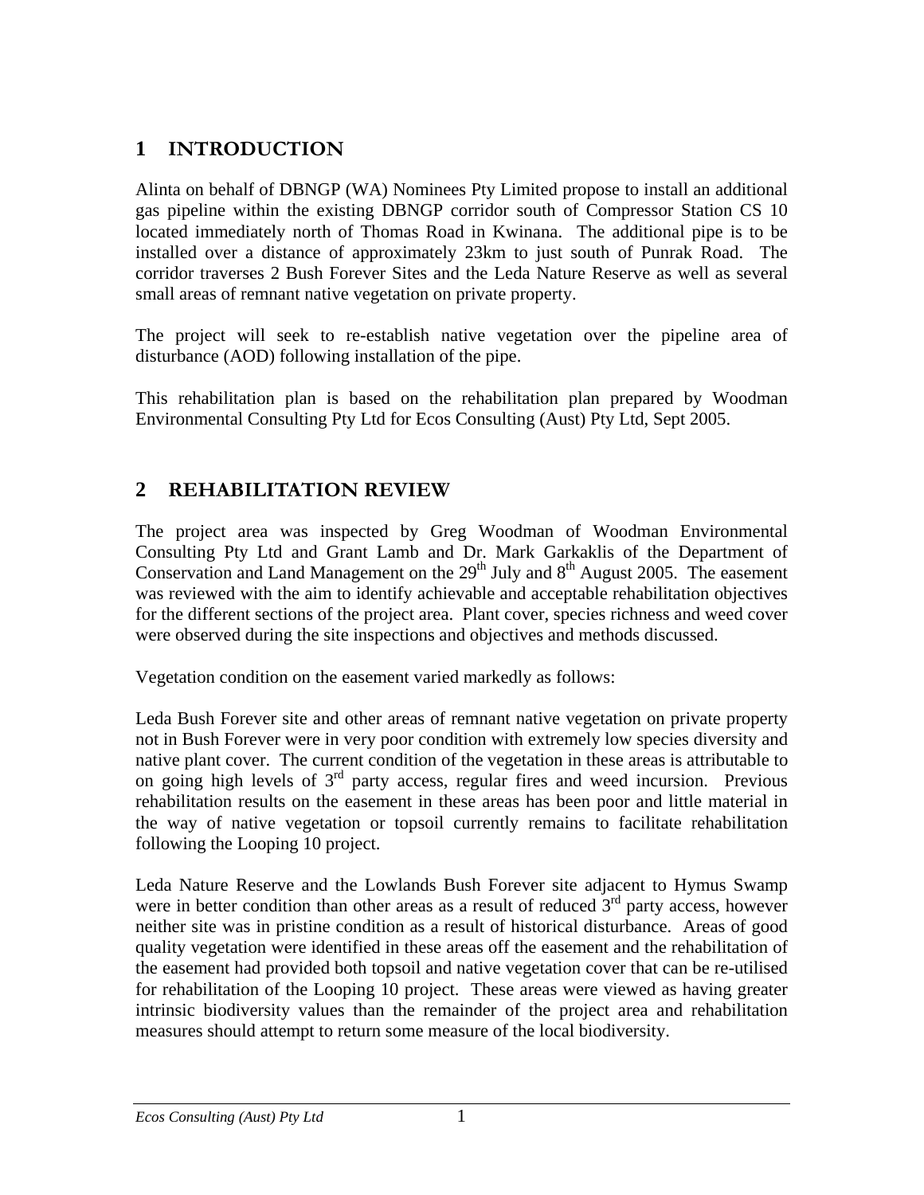# 1 INTRODUCTION

Alinta on behalf of DBNGP (WA) Nominees Pty Limited propose to install an additional gas pipeline within the existing DBNGP corridor south of Compressor Station CS 10 located immediately north of Thomas Road in Kwinana. The additional pipe is to be installed over a distance of approximately 23km to just south of Punrak Road. The corridor traverses 2 Bush Forever Sites and the Leda Nature Reserve as well as several small areas of remnant native vegetation on private property.

The project will seek to re-establish native vegetation over the pipeline area of disturbance (AOD) following installation of the pipe.

This rehabilitation plan is based on the rehabilitation plan prepared by Woodman Environmental Consulting Pty Ltd for Ecos Consulting (Aust) Pty Ltd, Sept 2005.

# 2 REHABILITATION REVIEW

The project area was inspected by Greg Woodman of Woodman Environmental Consulting Pty Ltd and Grant Lamb and Dr. Mark Garkaklis of the Department of Conservation and Land Management on the 29th July and 8th August 2005. The easement was reviewed with the aim to identify achievable and acceptable rehabilitation objectives for the different sections of the project area. Plant cover, species richness and weed cover were observed during the site inspections and objectives and methods discussed.

Vegetation condition on the easement varied markedly as follows:

Leda Bush Forever site and other areas of remnant native vegetation on private property not in Bush Forever were in very poor condition with extremely low species diversity and native plant cover. The current condition of the vegetation in these areas is attributable to on going high levels of 3rd party access, regular fires and weed incursion. Previous rehabilitation results on the easement in these areas has been poor and little material in the way of native vegetation or topsoil currently remains to facilitate rehabilitation following the Looping 10 project.

Leda Nature Reserve and the Lowlands Bush Forever site adjacent to Hymus Swamp were in better condition than other areas as a result of reduced 3rd party access, however neither site was in pristine condition as a result of historical disturbance. Areas of good quality vegetation were identified in these areas off the easement and the rehabilitation of the easement had provided both topsoil and native vegetation cover that can be re-utilised for rehabilitation of the Looping 10 project. These areas were viewed as having greater intrinsic biodiversity values than the remainder of the project area and rehabilitation measures should attempt to return some measure of the local biodiversity.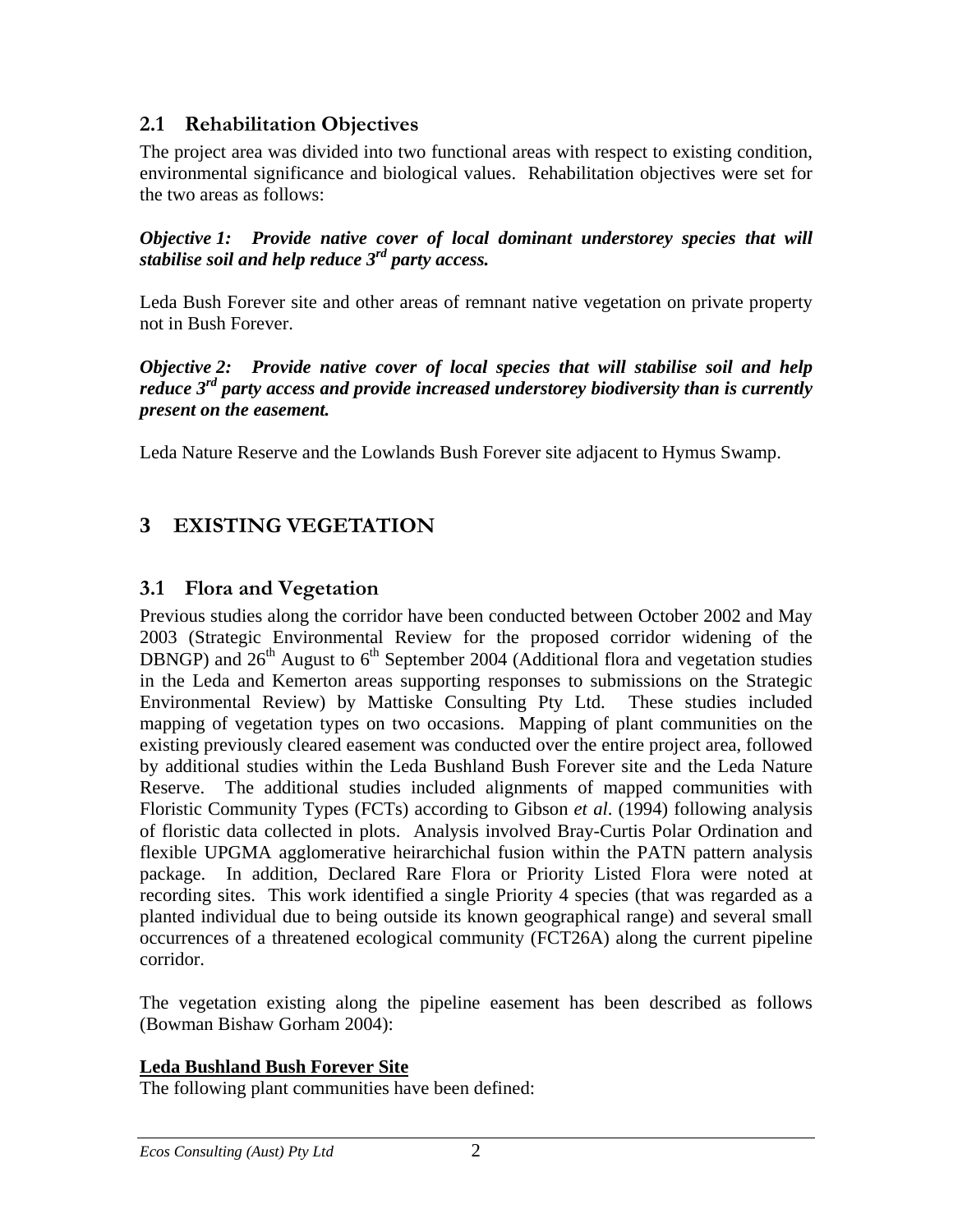## 2.1 Rehabilitation Objectives

The project area was divided into two functional areas with respect to existing condition, environmental significance and biological values. Rehabilitation objectives were set for the two areas as follows:

***Objective 1: Provide native cover of local dominant understorey species that will stabilise soil and help reduce 3rd party access.***

Leda Bush Forever site and other areas of remnant native vegetation on private property not in Bush Forever.

***Objective 2: Provide native cover of local species that will stabilise soil and help reduce 3rd party access and provide increased understorey biodiversity than is currently present on the easement.***

Leda Nature Reserve and the Lowlands Bush Forever site adjacent to Hymus Swamp.

# 3 EXISTING VEGETATION

## 3.1 Flora and Vegetation

Previous studies along the corridor have been conducted between October 2002 and May 2003 (Strategic Environmental Review for the proposed corridor widening of the DBNGP) and 26th August to 6th September 2004 (Additional flora and vegetation studies in the Leda and Kemerton areas supporting responses to submissions on the Strategic Environmental Review) by Mattiske Consulting Pty Ltd. These studies included mapping of vegetation types on two occasions. Mapping of plant communities on the existing previously cleared easement was conducted over the entire project area, followed by additional studies within the Leda Bushland Bush Forever site and the Leda Nature Reserve. The additional studies included alignments of mapped communities with Floristic Community Types (FCTs) according to Gibson *et al*. (1994) following analysis of floristic data collected in plots. Analysis involved Bray-Curtis Polar Ordination and flexible UPGMA agglomerative heirarchichal fusion within the PATN pattern analysis package. In addition, Declared Rare Flora or Priority Listed Flora were noted at recording sites. This work identified a single Priority 4 species (that was regarded as a planted individual due to being outside its known geographical range) and several small occurrences of a threatened ecological community (FCT26A) along the current pipeline corridor.

The vegetation existing along the pipeline easement has been described as follows (Bowman Bishaw Gorham 2004):

**<u>Leda Bushland Bush Forever Site</u>**

The following plant communities have been defined: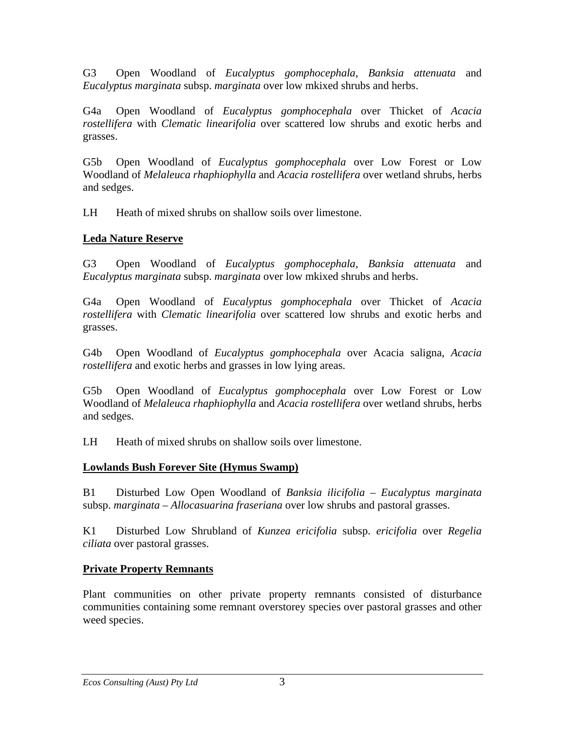G3 Open Woodland of *Eucalyptus gomphocephala*, *Banksia attenuata* and *Eucalyptus marginata* subsp. *marginata* over low mkixed shrubs and herbs.

G4a Open Woodland of *Eucalyptus gomphocephala* over Thicket of *Acacia rostellifera* with *Clematic linearifolia* over scattered low shrubs and exotic herbs and grasses.

G5b Open Woodland of *Eucalyptus gomphocephala* over Low Forest or Low Woodland of *Melaleuca rhaphiophylla* and *Acacia rostellifera* over wetland shrubs, herbs and sedges.

LH Heath of mixed shrubs on shallow soils over limestone.

**Leda Nature Reserve**

G3 Open Woodland of *Eucalyptus gomphocephala*, *Banksia attenuata* and *Eucalyptus marginata* subsp. *marginata* over low mkixed shrubs and herbs.

G4a Open Woodland of *Eucalyptus gomphocephala* over Thicket of *Acacia rostellifera* with *Clematic linearifolia* over scattered low shrubs and exotic herbs and grasses.

G4b Open Woodland of *Eucalyptus gomphocephala* over Acacia saligna, *Acacia rostellifera* and exotic herbs and grasses in low lying areas.

G5b Open Woodland of *Eucalyptus gomphocephala* over Low Forest or Low Woodland of *Melaleuca rhaphiophylla* and *Acacia rostellifera* over wetland shrubs, herbs and sedges.

LH Heath of mixed shrubs on shallow soils over limestone.

**Lowlands Bush Forever Site (Hymus Swamp)**

B1 Disturbed Low Open Woodland of *Banksia ilicifolia* – *Eucalyptus marginata* subsp. *marginata* – *Allocasuarina fraseriana* over low shrubs and pastoral grasses.

K1 Disturbed Low Shrubland of *Kunzea ericifolia* subsp. *ericifolia* over *Regelia ciliata* over pastoral grasses.

**Private Property Remnants**

Plant communities on other private property remnants consisted of disturbance communities containing some remnant overstorey species over pastoral grasses and other weed species.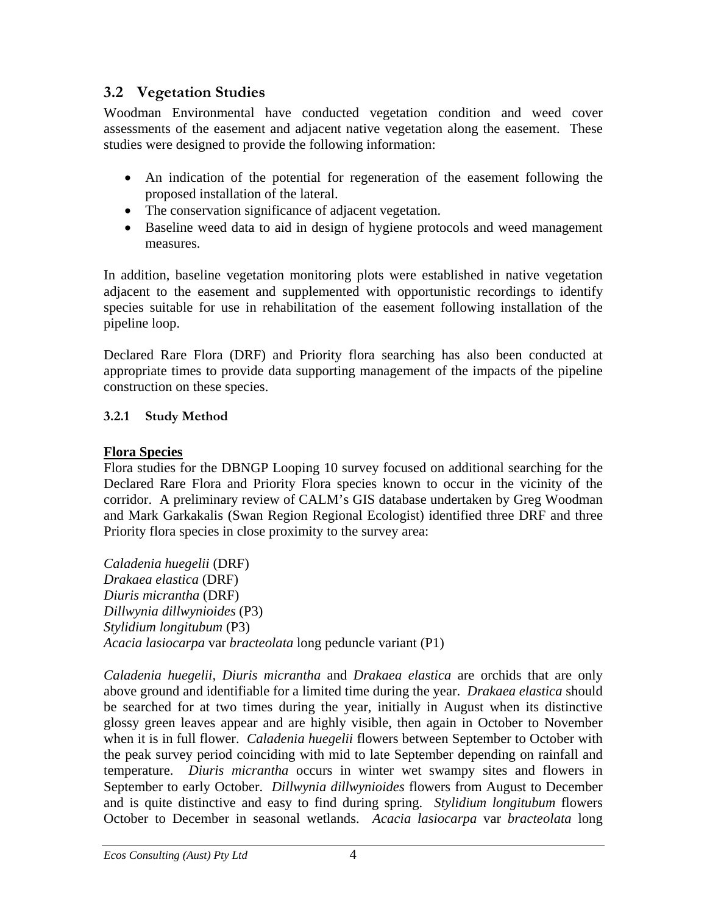## 3.2 Vegetation Studies

Woodman Environmental have conducted vegetation condition and weed cover assessments of the easement and adjacent native vegetation along the easement. These studies were designed to provide the following information:

- An indication of the potential for regeneration of the easement following the proposed installation of the lateral.
- The conservation significance of adjacent vegetation.
- Baseline weed data to aid in design of hygiene protocols and weed management measures.

In addition, baseline vegetation monitoring plots were established in native vegetation adjacent to the easement and supplemented with opportunistic recordings to identify species suitable for use in rehabilitation of the easement following installation of the pipeline loop.

Declared Rare Flora (DRF) and Priority flora searching has also been conducted at appropriate times to provide data supporting management of the impacts of the pipeline construction on these species.

### 3.2.1 Study Method

**Flora Species**

Flora studies for the DBNGP Looping 10 survey focused on additional searching for the Declared Rare Flora and Priority Flora species known to occur in the vicinity of the corridor. A preliminary review of CALM's GIS database undertaken by Greg Woodman and Mark Garkakalis (Swan Region Regional Ecologist) identified three DRF and three Priority flora species in close proximity to the survey area:

*Caladenia huegelii* (DRF)
*Drakaea elastica* (DRF)
*Diuris micrantha* (DRF)
*Dillwynia dillwynioides* (P3)
*Stylidium longitubum* (P3)
*Acacia lasiocarpa* var *bracteolata* long peduncle variant (P1)

*Caladenia huegelii*, *Diuris micrantha* and *Drakaea elastica* are orchids that are only above ground and identifiable for a limited time during the year. *Drakaea elastica* should be searched for at two times during the year, initially in August when its distinctive glossy green leaves appear and are highly visible, then again in October to November when it is in full flower. *Caladenia huegelii* flowers between September to October with the peak survey period coinciding with mid to late September depending on rainfall and temperature. *Diuris micrantha* occurs in winter wet swampy sites and flowers in September to early October. *Dillwynia dillwynioides* flowers from August to December and is quite distinctive and easy to find during spring. *Stylidium longitubum* flowers October to December in seasonal wetlands. *Acacia lasiocarpa* var *bracteolata* long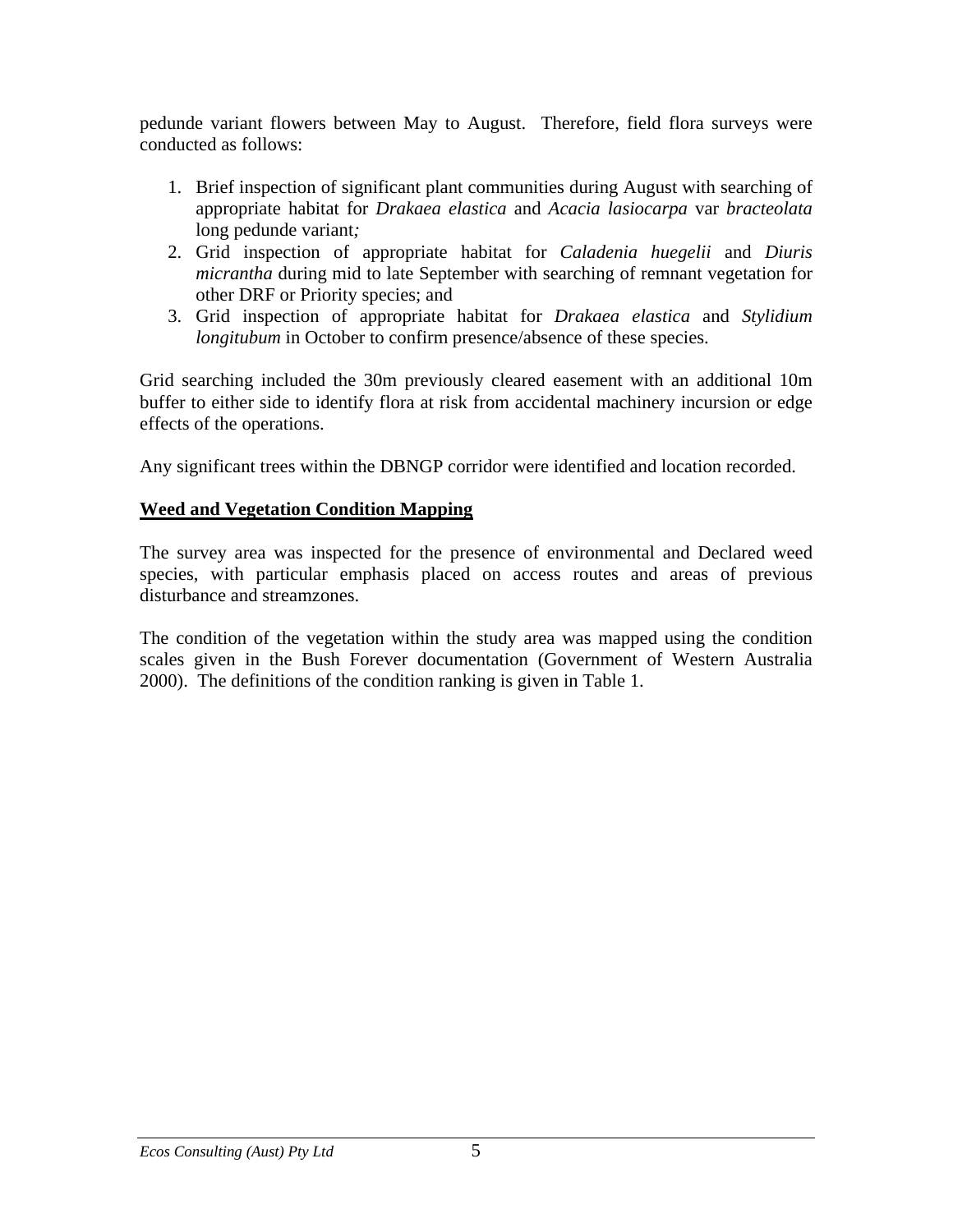pedunde variant flowers between May to August. Therefore, field flora surveys were conducted as follows:

1. Brief inspection of significant plant communities during August with searching of appropriate habitat for *Drakaea elastica* and *Acacia lasiocarpa* var *bracteolata* long pedunde variant*;*
2. Grid inspection of appropriate habitat for *Caladenia huegelii* and *Diuris micrantha* during mid to late September with searching of remnant vegetation for other DRF or Priority species; and
3. Grid inspection of appropriate habitat for *Drakaea elastica* and *Stylidium longitubum* in October to confirm presence/absence of these species.

Grid searching included the 30m previously cleared easement with an additional 10m buffer to either side to identify flora at risk from accidental machinery incursion or edge effects of the operations.

Any significant trees within the DBNGP corridor were identified and location recorded.

**Weed and Vegetation Condition Mapping**

The survey area was inspected for the presence of environmental and Declared weed species, with particular emphasis placed on access routes and areas of previous disturbance and streamzones.

The condition of the vegetation within the study area was mapped using the condition scales given in the Bush Forever documentation (Government of Western Australia 2000). The definitions of the condition ranking is given in Table 1.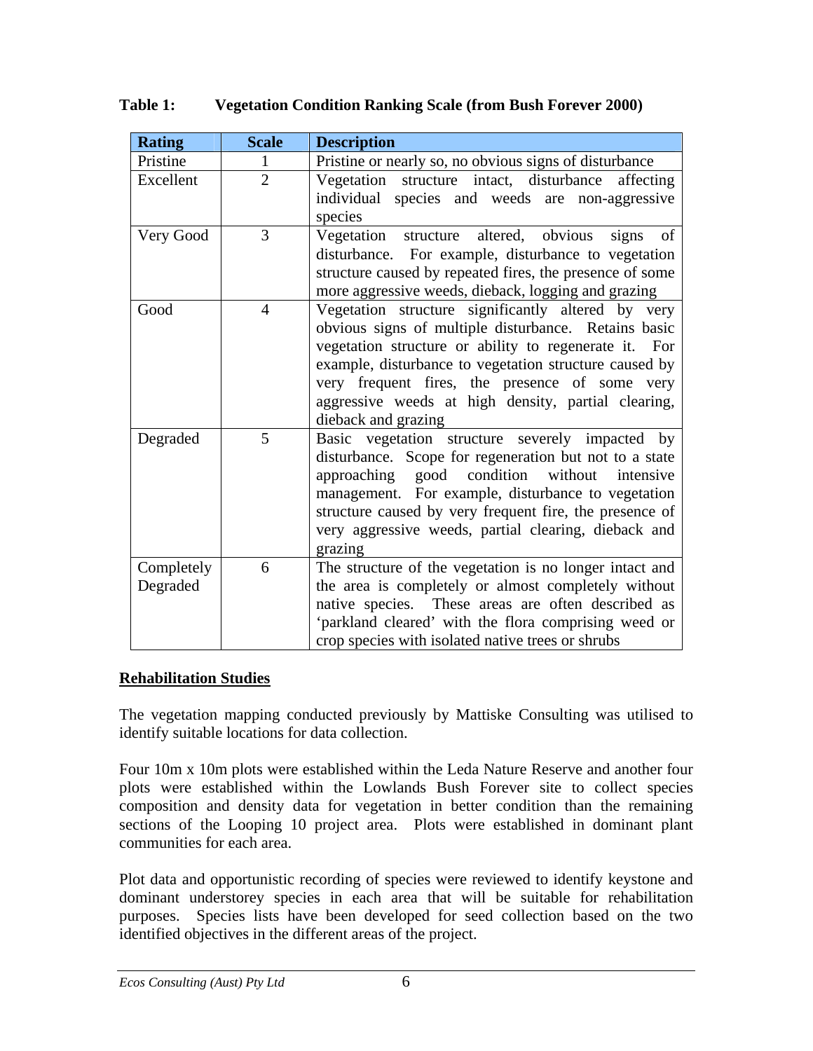**Table 1: Vegetation Condition Ranking Scale (from Bush Forever 2000)**

| Rating | Scale | Description |
|---|---|---|
| Pristine | 1 | Pristine or nearly so, no obvious signs of disturbance |
| Excellent | 2 | Vegetation structure intact, disturbance affecting individual species and weeds are non-aggressive species |
| Very Good | 3 | Vegetation structure altered, obvious signs of disturbance. For example, disturbance to vegetation structure caused by repeated fires, the presence of some more aggressive weeds, dieback, logging and grazing |
| Good | 4 | Vegetation structure significantly altered by very obvious signs of multiple disturbance. Retains basic vegetation structure or ability to regenerate it. For example, disturbance to vegetation structure caused by very frequent fires, the presence of some very aggressive weeds at high density, partial clearing, dieback and grazing |
| Degraded | 5 | Basic vegetation structure severely impacted by disturbance. Scope for regeneration but not to a state approaching good condition without intensive management. For example, disturbance to vegetation structure caused by very frequent fire, the presence of very aggressive weeds, partial clearing, dieback and grazing |
| Completely Degraded | 6 | The structure of the vegetation is no longer intact and the area is completely or almost completely without native species. These areas are often described as 'parkland cleared' with the flora comprising weed or crop species with isolated native trees or shrubs |

## Rehabilitation Studies

The vegetation mapping conducted previously by Mattiske Consulting was utilised to identify suitable locations for data collection.

Four 10m x 10m plots were established within the Leda Nature Reserve and another four plots were established within the Lowlands Bush Forever site to collect species composition and density data for vegetation in better condition than the remaining sections of the Looping 10 project area. Plots were established in dominant plant communities for each area.

Plot data and opportunistic recording of species were reviewed to identify keystone and dominant understorey species in each area that will be suitable for rehabilitation purposes. Species lists have been developed for seed collection based on the two identified objectives in the different areas of the project.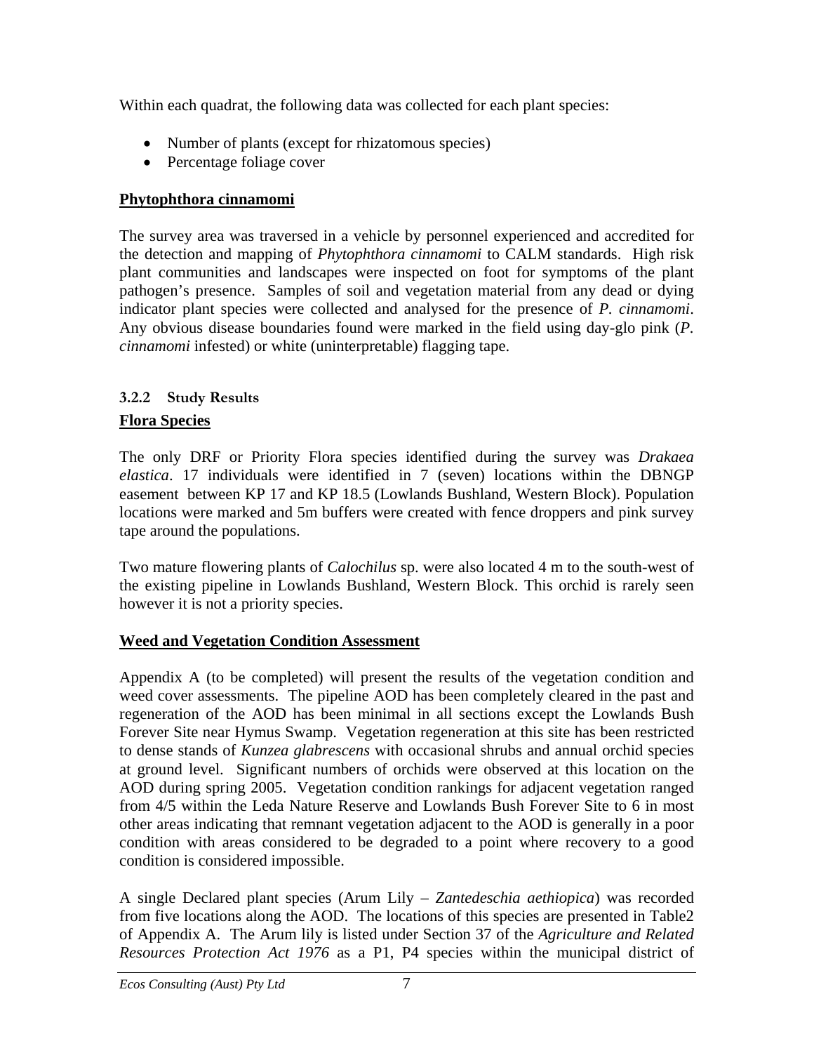Within each quadrat, the following data was collected for each plant species:

- Number of plants (except for rhizatomous species)
- Percentage foliage cover

**Phytophthora cinnamomi**

The survey area was traversed in a vehicle by personnel experienced and accredited for the detection and mapping of *Phytophthora cinnamomi* to CALM standards. High risk plant communities and landscapes were inspected on foot for symptoms of the plant pathogen's presence. Samples of soil and vegetation material from any dead or dying indicator plant species were collected and analysed for the presence of *P. cinnamomi*. Any obvious disease boundaries found were marked in the field using day-glo pink (*P. cinnamomi* infested) or white (uninterpretable) flagging tape.

### 3.2.2 Study Results

**Flora Species**

The only DRF or Priority Flora species identified during the survey was *Drakaea elastica*. 17 individuals were identified in 7 (seven) locations within the DBNGP easement between KP 17 and KP 18.5 (Lowlands Bushland, Western Block). Population locations were marked and 5m buffers were created with fence droppers and pink survey tape around the populations.

Two mature flowering plants of *Calochilus* sp. were also located 4 m to the south-west of the existing pipeline in Lowlands Bushland, Western Block. This orchid is rarely seen however it is not a priority species.

**Weed and Vegetation Condition Assessment**

Appendix A (to be completed) will present the results of the vegetation condition and weed cover assessments. The pipeline AOD has been completely cleared in the past and regeneration of the AOD has been minimal in all sections except the Lowlands Bush Forever Site near Hymus Swamp. Vegetation regeneration at this site has been restricted to dense stands of *Kunzea glabrescens* with occasional shrubs and annual orchid species at ground level. Significant numbers of orchids were observed at this location on the AOD during spring 2005. Vegetation condition rankings for adjacent vegetation ranged from 4/5 within the Leda Nature Reserve and Lowlands Bush Forever Site to 6 in most other areas indicating that remnant vegetation adjacent to the AOD is generally in a poor condition with areas considered to be degraded to a point where recovery to a good condition is considered impossible.

A single Declared plant species (Arum Lily – *Zantedeschia aethiopica*) was recorded from five locations along the AOD. The locations of this species are presented in Table2 of Appendix A. The Arum lily is listed under Section 37 of the *Agriculture and Related Resources Protection Act 1976* as a P1, P4 species within the municipal district of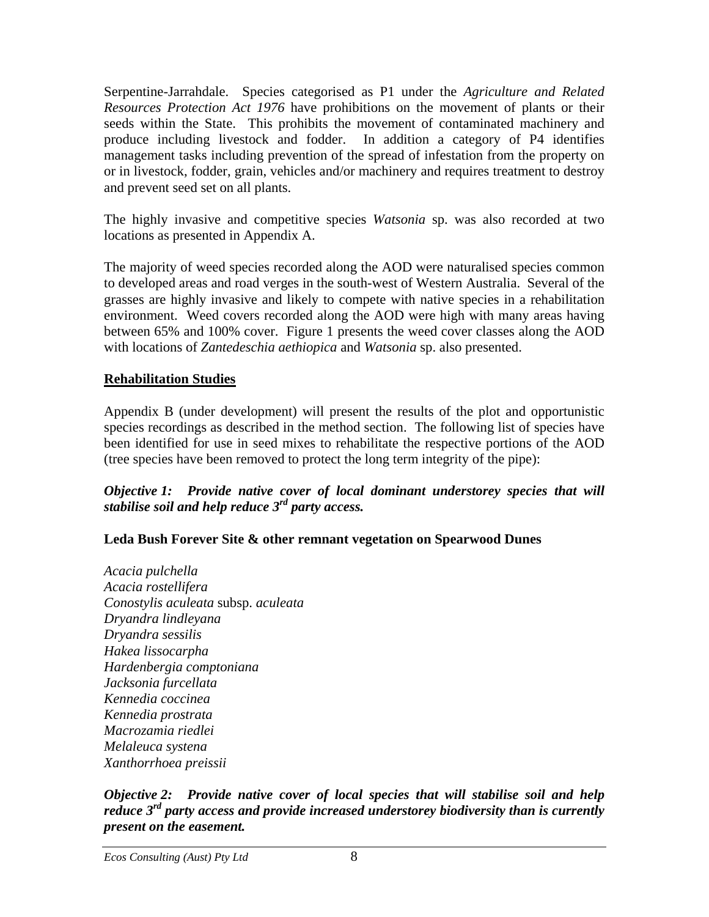Serpentine-Jarrahdale. Species categorised as P1 under the *Agriculture and Related Resources Protection Act 1976* have prohibitions on the movement of plants or their seeds within the State. This prohibits the movement of contaminated machinery and produce including livestock and fodder. In addition a category of P4 identifies management tasks including prevention of the spread of infestation from the property on or in livestock, fodder, grain, vehicles and/or machinery and requires treatment to destroy and prevent seed set on all plants.

The highly invasive and competitive species *Watsonia* sp. was also recorded at two locations as presented in Appendix A.

The majority of weed species recorded along the AOD were naturalised species common to developed areas and road verges in the south-west of Western Australia. Several of the grasses are highly invasive and likely to compete with native species in a rehabilitation environment. Weed covers recorded along the AOD were high with many areas having between 65% and 100% cover. Figure 1 presents the weed cover classes along the AOD with locations of *Zantedeschia aethiopica* and *Watsonia* sp. also presented.

## Rehabilitation Studies

Appendix B (under development) will present the results of the plot and opportunistic species recordings as described in the method section. The following list of species have been identified for use in seed mixes to rehabilitate the respective portions of the AOD (tree species have been removed to protect the long term integrity of the pipe):

***Objective 1: Provide native cover of local dominant understorey species that will stabilise soil and help reduce 3rd party access.***

**Leda Bush Forever Site & other remnant vegetation on Spearwood Dunes**

*Acacia pulchella*
*Acacia rostellifera*
*Conostylis aculeata* subsp. *aculeata*
*Dryandra lindleyana*
*Dryandra sessilis*
*Hakea lissocarpha*
*Hardenbergia comptoniana*
*Jacksonia furcellata*
*Kennedia coccinea*
*Kennedia prostrata*
*Macrozamia riedlei*
*Melaleuca systena*
*Xanthorrhoea preissii*

***Objective 2: Provide native cover of local species that will stabilise soil and help reduce 3rd party access and provide increased understorey biodiversity than is currently present on the easement.***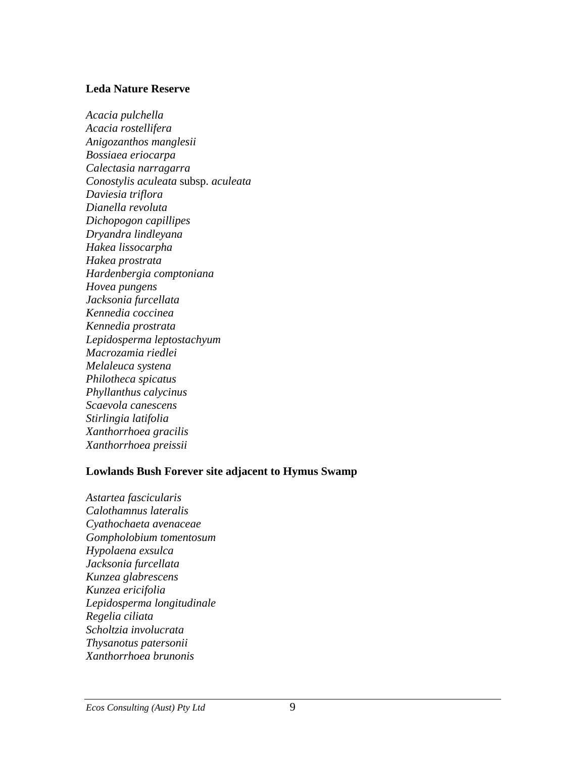**Leda Nature Reserve**

*Acacia pulchella*
*Acacia rostellifera*
*Anigozanthos manglesii*
*Bossiaea eriocarpa*
*Calectasia narragarra*
*Conostylis aculeata* subsp. *aculeata*
*Daviesia triflora*
*Dianella revoluta*
*Dichopogon capillipes*
*Dryandra lindleyana*
*Hakea lissocarpha*
*Hakea prostrata*
*Hardenbergia comptoniana*
*Hovea pungens*
*Jacksonia furcellata*
*Kennedia coccinea*
*Kennedia prostrata*
*Lepidosperma leptostachyum*
*Macrozamia riedlei*
*Melaleuca systena*
*Philotheca spicatus*
*Phyllanthus calycinus*
*Scaevola canescens*
*Stirlingia latifolia*
*Xanthorrhoea gracilis*
*Xanthorrhoea preissii*

**Lowlands Bush Forever site adjacent to Hymus Swamp**

*Astartea fascicularis*
*Calothamnus lateralis*
*Cyathochaeta avenaceae*
*Gompholobium tomentosum*
*Hypolaena exsulca*
*Jacksonia furcellata*
*Kunzea glabrescens*
*Kunzea ericifolia*
*Lepidosperma longitudinale*
*Regelia ciliata*
*Scholtzia involucrata*
*Thysanotus patersonii*
*Xanthorrhoea brunonis*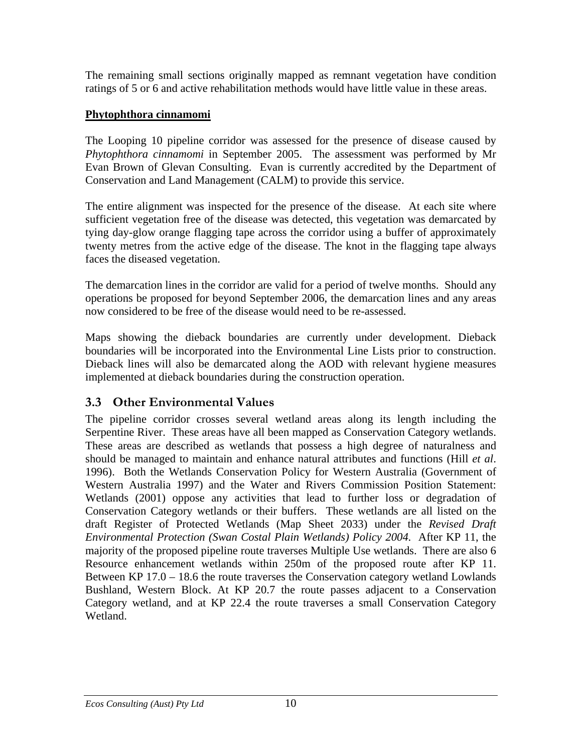The remaining small sections originally mapped as remnant vegetation have condition ratings of 5 or 6 and active rehabilitation methods would have little value in these areas.

**Phytophthora cinnamomi**

The Looping 10 pipeline corridor was assessed for the presence of disease caused by *Phytophthora cinnamomi* in September 2005. The assessment was performed by Mr Evan Brown of Glevan Consulting. Evan is currently accredited by the Department of Conservation and Land Management (CALM) to provide this service.

The entire alignment was inspected for the presence of the disease. At each site where sufficient vegetation free of the disease was detected, this vegetation was demarcated by tying day-glow orange flagging tape across the corridor using a buffer of approximately twenty metres from the active edge of the disease. The knot in the flagging tape always faces the diseased vegetation.

The demarcation lines in the corridor are valid for a period of twelve months. Should any operations be proposed for beyond September 2006, the demarcation lines and any areas now considered to be free of the disease would need to be re-assessed.

Maps showing the dieback boundaries are currently under development. Dieback boundaries will be incorporated into the Environmental Line Lists prior to construction. Dieback lines will also be demarcated along the AOD with relevant hygiene measures implemented at dieback boundaries during the construction operation.

## 3.3 Other Environmental Values

The pipeline corridor crosses several wetland areas along its length including the Serpentine River. These areas have all been mapped as Conservation Category wetlands. These areas are described as wetlands that possess a high degree of naturalness and should be managed to maintain and enhance natural attributes and functions (Hill *et al*. 1996). Both the Wetlands Conservation Policy for Western Australia (Government of Western Australia 1997) and the Water and Rivers Commission Position Statement: Wetlands (2001) oppose any activities that lead to further loss or degradation of Conservation Category wetlands or their buffers. These wetlands are all listed on the draft Register of Protected Wetlands (Map Sheet 2033) under the *Revised Draft Environmental Protection (Swan Costal Plain Wetlands) Policy 2004.* After KP 11, the majority of the proposed pipeline route traverses Multiple Use wetlands. There are also 6 Resource enhancement wetlands within 250m of the proposed route after KP 11. Between KP 17.0 – 18.6 the route traverses the Conservation category wetland Lowlands Bushland, Western Block. At KP 20.7 the route passes adjacent to a Conservation Category wetland, and at KP 22.4 the route traverses a small Conservation Category Wetland.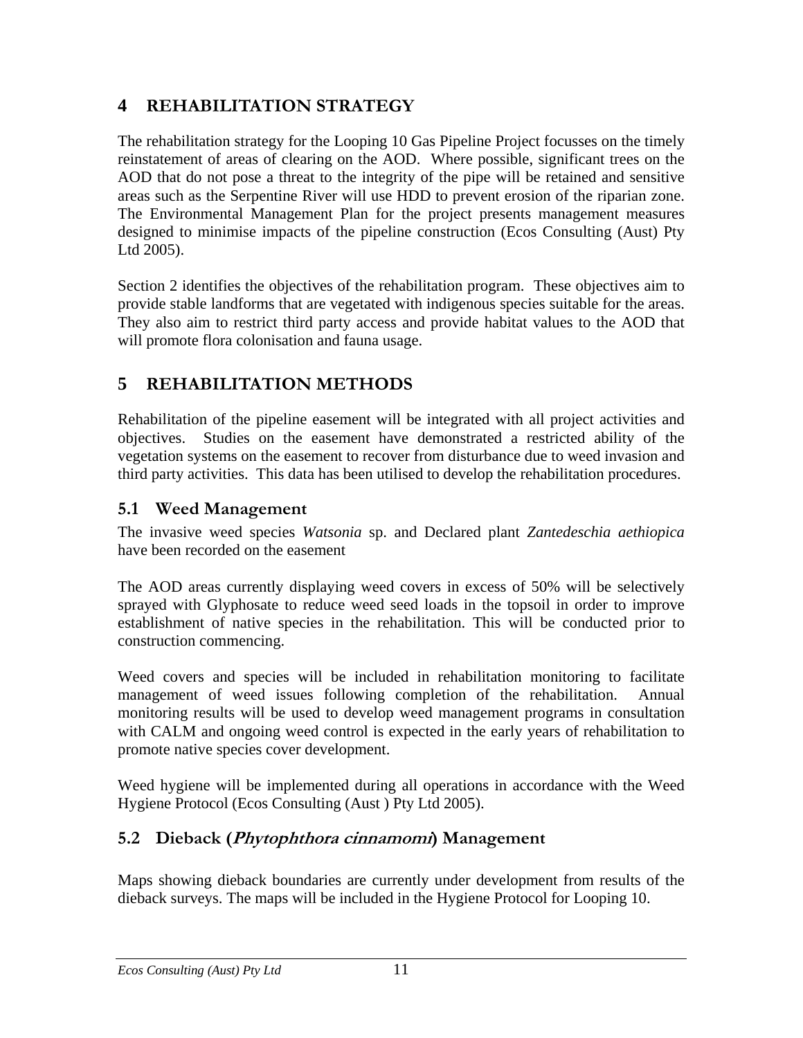# 4 REHABILITATION STRATEGY

The rehabilitation strategy for the Looping 10 Gas Pipeline Project focusses on the timely reinstatement of areas of clearing on the AOD. Where possible, significant trees on the AOD that do not pose a threat to the integrity of the pipe will be retained and sensitive areas such as the Serpentine River will use HDD to prevent erosion of the riparian zone. The Environmental Management Plan for the project presents management measures designed to minimise impacts of the pipeline construction (Ecos Consulting (Aust) Pty Ltd 2005).

Section 2 identifies the objectives of the rehabilitation program. These objectives aim to provide stable landforms that are vegetated with indigenous species suitable for the areas. They also aim to restrict third party access and provide habitat values to the AOD that will promote flora colonisation and fauna usage.

# 5 REHABILITATION METHODS

Rehabilitation of the pipeline easement will be integrated with all project activities and objectives. Studies on the easement have demonstrated a restricted ability of the vegetation systems on the easement to recover from disturbance due to weed invasion and third party activities. This data has been utilised to develop the rehabilitation procedures.

## 5.1 Weed Management

The invasive weed species *Watsonia* sp. and Declared plant *Zantedeschia aethiopica* have been recorded on the easement

The AOD areas currently displaying weed covers in excess of 50% will be selectively sprayed with Glyphosate to reduce weed seed loads in the topsoil in order to improve establishment of native species in the rehabilitation. This will be conducted prior to construction commencing.

Weed covers and species will be included in rehabilitation monitoring to facilitate management of weed issues following completion of the rehabilitation. Annual monitoring results will be used to develop weed management programs in consultation with CALM and ongoing weed control is expected in the early years of rehabilitation to promote native species cover development.

Weed hygiene will be implemented during all operations in accordance with the Weed Hygiene Protocol (Ecos Consulting (Aust ) Pty Ltd 2005).

## 5.2 Dieback (*Phytophthora cinnamomi*) Management

Maps showing dieback boundaries are currently under development from results of the dieback surveys. The maps will be included in the Hygiene Protocol for Looping 10.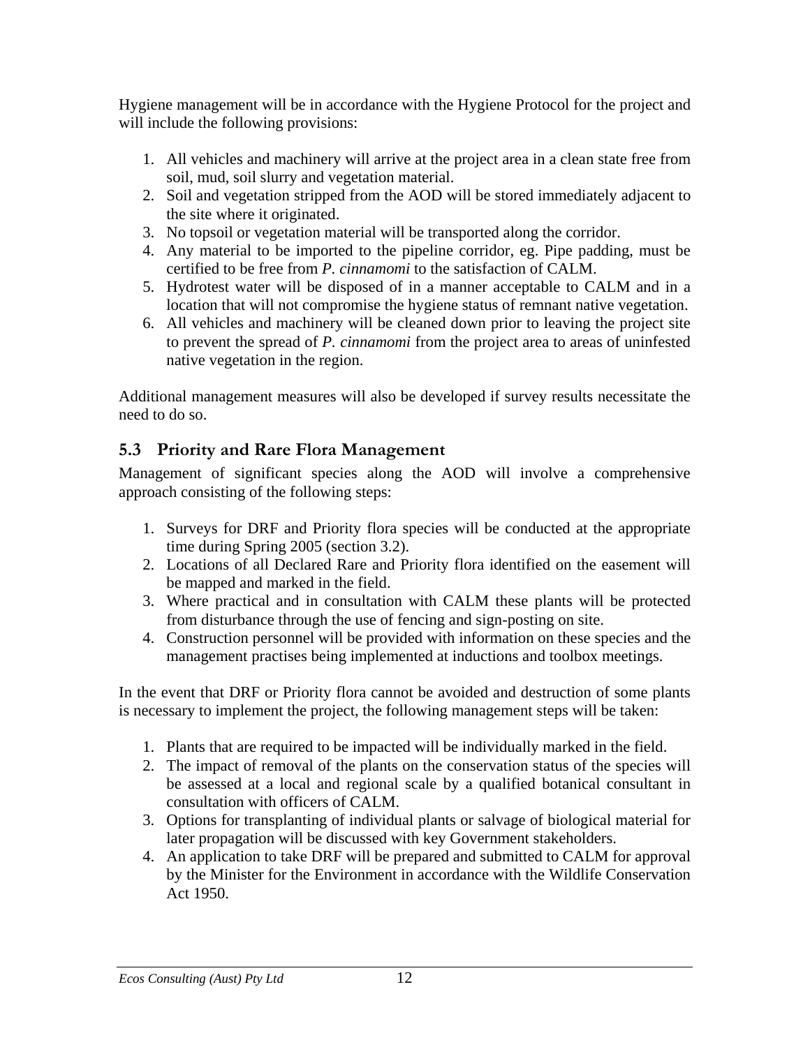Hygiene management will be in accordance with the Hygiene Protocol for the project and will include the following provisions:

1. All vehicles and machinery will arrive at the project area in a clean state free from soil, mud, soil slurry and vegetation material.
2. Soil and vegetation stripped from the AOD will be stored immediately adjacent to the site where it originated.
3. No topsoil or vegetation material will be transported along the corridor.
4. Any material to be imported to the pipeline corridor, eg. Pipe padding, must be certified to be free from *P. cinnamomi* to the satisfaction of CALM.
5. Hydrotest water will be disposed of in a manner acceptable to CALM and in a location that will not compromise the hygiene status of remnant native vegetation.
6. All vehicles and machinery will be cleaned down prior to leaving the project site to prevent the spread of *P. cinnamomi* from the project area to areas of uninfested native vegetation in the region.

Additional management measures will also be developed if survey results necessitate the need to do so.

## 5.3 Priority and Rare Flora Management

Management of significant species along the AOD will involve a comprehensive approach consisting of the following steps:

1. Surveys for DRF and Priority flora species will be conducted at the appropriate time during Spring 2005 (section 3.2).
2. Locations of all Declared Rare and Priority flora identified on the easement will be mapped and marked in the field.
3. Where practical and in consultation with CALM these plants will be protected from disturbance through the use of fencing and sign-posting on site.
4. Construction personnel will be provided with information on these species and the management practises being implemented at inductions and toolbox meetings.

In the event that DRF or Priority flora cannot be avoided and destruction of some plants is necessary to implement the project, the following management steps will be taken:

1. Plants that are required to be impacted will be individually marked in the field.
2. The impact of removal of the plants on the conservation status of the species will be assessed at a local and regional scale by a qualified botanical consultant in consultation with officers of CALM.
3. Options for transplanting of individual plants or salvage of biological material for later propagation will be discussed with key Government stakeholders.
4. An application to take DRF will be prepared and submitted to CALM for approval by the Minister for the Environment in accordance with the Wildlife Conservation Act 1950.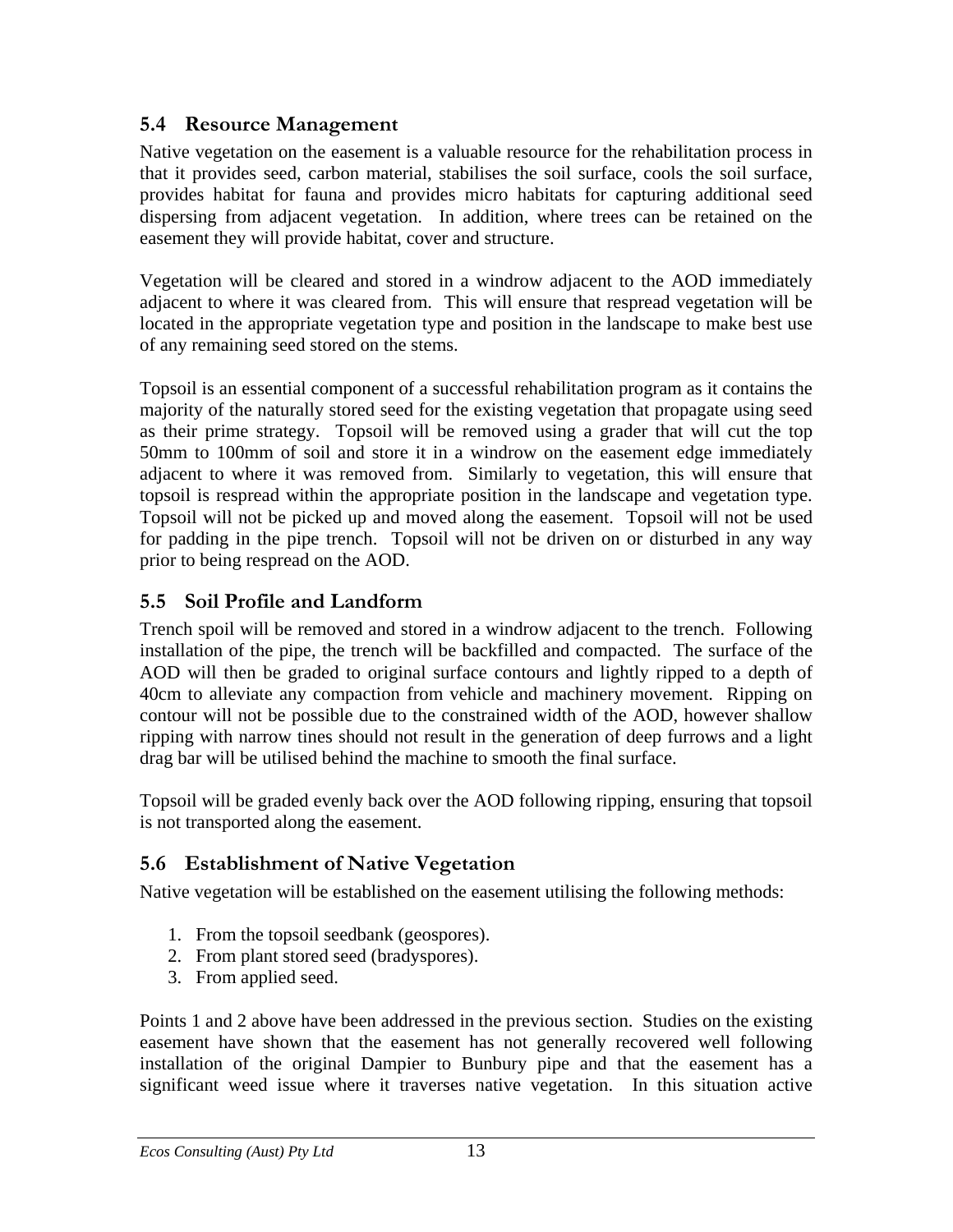## 5.4 Resource Management

Native vegetation on the easement is a valuable resource for the rehabilitation process in that it provides seed, carbon material, stabilises the soil surface, cools the soil surface, provides habitat for fauna and provides micro habitats for capturing additional seed dispersing from adjacent vegetation. In addition, where trees can be retained on the easement they will provide habitat, cover and structure.

Vegetation will be cleared and stored in a windrow adjacent to the AOD immediately adjacent to where it was cleared from. This will ensure that respread vegetation will be located in the appropriate vegetation type and position in the landscape to make best use of any remaining seed stored on the stems.

Topsoil is an essential component of a successful rehabilitation program as it contains the majority of the naturally stored seed for the existing vegetation that propagate using seed as their prime strategy. Topsoil will be removed using a grader that will cut the top 50mm to 100mm of soil and store it in a windrow on the easement edge immediately adjacent to where it was removed from. Similarly to vegetation, this will ensure that topsoil is respread within the appropriate position in the landscape and vegetation type. Topsoil will not be picked up and moved along the easement. Topsoil will not be used for padding in the pipe trench. Topsoil will not be driven on or disturbed in any way prior to being respread on the AOD.

## 5.5 Soil Profile and Landform

Trench spoil will be removed and stored in a windrow adjacent to the trench. Following installation of the pipe, the trench will be backfilled and compacted. The surface of the AOD will then be graded to original surface contours and lightly ripped to a depth of 40cm to alleviate any compaction from vehicle and machinery movement. Ripping on contour will not be possible due to the constrained width of the AOD, however shallow ripping with narrow tines should not result in the generation of deep furrows and a light drag bar will be utilised behind the machine to smooth the final surface.

Topsoil will be graded evenly back over the AOD following ripping, ensuring that topsoil is not transported along the easement.

## 5.6 Establishment of Native Vegetation

Native vegetation will be established on the easement utilising the following methods:

1. From the topsoil seedbank (geospores).
2. From plant stored seed (bradyspores).
3. From applied seed.

Points 1 and 2 above have been addressed in the previous section. Studies on the existing easement have shown that the easement has not generally recovered well following installation of the original Dampier to Bunbury pipe and that the easement has a significant weed issue where it traverses native vegetation. In this situation active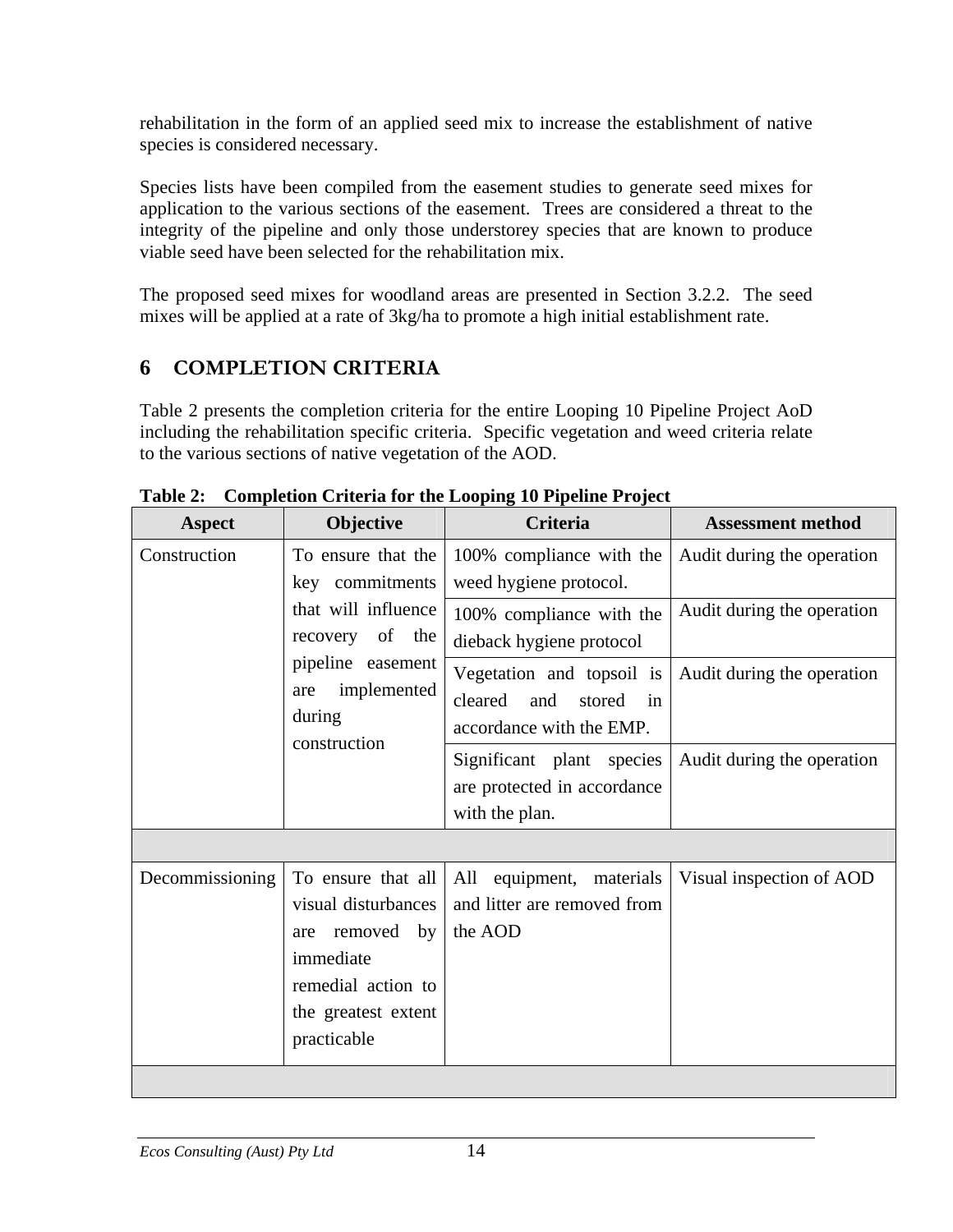rehabilitation in the form of an applied seed mix to increase the establishment of native species is considered necessary.

Species lists have been compiled from the easement studies to generate seed mixes for application to the various sections of the easement. Trees are considered a threat to the integrity of the pipeline and only those understorey species that are known to produce viable seed have been selected for the rehabilitation mix.

The proposed seed mixes for woodland areas are presented in Section 3.2.2. The seed mixes will be applied at a rate of 3kg/ha to promote a high initial establishment rate.

# 6 COMPLETION CRITERIA

Table 2 presents the completion criteria for the entire Looping 10 Pipeline Project AoD including the rehabilitation specific criteria. Specific vegetation and weed criteria relate to the various sections of native vegetation of the AOD.

**Table 2: Completion Criteria for the Looping 10 Pipeline Project**

| Aspect | Objective | Criteria | Assessment method |
|---|---|---|---|
| Construction | To ensure that the key commitments that will influence recovery of the pipeline easement are implemented during construction | 100% compliance with the weed hygiene protocol. | Audit during the operation |
| | | 100% compliance with the dieback hygiene protocol | Audit during the operation |
| | | Vegetation and topsoil is cleared and stored in accordance with the EMP. | Audit during the operation |
| | | Significant plant species are protected in accordance with the plan. | Audit during the operation |
| | | | |
| Decommissioning | To ensure that all visual disturbances are removed by immediate remedial action to the greatest extent practicable | All equipment, materials and litter are removed from the AOD | Visual inspection of AOD |
| | | | |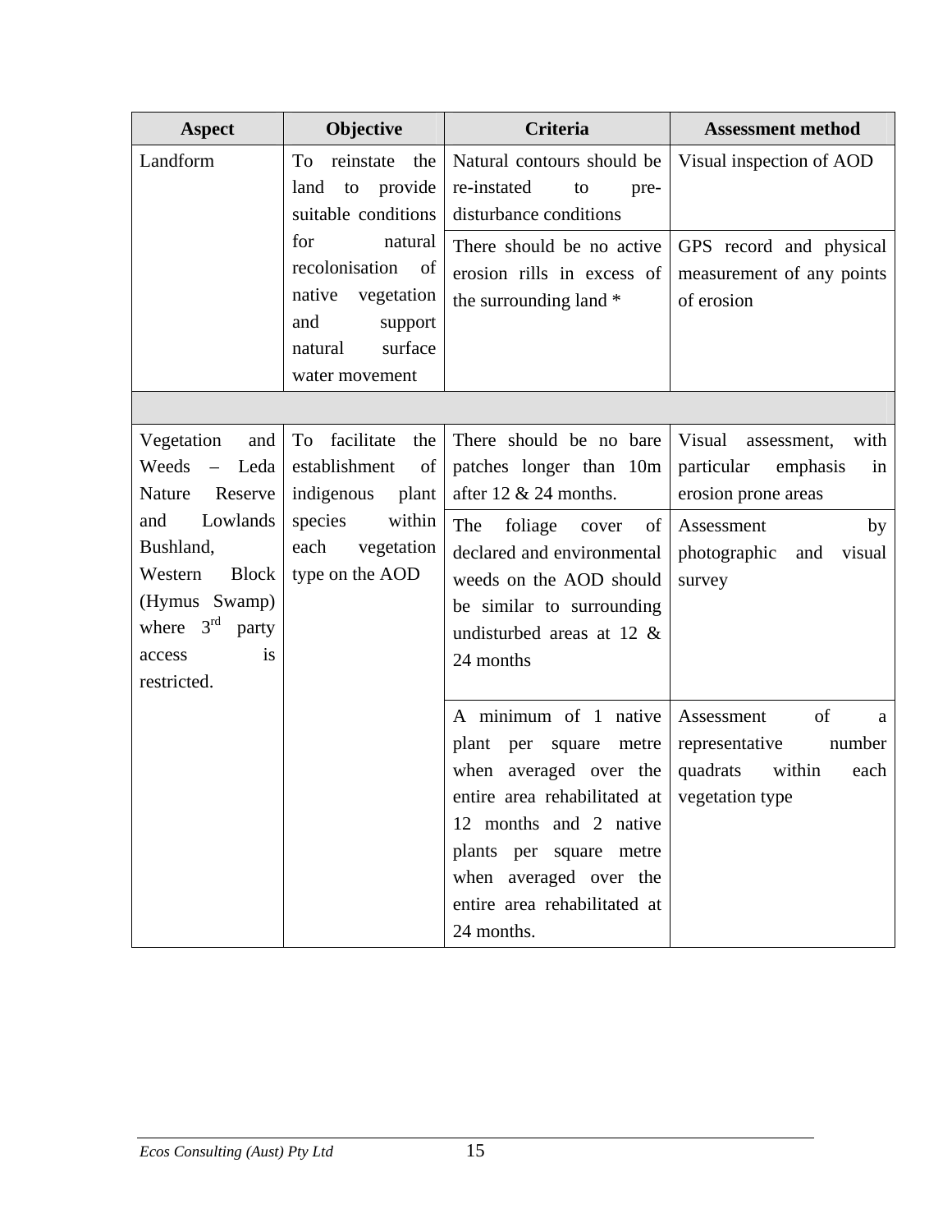| Aspect | Objective | Criteria | Assessment method |
|---|---|---|---|
| Landform | To reinstate the land to provide suitable conditions for natural recolonisation of native vegetation and support natural surface water movement | Natural contours should be re-instated to pre-disturbance conditions | Visual inspection of AOD |
| | | There should be no active erosion rills in excess of the surrounding land * | GPS record and physical measurement of any points of erosion |
| | | | |
| Vegetation and Weeds – Leda Nature Reserve and Lowlands Bushland, Western Block (Hymus Swamp) where 3rd party access is restricted. | To facilitate the establishment of indigenous plant species within each vegetation type on the AOD | There should be no bare patches longer than 10m after 12 & 24 months. | Visual assessment, with particular emphasis in erosion prone areas |
| | | The foliage cover of declared and environmental weeds on the AOD should be similar to surrounding undisturbed areas at 12 & 24 months | Assessment by photographic and visual survey |
| | | A minimum of 1 native plant per square metre when averaged over the entire area rehabilitated at 12 months and 2 native plants per square metre when averaged over the entire area rehabilitated at 24 months. | Assessment of a representative number quadrats within each vegetation type |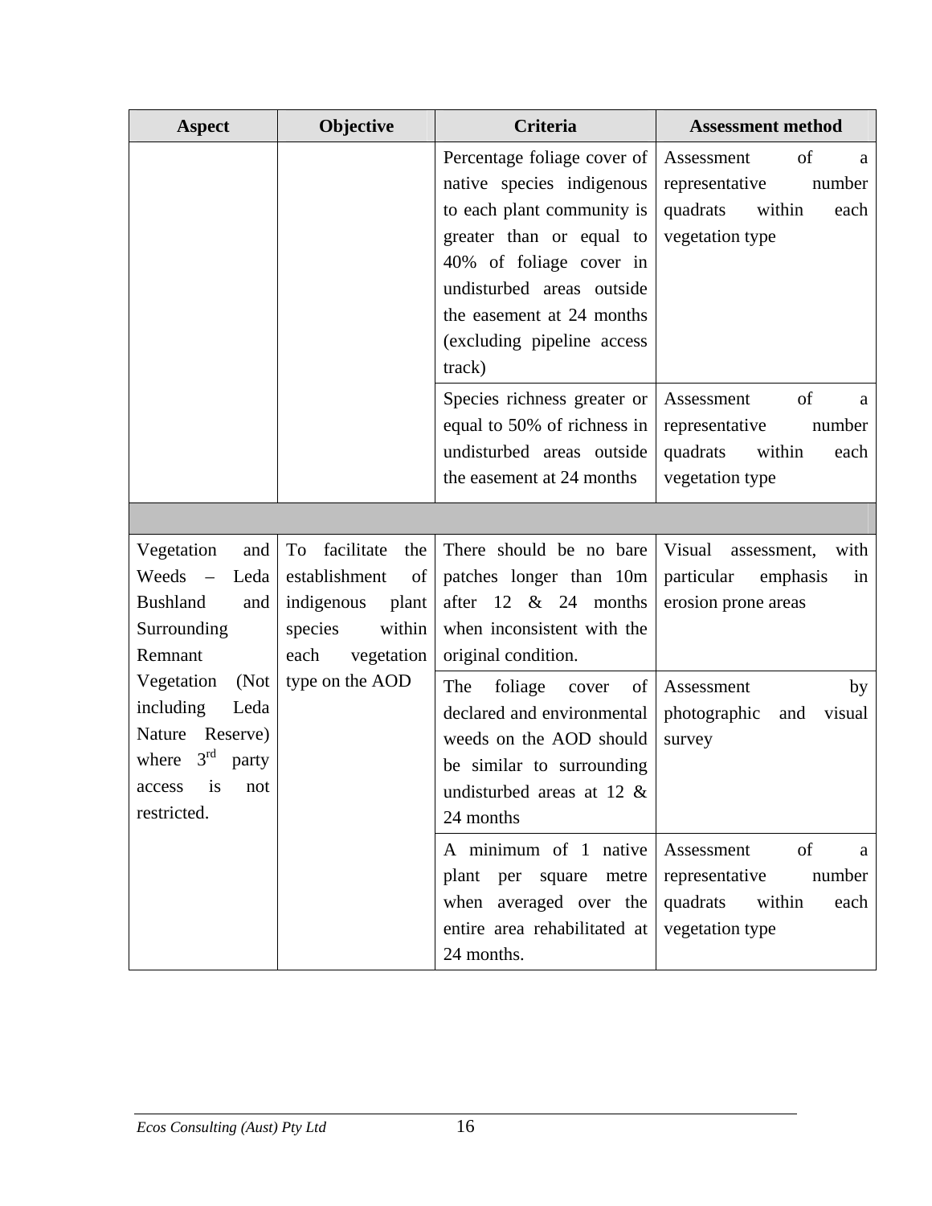| Aspect | Objective | Criteria | Assessment method |
|---|---|---|---|
| | | Percentage foliage cover of native species indigenous to each plant community is greater than or equal to 40% of foliage cover in undisturbed areas outside the easement at 24 months (excluding pipeline access track) | Assessment of a representative number quadrats within each vegetation type |
| | | Species richness greater or equal to 50% of richness in undisturbed areas outside the easement at 24 months | Assessment of a representative number quadrats within each vegetation type |
| | | | |
| Vegetation and Weeds – Leda Bushland and Surrounding Remnant Vegetation (Not including Leda Nature Reserve) where 3rd party access is not restricted. | To facilitate the establishment of indigenous plant species within each vegetation type on the AOD | There should be no bare patches longer than 10m after 12 & 24 months when inconsistent with the original condition. | Visual assessment, with particular emphasis in erosion prone areas |
| | | The foliage cover of declared and environmental weeds on the AOD should be similar to surrounding undisturbed areas at 12 & 24 months | Assessment by photographic and visual survey |
| | | A minimum of 1 native plant per square metre when averaged over the entire area rehabilitated at 24 months. | Assessment of a representative number quadrats within each vegetation type |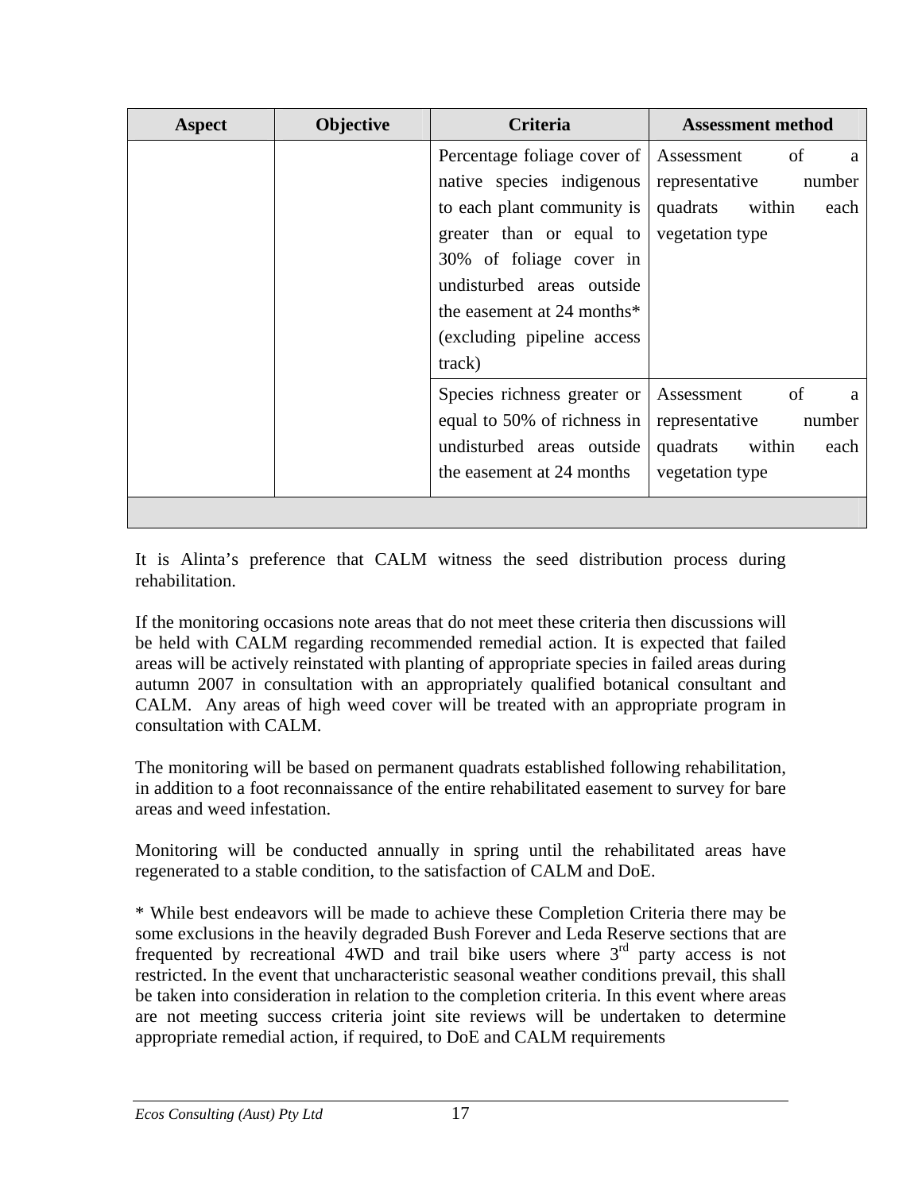| Aspect | Objective | Criteria | Assessment method |
|---|---|---|---|
| | | Percentage foliage cover of native species indigenous to each plant community is greater than or equal to 30% of foliage cover in undisturbed areas outside the easement at 24 months* (excluding pipeline access track) | Assessment of a representative number quadrats within each vegetation type |
| | | Species richness greater or equal to 50% of richness in undisturbed areas outside the easement at 24 months | Assessment of a representative number quadrats within each vegetation type |
| | | | |

It is Alinta's preference that CALM witness the seed distribution process during rehabilitation.

If the monitoring occasions note areas that do not meet these criteria then discussions will be held with CALM regarding recommended remedial action. It is expected that failed areas will be actively reinstated with planting of appropriate species in failed areas during autumn 2007 in consultation with an appropriately qualified botanical consultant and CALM. Any areas of high weed cover will be treated with an appropriate program in consultation with CALM.

The monitoring will be based on permanent quadrats established following rehabilitation, in addition to a foot reconnaissance of the entire rehabilitated easement to survey for bare areas and weed infestation.

Monitoring will be conducted annually in spring until the rehabilitated areas have regenerated to a stable condition, to the satisfaction of CALM and DoE.

* While best endeavors will be made to achieve these Completion Criteria there may be some exclusions in the heavily degraded Bush Forever and Leda Reserve sections that are frequented by recreational 4WD and trail bike users where 3rd party access is not restricted. In the event that uncharacteristic seasonal weather conditions prevail, this shall be taken into consideration in relation to the completion criteria. In this event where areas are not meeting success criteria joint site reviews will be undertaken to determine appropriate remedial action, if required, to DoE and CALM requirements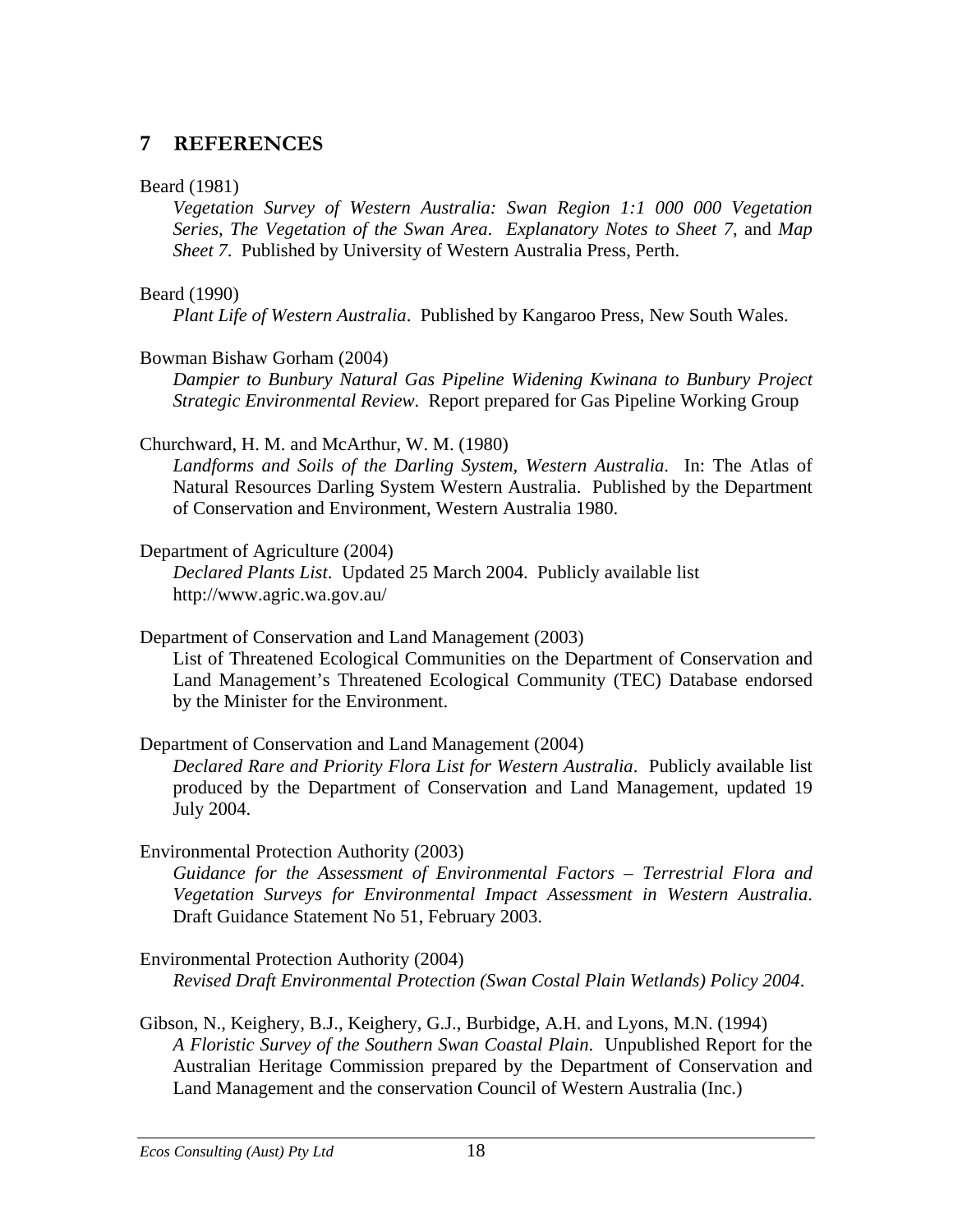## 7 REFERENCES

Beard (1981)

*Vegetation Survey of Western Australia: Swan Region 1:1 000 000 Vegetation Series, The Vegetation of the Swan Area*. *Explanatory Notes to Sheet 7*, and *Map Sheet 7*. Published by University of Western Australia Press, Perth.

Beard (1990)

*Plant Life of Western Australia*. Published by Kangaroo Press, New South Wales.

Bowman Bishaw Gorham (2004)

*Dampier to Bunbury Natural Gas Pipeline Widening Kwinana to Bunbury Project Strategic Environmental Review*. Report prepared for Gas Pipeline Working Group

Churchward, H. M. and McArthur, W. M. (1980)

*Landforms and Soils of the Darling System, Western Australia*. In: The Atlas of Natural Resources Darling System Western Australia. Published by the Department of Conservation and Environment, Western Australia 1980.

Department of Agriculture (2004)

*Declared Plants List*. Updated 25 March 2004. Publicly available list http://www.agric.wa.gov.au/

Department of Conservation and Land Management (2003)

List of Threatened Ecological Communities on the Department of Conservation and Land Management's Threatened Ecological Community (TEC) Database endorsed by the Minister for the Environment.

Department of Conservation and Land Management (2004)

*Declared Rare and Priority Flora List for Western Australia*. Publicly available list produced by the Department of Conservation and Land Management, updated 19 July 2004.

Environmental Protection Authority (2003)

*Guidance for the Assessment of Environmental Factors – Terrestrial Flora and Vegetation Surveys for Environmental Impact Assessment in Western Australia*. Draft Guidance Statement No 51, February 2003.

Environmental Protection Authority (2004)

*Revised Draft Environmental Protection (Swan Costal Plain Wetlands) Policy 2004*.

Gibson, N., Keighery, B.J., Keighery, G.J., Burbidge, A.H. and Lyons, M.N. (1994)

*A Floristic Survey of the Southern Swan Coastal Plain*. Unpublished Report for the Australian Heritage Commission prepared by the Department of Conservation and Land Management and the conservation Council of Western Australia (Inc.)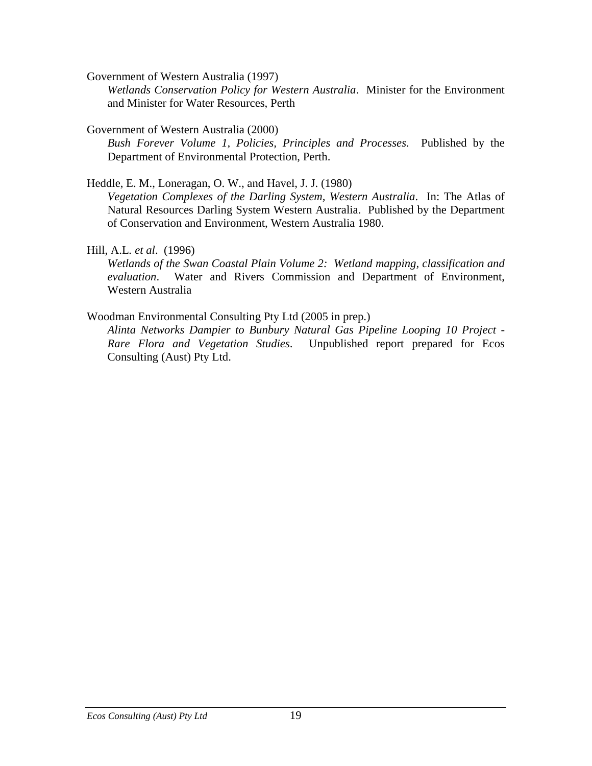Government of Western Australia (1997)

*Wetlands Conservation Policy for Western Australia*. Minister for the Environment and Minister for Water Resources, Perth

Government of Western Australia (2000)

*Bush Forever Volume 1, Policies, Principles and Processes*. Published by the Department of Environmental Protection, Perth.

Heddle, E. M., Loneragan, O. W., and Havel, J. J. (1980)

*Vegetation Complexes of the Darling System, Western Australia*. In: The Atlas of Natural Resources Darling System Western Australia. Published by the Department of Conservation and Environment, Western Australia 1980.

Hill, A.L. *et al*. (1996)

*Wetlands of the Swan Coastal Plain Volume 2: Wetland mapping, classification and evaluation*. Water and Rivers Commission and Department of Environment, Western Australia

Woodman Environmental Consulting Pty Ltd (2005 in prep.)

*Alinta Networks Dampier to Bunbury Natural Gas Pipeline Looping 10 Project - Rare Flora and Vegetation Studies*. Unpublished report prepared for Ecos Consulting (Aust) Pty Ltd.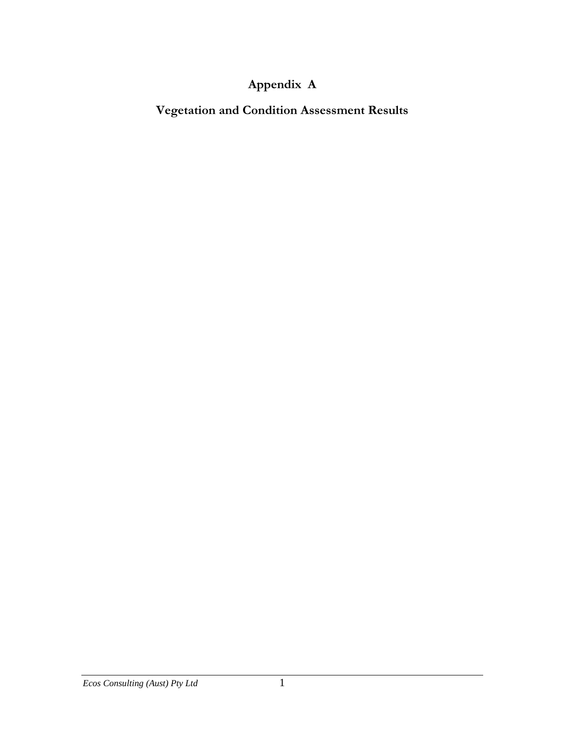# Appendix A

## Vegetation and Condition Assessment Results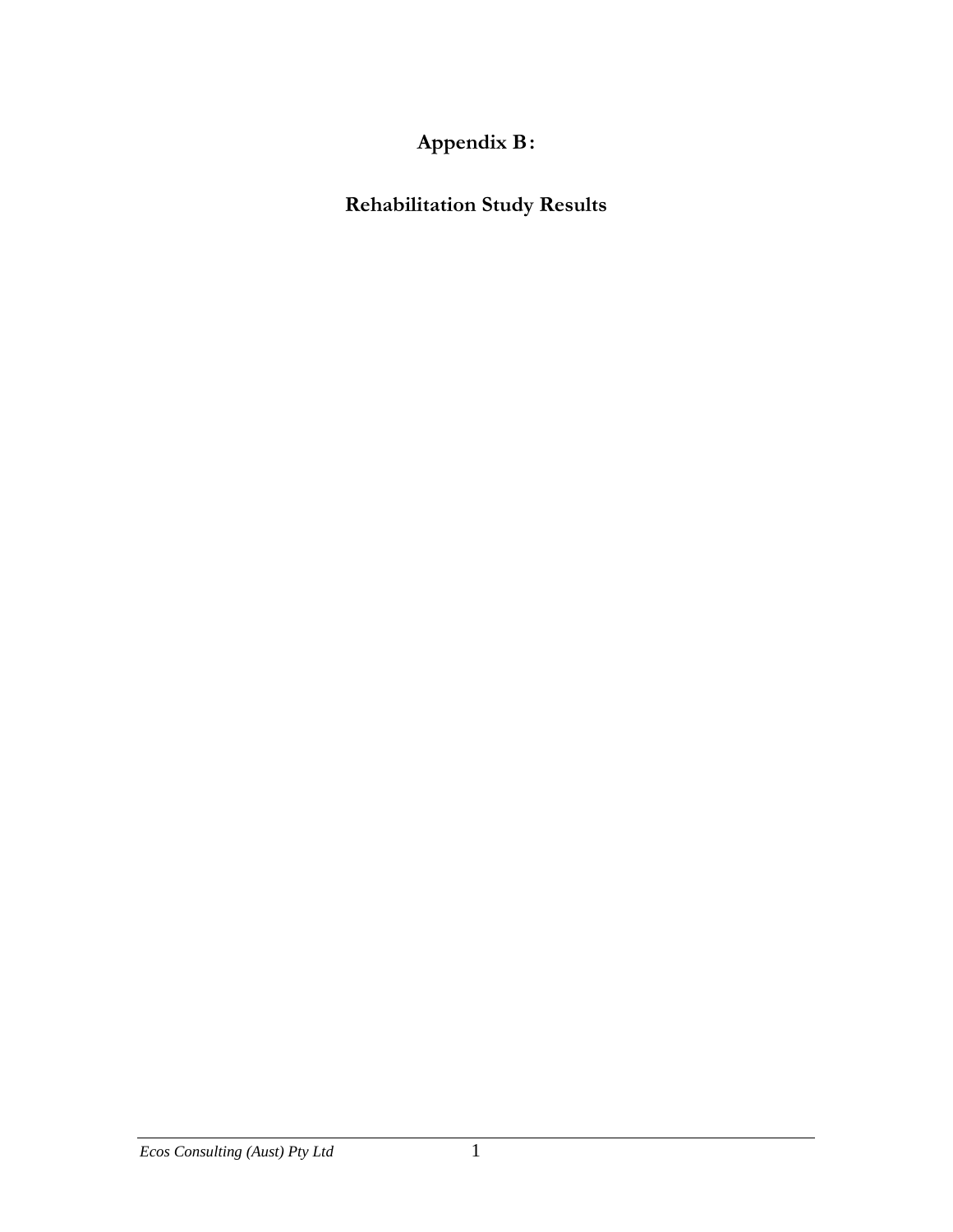# Appendix B:

# Rehabilitation Study Results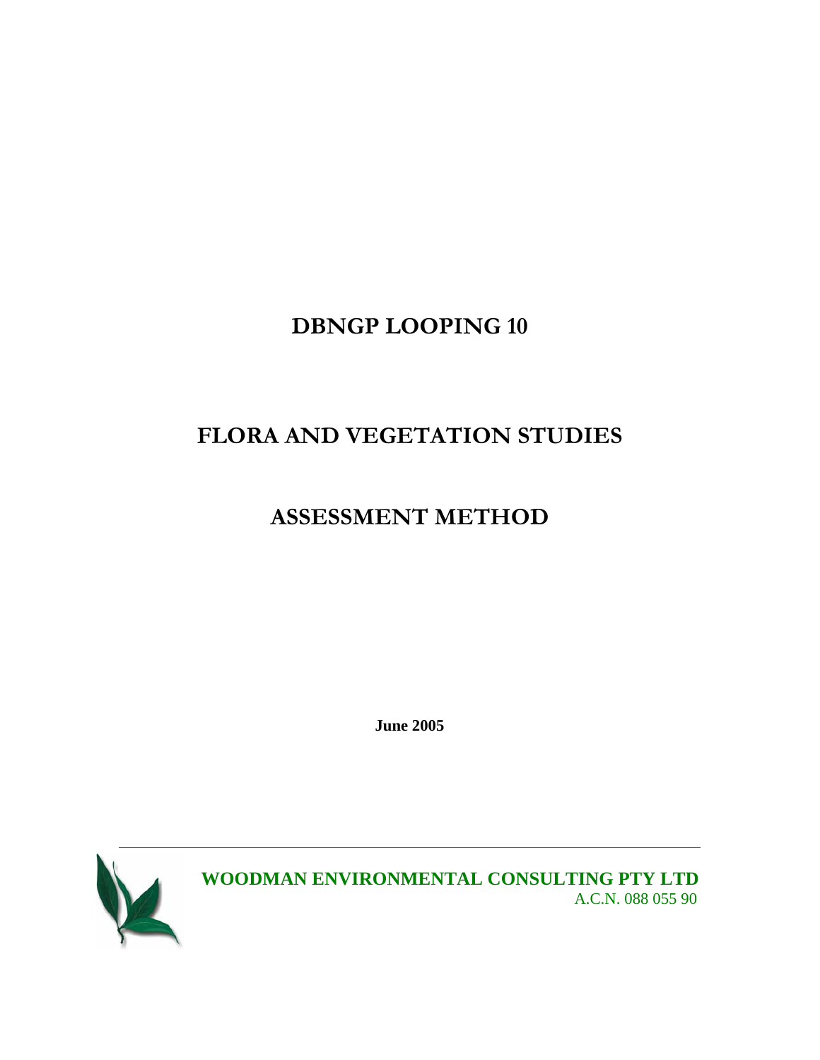# DBNGP LOOPING 10

# FLORA AND VEGETATION STUDIES

# ASSESSMENT METHOD

**June 2005**

**WOODMAN ENVIRONMENTAL CONSULTING PTY LTD**
A.C.N. 088 055 90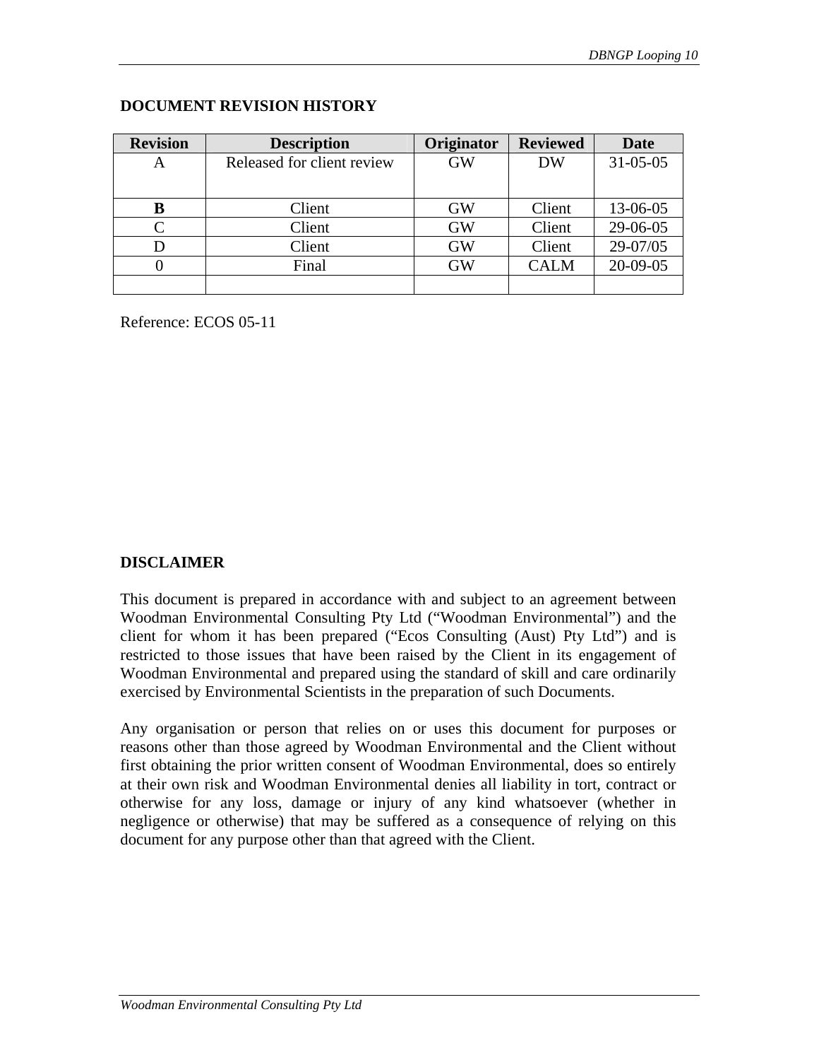## DOCUMENT REVISION HISTORY

| Revision | Description | Originator | Reviewed | Date |
|---|---|---|---|---|
| A | Released for client review | GW | DW | 31-05-05 |
| **B** | Client | GW | Client | 13-06-05 |
| C | Client | GW | Client | 29-06-05 |
| D | Client | GW | Client | 29-07/05 |
| 0 | Final | GW | CALM | 20-09-05 |
| | | | | |

Reference: ECOS 05-11

## DISCLAIMER

This document is prepared in accordance with and subject to an agreement between Woodman Environmental Consulting Pty Ltd ("Woodman Environmental") and the client for whom it has been prepared ("Ecos Consulting (Aust) Pty Ltd") and is restricted to those issues that have been raised by the Client in its engagement of Woodman Environmental and prepared using the standard of skill and care ordinarily exercised by Environmental Scientists in the preparation of such Documents.

Any organisation or person that relies on or uses this document for purposes or reasons other than those agreed by Woodman Environmental and the Client without first obtaining the prior written consent of Woodman Environmental, does so entirely at their own risk and Woodman Environmental denies all liability in tort, contract or otherwise for any loss, damage or injury of any kind whatsoever (whether in negligence or otherwise) that may be suffered as a consequence of relying on this document for any purpose other than that agreed with the Client.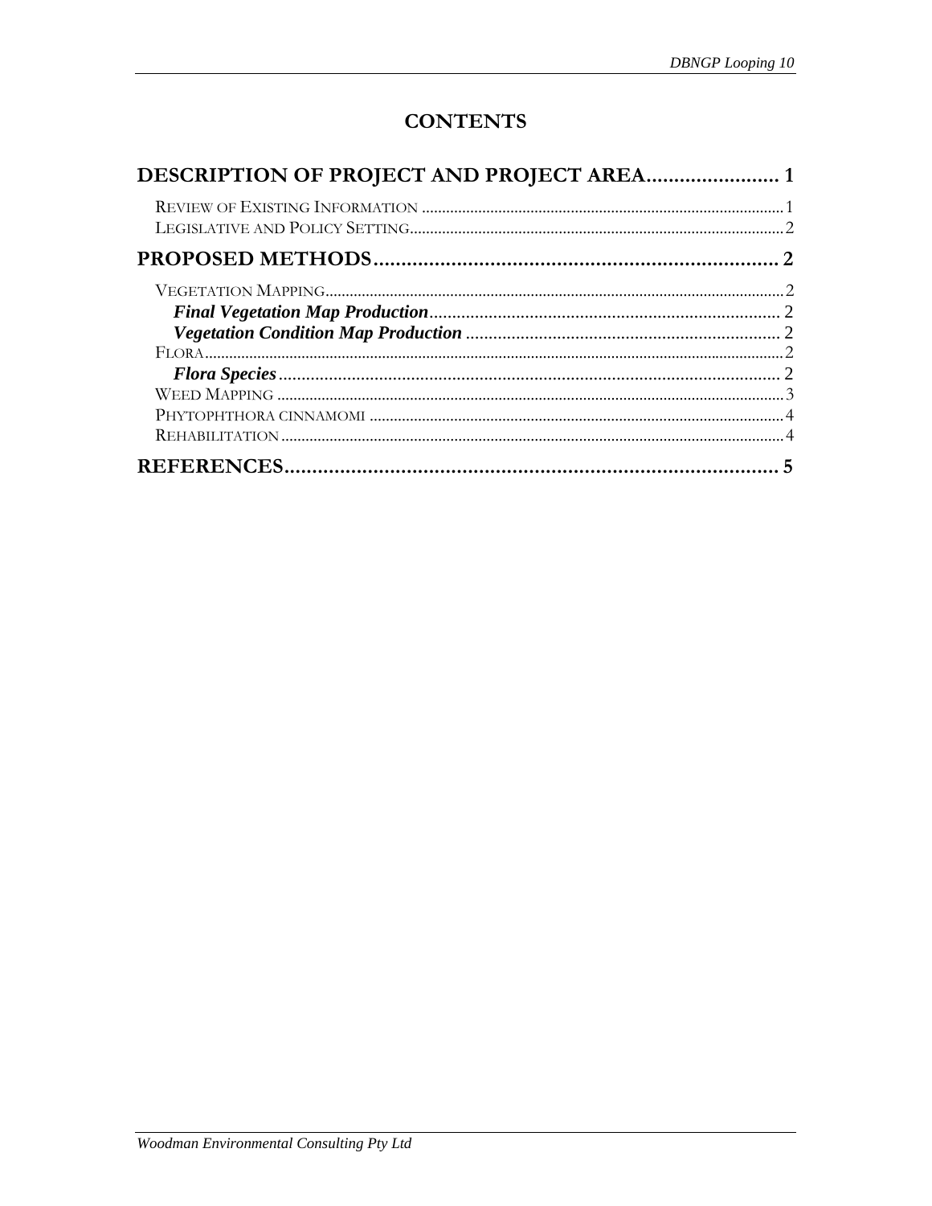# CONTENTS

**DESCRIPTION OF PROJECT AND PROJECT AREA........................ 1**

REVIEW OF EXISTING INFORMATION ........................................................................................ 1
LEGISLATIVE AND POLICY SETTING........................................................................................... 2

**PROPOSED METHODS......................................................................... 2**

VEGETATION MAPPING................................................................................................................ 2
*Final Vegetation Map Production*............................................................................ 2
*Vegetation Condition Map Production* ..................................................................... 2
FLORA.............................................................................................................................................. 2
*Flora Species*.............................................................................................................. 2
WEED MAPPING ............................................................................................................................ 3
PHYTOPHTHORA CINNAMOMI .................................................................................................... 4
REHABILITATION ........................................................................................................................... 4

**REFERENCES.......................................................................................... 5**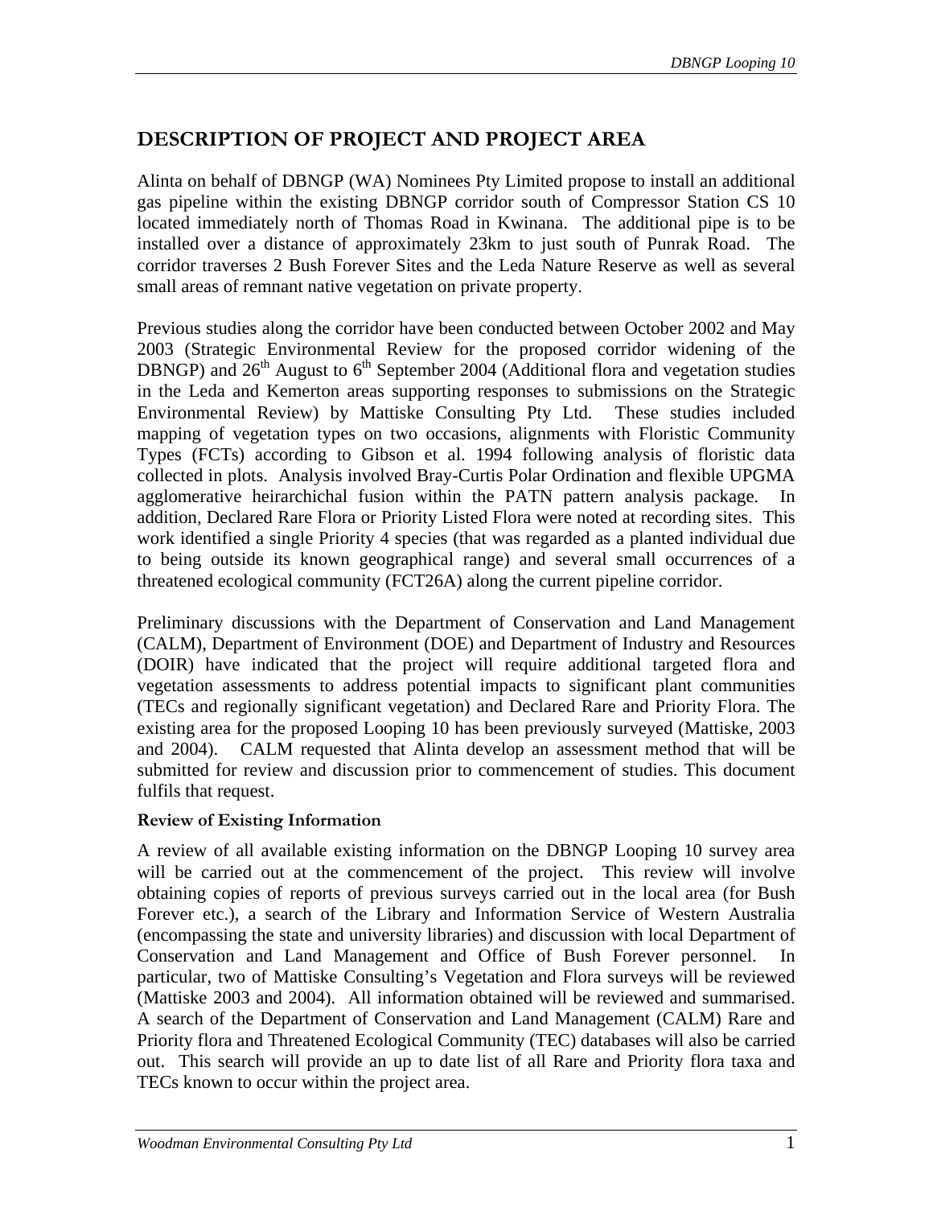## DESCRIPTION OF PROJECT AND PROJECT AREA

Alinta on behalf of DBNGP (WA) Nominees Pty Limited propose to install an additional gas pipeline within the existing DBNGP corridor south of Compressor Station CS 10 located immediately north of Thomas Road in Kwinana. The additional pipe is to be installed over a distance of approximately 23km to just south of Punrak Road. The corridor traverses 2 Bush Forever Sites and the Leda Nature Reserve as well as several small areas of remnant native vegetation on private property.

Previous studies along the corridor have been conducted between October 2002 and May 2003 (Strategic Environmental Review for the proposed corridor widening of the DBNGP) and 26th August to 6th September 2004 (Additional flora and vegetation studies in the Leda and Kemerton areas supporting responses to submissions on the Strategic Environmental Review) by Mattiske Consulting Pty Ltd. These studies included mapping of vegetation types on two occasions, alignments with Floristic Community Types (FCTs) according to Gibson et al. 1994 following analysis of floristic data collected in plots. Analysis involved Bray-Curtis Polar Ordination and flexible UPGMA agglomerative heirarchichal fusion within the PATN pattern analysis package. In addition, Declared Rare Flora or Priority Listed Flora were noted at recording sites. This work identified a single Priority 4 species (that was regarded as a planted individual due to being outside its known geographical range) and several small occurrences of a threatened ecological community (FCT26A) along the current pipeline corridor.

Preliminary discussions with the Department of Conservation and Land Management (CALM), Department of Environment (DOE) and Department of Industry and Resources (DOIR) have indicated that the project will require additional targeted flora and vegetation assessments to address potential impacts to significant plant communities (TECs and regionally significant vegetation) and Declared Rare and Priority Flora. The existing area for the proposed Looping 10 has been previously surveyed (Mattiske, 2003 and 2004). CALM requested that Alinta develop an assessment method that will be submitted for review and discussion prior to commencement of studies. This document fulfils that request.

### Review of Existing Information

A review of all available existing information on the DBNGP Looping 10 survey area will be carried out at the commencement of the project. This review will involve obtaining copies of reports of previous surveys carried out in the local area (for Bush Forever etc.), a search of the Library and Information Service of Western Australia (encompassing the state and university libraries) and discussion with local Department of Conservation and Land Management and Office of Bush Forever personnel. In particular, two of Mattiske Consulting's Vegetation and Flora surveys will be reviewed (Mattiske 2003 and 2004). All information obtained will be reviewed and summarised. A search of the Department of Conservation and Land Management (CALM) Rare and Priority flora and Threatened Ecological Community (TEC) databases will also be carried out. This search will provide an up to date list of all Rare and Priority flora taxa and TECs known to occur within the project area.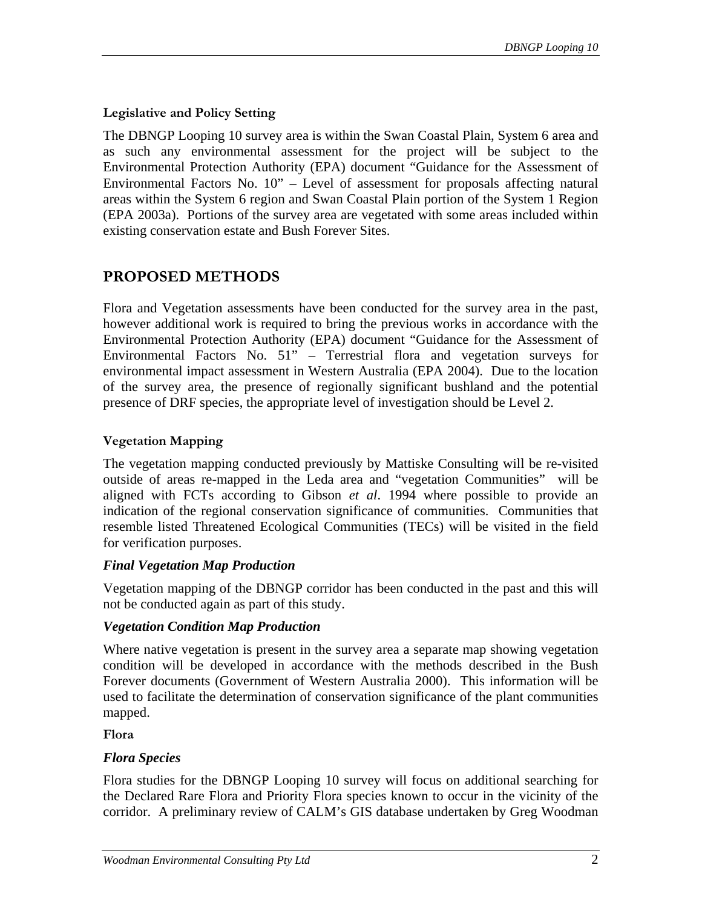**Legislative and Policy Setting**

The DBNGP Looping 10 survey area is within the Swan Coastal Plain, System 6 area and as such any environmental assessment for the project will be subject to the Environmental Protection Authority (EPA) document "Guidance for the Assessment of Environmental Factors No. 10" – Level of assessment for proposals affecting natural areas within the System 6 region and Swan Coastal Plain portion of the System 1 Region (EPA 2003a). Portions of the survey area are vegetated with some areas included within existing conservation estate and Bush Forever Sites.

## PROPOSED METHODS

Flora and Vegetation assessments have been conducted for the survey area in the past, however additional work is required to bring the previous works in accordance with the Environmental Protection Authority (EPA) document "Guidance for the Assessment of Environmental Factors No. 51" – Terrestrial flora and vegetation surveys for environmental impact assessment in Western Australia (EPA 2004). Due to the location of the survey area, the presence of regionally significant bushland and the potential presence of DRF species, the appropriate level of investigation should be Level 2.

**Vegetation Mapping**

The vegetation mapping conducted previously by Mattiske Consulting will be re-visited outside of areas re-mapped in the Leda area and "vegetation Communities" will be aligned with FCTs according to Gibson *et al*. 1994 where possible to provide an indication of the regional conservation significance of communities. Communities that resemble listed Threatened Ecological Communities (TECs) will be visited in the field for verification purposes.

***Final Vegetation Map Production***

Vegetation mapping of the DBNGP corridor has been conducted in the past and this will not be conducted again as part of this study.

***Vegetation Condition Map Production***

Where native vegetation is present in the survey area a separate map showing vegetation condition will be developed in accordance with the methods described in the Bush Forever documents (Government of Western Australia 2000). This information will be used to facilitate the determination of conservation significance of the plant communities mapped.

**Flora**

***Flora Species***

Flora studies for the DBNGP Looping 10 survey will focus on additional searching for the Declared Rare Flora and Priority Flora species known to occur in the vicinity of the corridor. A preliminary review of CALM's GIS database undertaken by Greg Woodman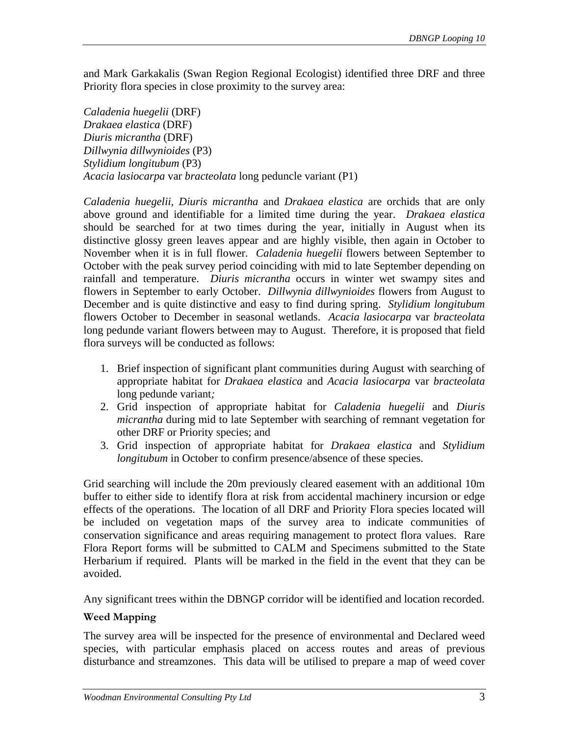and Mark Garkakalis (Swan Region Regional Ecologist) identified three DRF and three Priority flora species in close proximity to the survey area:

*Caladenia huegelii* (DRF)
*Drakaea elastica* (DRF)
*Diuris micrantha* (DRF)
*Dillwynia dillwynioides* (P3)
*Stylidium longitubum* (P3)
*Acacia lasiocarpa* var *bracteolata* long peduncle variant (P1)

*Caladenia huegelii*, *Diuris micrantha* and *Drakaea elastica* are orchids that are only above ground and identifiable for a limited time during the year. *Drakaea elastica* should be searched for at two times during the year, initially in August when its distinctive glossy green leaves appear and are highly visible, then again in October to November when it is in full flower. *Caladenia huegelii* flowers between September to October with the peak survey period coinciding with mid to late September depending on rainfall and temperature. *Diuris micrantha* occurs in winter wet swampy sites and flowers in September to early October. *Dillwynia dillwynioides* flowers from August to December and is quite distinctive and easy to find during spring. *Stylidium longitubum* flowers October to December in seasonal wetlands. *Acacia lasiocarpa* var *bracteolata* long pedunde variant flowers between may to August. Therefore, it is proposed that field flora surveys will be conducted as follows:

1. Brief inspection of significant plant communities during August with searching of appropriate habitat for *Drakaea elastica* and *Acacia lasiocarpa* var *bracteolata* long pedunde variant;
2. Grid inspection of appropriate habitat for *Caladenia huegelii* and *Diuris micrantha* during mid to late September with searching of remnant vegetation for other DRF or Priority species; and
3. Grid inspection of appropriate habitat for *Drakaea elastica* and *Stylidium longitubum* in October to confirm presence/absence of these species.

Grid searching will include the 20m previously cleared easement with an additional 10m buffer to either side to identify flora at risk from accidental machinery incursion or edge effects of the operations. The location of all DRF and Priority Flora species located will be included on vegetation maps of the survey area to indicate communities of conservation significance and areas requiring management to protect flora values. Rare Flora Report forms will be submitted to CALM and Specimens submitted to the State Herbarium if required. Plants will be marked in the field in the event that they can be avoided.

Any significant trees within the DBNGP corridor will be identified and location recorded.

#### Weed Mapping

The survey area will be inspected for the presence of environmental and Declared weed species, with particular emphasis placed on access routes and areas of previous disturbance and streamzones. This data will be utilised to prepare a map of weed cover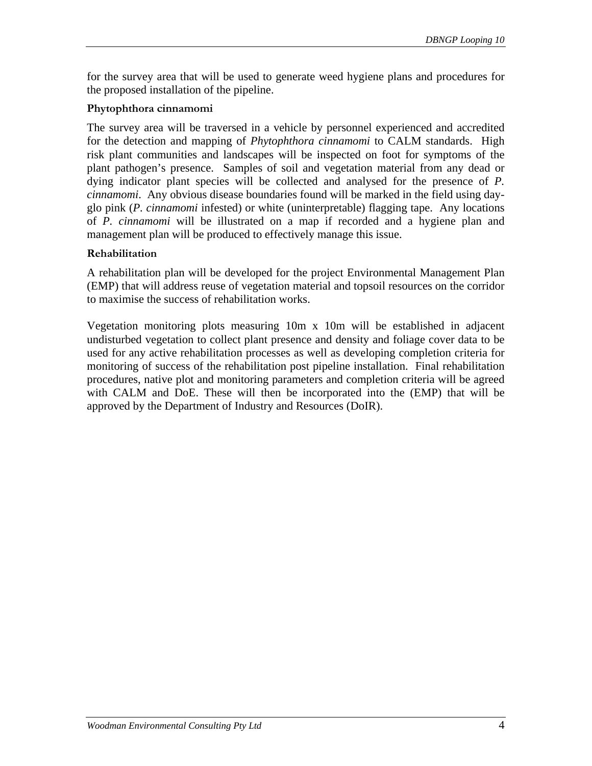for the survey area that will be used to generate weed hygiene plans and procedures for the proposed installation of the pipeline.

**Phytophthora cinnamomi**

The survey area will be traversed in a vehicle by personnel experienced and accredited for the detection and mapping of *Phytophthora cinnamomi* to CALM standards. High risk plant communities and landscapes will be inspected on foot for symptoms of the plant pathogen's presence. Samples of soil and vegetation material from any dead or dying indicator plant species will be collected and analysed for the presence of *P. cinnamomi*. Any obvious disease boundaries found will be marked in the field using day-glo pink (*P. cinnamomi* infested) or white (uninterpretable) flagging tape. Any locations of *P. cinnamomi* will be illustrated on a map if recorded and a hygiene plan and management plan will be produced to effectively manage this issue.

**Rehabilitation**

A rehabilitation plan will be developed for the project Environmental Management Plan (EMP) that will address reuse of vegetation material and topsoil resources on the corridor to maximise the success of rehabilitation works.

Vegetation monitoring plots measuring 10m x 10m will be established in adjacent undisturbed vegetation to collect plant presence and density and foliage cover data to be used for any active rehabilitation processes as well as developing completion criteria for monitoring of success of the rehabilitation post pipeline installation. Final rehabilitation procedures, native plot and monitoring parameters and completion criteria will be agreed with CALM and DoE. These will then be incorporated into the (EMP) that will be approved by the Department of Industry and Resources (DoIR).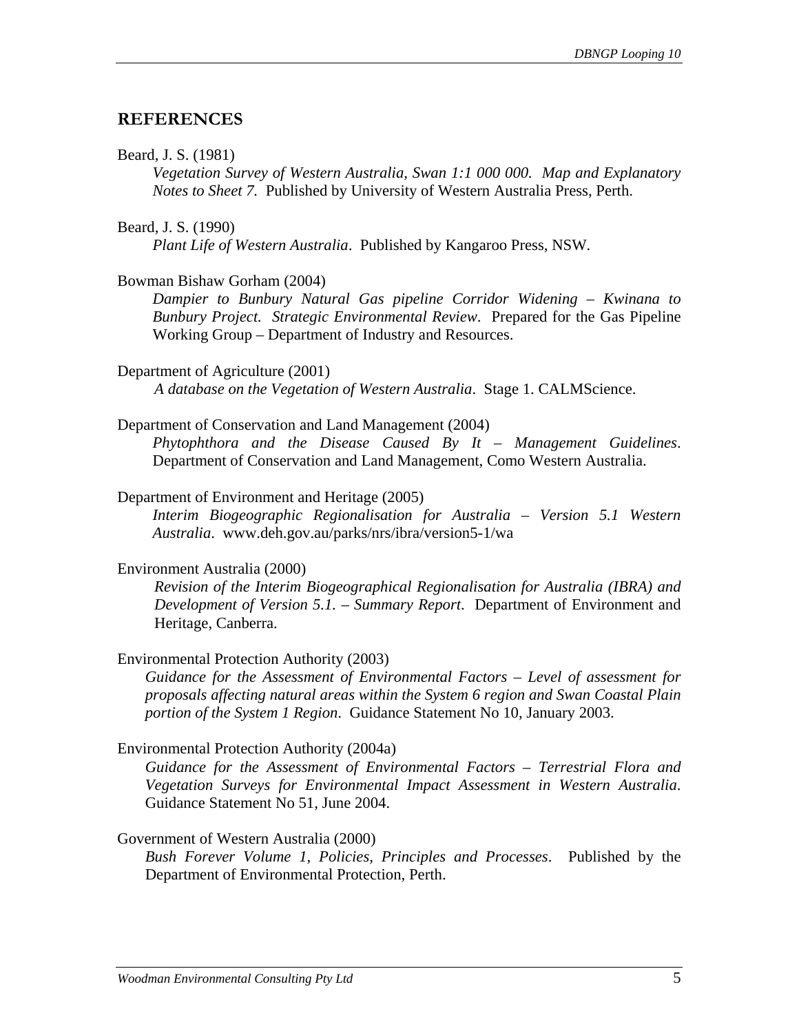## REFERENCES

Beard, J. S. (1981)

*Vegetation Survey of Western Australia, Swan 1:1 000 000. Map and Explanatory Notes to Sheet 7*. Published by University of Western Australia Press, Perth.

Beard, J. S. (1990)

*Plant Life of Western Australia*. Published by Kangaroo Press, NSW.

Bowman Bishaw Gorham (2004)

*Dampier to Bunbury Natural Gas pipeline Corridor Widening – Kwinana to Bunbury Project. Strategic Environmental Review*. Prepared for the Gas Pipeline Working Group – Department of Industry and Resources.

Department of Agriculture (2001)

*A database on the Vegetation of Western Australia*. Stage 1. CALMScience.

Department of Conservation and Land Management (2004)

*Phytophthora and the Disease Caused By It – Management Guidelines*. Department of Conservation and Land Management, Como Western Australia.

Department of Environment and Heritage (2005)

*Interim Biogeographic Regionalisation for Australia – Version 5.1 Western Australia*. www.deh.gov.au/parks/nrs/ibra/version5-1/wa

Environment Australia (2000)

*Revision of the Interim Biogeographical Regionalisation for Australia (IBRA) and Development of Version 5.1. – Summary Report*. Department of Environment and Heritage, Canberra.

Environmental Protection Authority (2003)

*Guidance for the Assessment of Environmental Factors – Level of assessment for proposals affecting natural areas within the System 6 region and Swan Coastal Plain portion of the System 1 Region*. Guidance Statement No 10, January 2003.

Environmental Protection Authority (2004a)

*Guidance for the Assessment of Environmental Factors – Terrestrial Flora and Vegetation Surveys for Environmental Impact Assessment in Western Australia*. Guidance Statement No 51, June 2004.

Government of Western Australia (2000)

*Bush Forever Volume 1, Policies, Principles and Processes*. Published by the Department of Environmental Protection, Perth.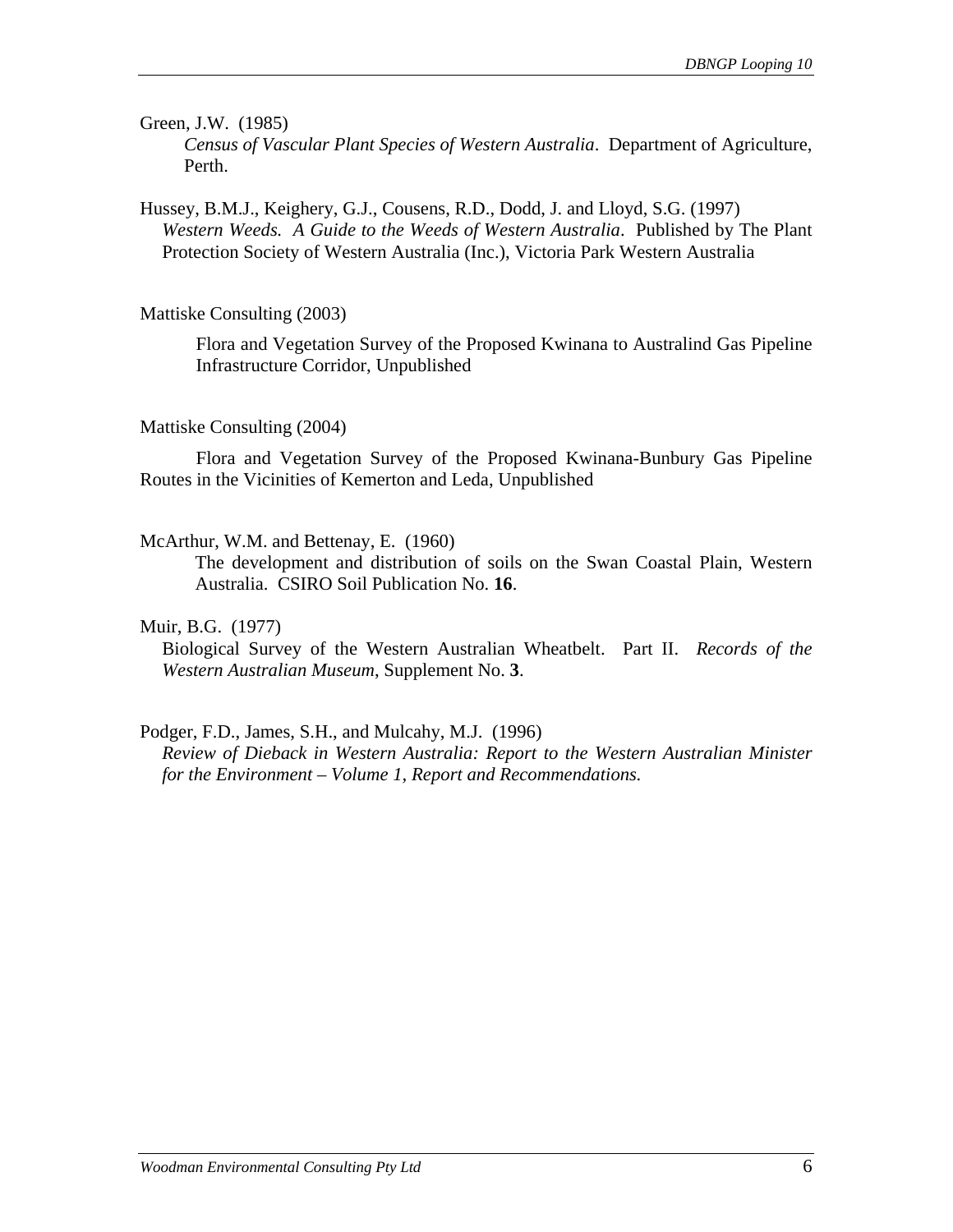Green, J.W. (1985)
*Census of Vascular Plant Species of Western Australia*. Department of Agriculture, Perth.

Hussey, B.M.J., Keighery, G.J., Cousens, R.D., Dodd, J. and Lloyd, S.G. (1997)
*Western Weeds. A Guide to the Weeds of Western Australia*. Published by The Plant Protection Society of Western Australia (Inc.), Victoria Park Western Australia

Mattiske Consulting (2003)
Flora and Vegetation Survey of the Proposed Kwinana to Australind Gas Pipeline Infrastructure Corridor, Unpublished

Mattiske Consulting (2004)
Flora and Vegetation Survey of the Proposed Kwinana-Bunbury Gas Pipeline Routes in the Vicinities of Kemerton and Leda, Unpublished

McArthur, W.M. and Bettenay, E. (1960)
The development and distribution of soils on the Swan Coastal Plain, Western Australia. CSIRO Soil Publication No. **16**.

Muir, B.G. (1977)
Biological Survey of the Western Australian Wheatbelt. Part II. *Records of the Western Australian Museum*, Supplement No. **3**.

Podger, F.D., James, S.H., and Mulcahy, M.J. (1996)
*Review of Dieback in Western Australia: Report to the Western Australian Minister for the Environment – Volume 1, Report and Recommendations.*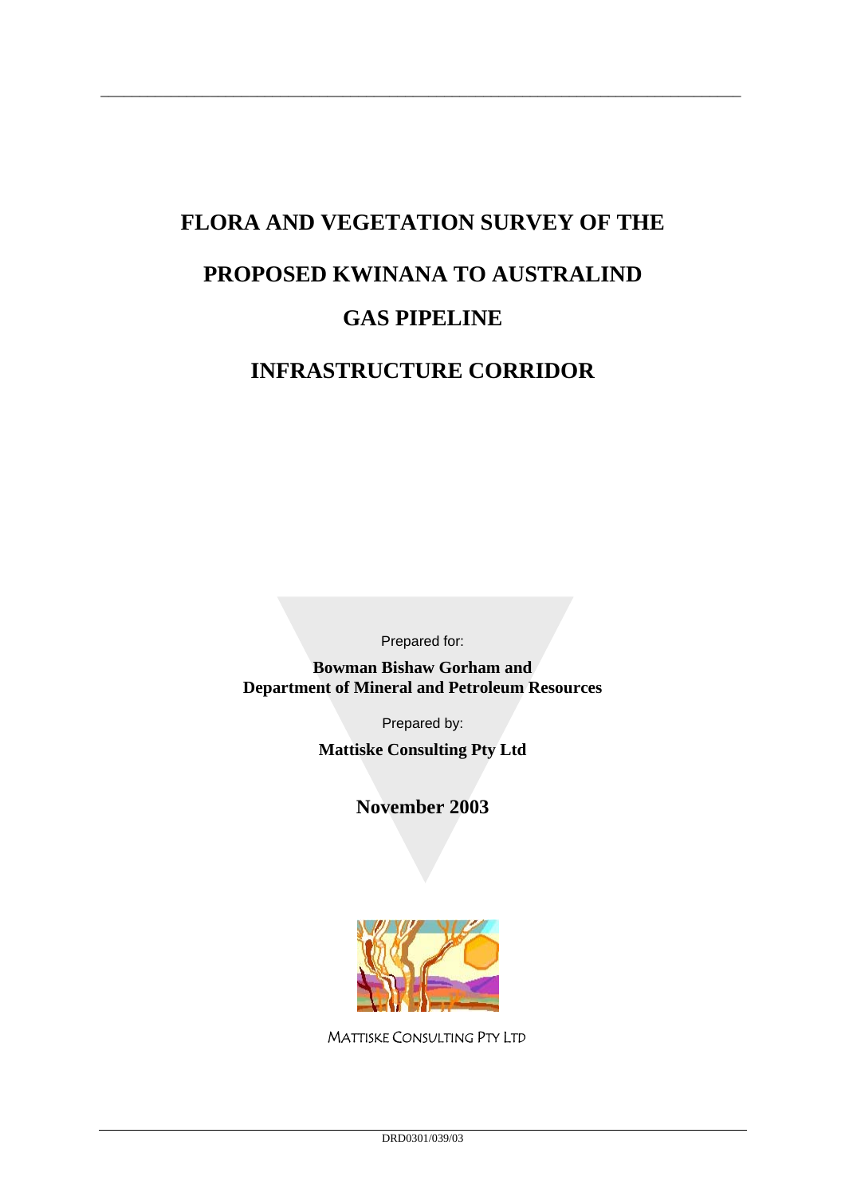# FLORA AND VEGETATION SURVEY OF THE

# PROPOSED KWINANA TO AUSTRALIND

# GAS PIPELINE

# INFRASTRUCTURE CORRIDOR

Prepared for:

**Bowman Bishaw Gorham and**
**Department of Mineral and Petroleum Resources**

Prepared by:

**Mattiske Consulting Pty Ltd**

**November 2003**

MATTISKE CONSULTING PTY LTD

DRD0301/039/03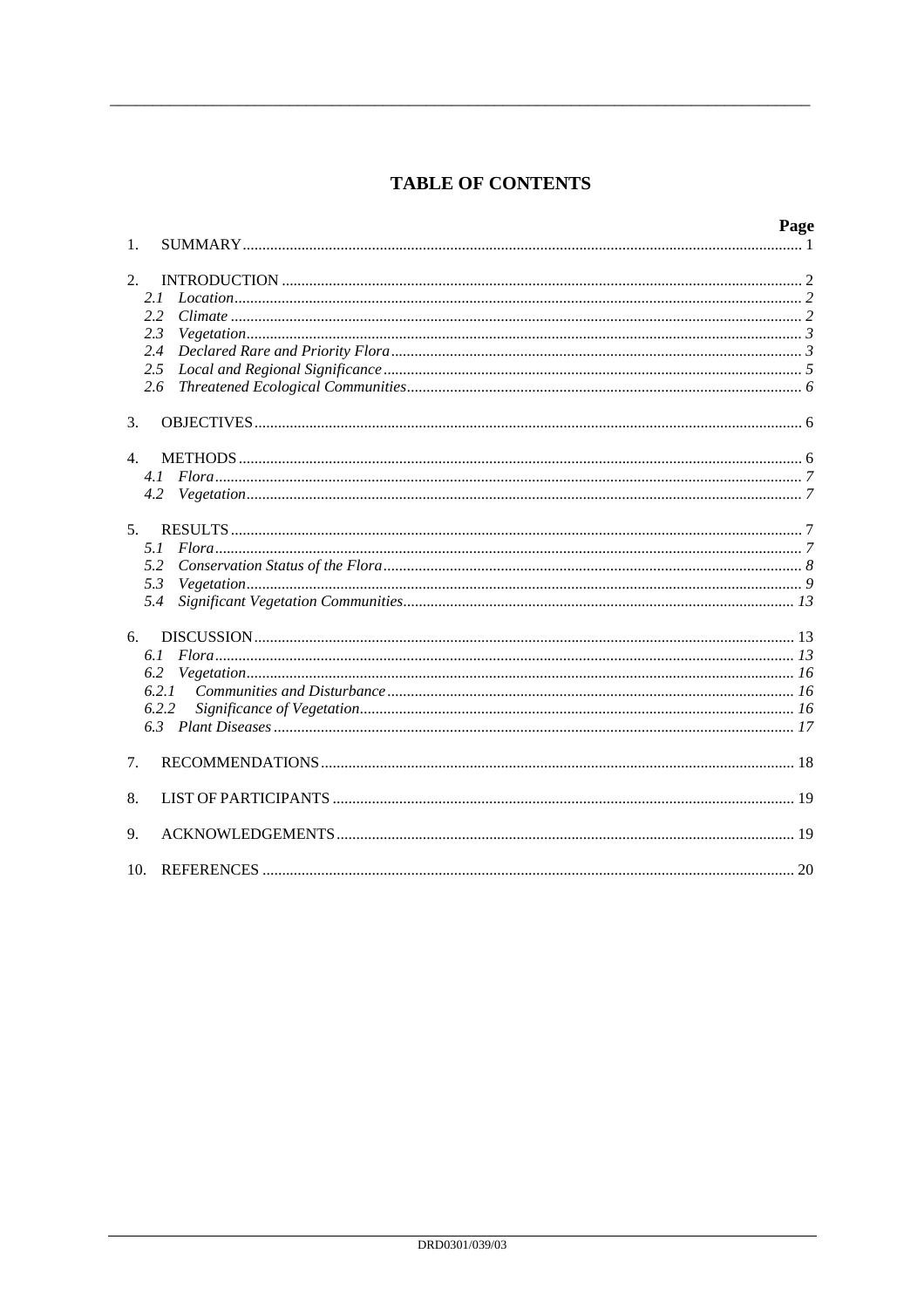# TABLE OF CONTENTS

| | | Page |
|---|---|---|
| 1. | SUMMARY | 1 |
| 2. | INTRODUCTION | 2 |
| | *2.1 Location* | *2* |
| | *2.2 Climate* | *2* |
| | *2.3 Vegetation* | *3* |
| | *2.4 Declared Rare and Priority Flora* | *3* |
| | *2.5 Local and Regional Significance* | *5* |
| | *2.6 Threatened Ecological Communities* | *6* |
| 3. | OBJECTIVES | 6 |
| 4. | METHODS | 6 |
| | *4.1 Flora* | *7* |
| | *4.2 Vegetation* | *7* |
| 5. | RESULTS | 7 |
| | *5.1 Flora* | *7* |
| | *5.2 Conservation Status of the Flora* | *8* |
| | *5.3 Vegetation* | *9* |
| | *5.4 Significant Vegetation Communities* | *13* |
| 6. | DISCUSSION | 13 |
| | *6.1 Flora* | *13* |
| | *6.2 Vegetation* | *16* |
| | *6.2.1 Communities and Disturbance* | *16* |
| | *6.2.2 Significance of Vegetation* | *16* |
| | *6.3 Plant Diseases* | *17* |
| 7. | RECOMMENDATIONS | 18 |
| 8. | LIST OF PARTICIPANTS | 19 |
| 9. | ACKNOWLEDGEMENTS | 19 |
| 10. | REFERENCES | 20 |

DRD0301/039/03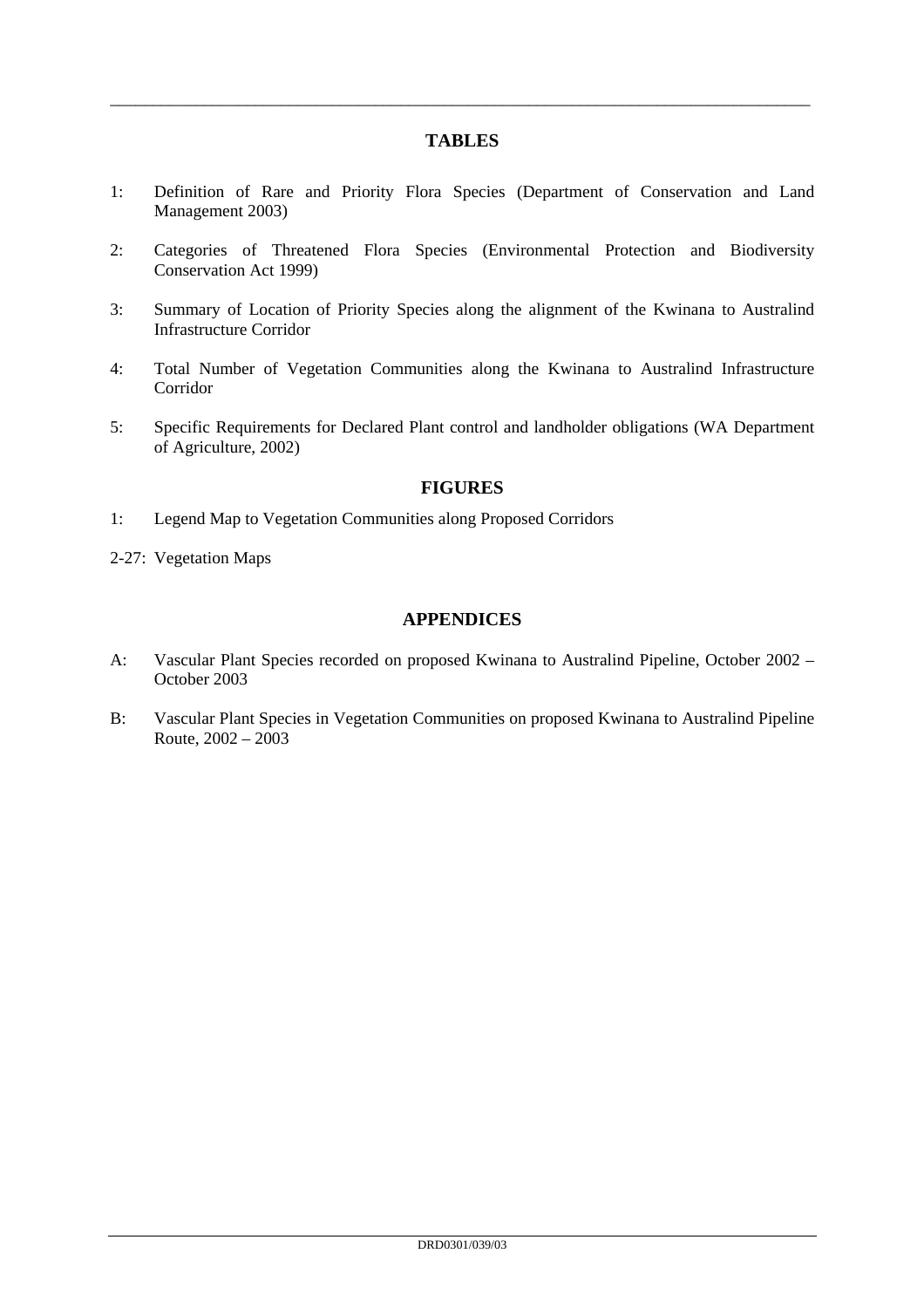## TABLES

1: Definition of Rare and Priority Flora Species (Department of Conservation and Land Management 2003)

2: Categories of Threatened Flora Species (Environmental Protection and Biodiversity Conservation Act 1999)

3: Summary of Location of Priority Species along the alignment of the Kwinana to Australind Infrastructure Corridor

4: Total Number of Vegetation Communities along the Kwinana to Australind Infrastructure Corridor

5: Specific Requirements for Declared Plant control and landholder obligations (WA Department of Agriculture, 2002)

## FIGURES

1: Legend Map to Vegetation Communities along Proposed Corridors

2-27: Vegetation Maps

## APPENDICES

A: Vascular Plant Species recorded on proposed Kwinana to Australind Pipeline, October 2002 – October 2003

B: Vascular Plant Species in Vegetation Communities on proposed Kwinana to Australind Pipeline Route, 2002 – 2003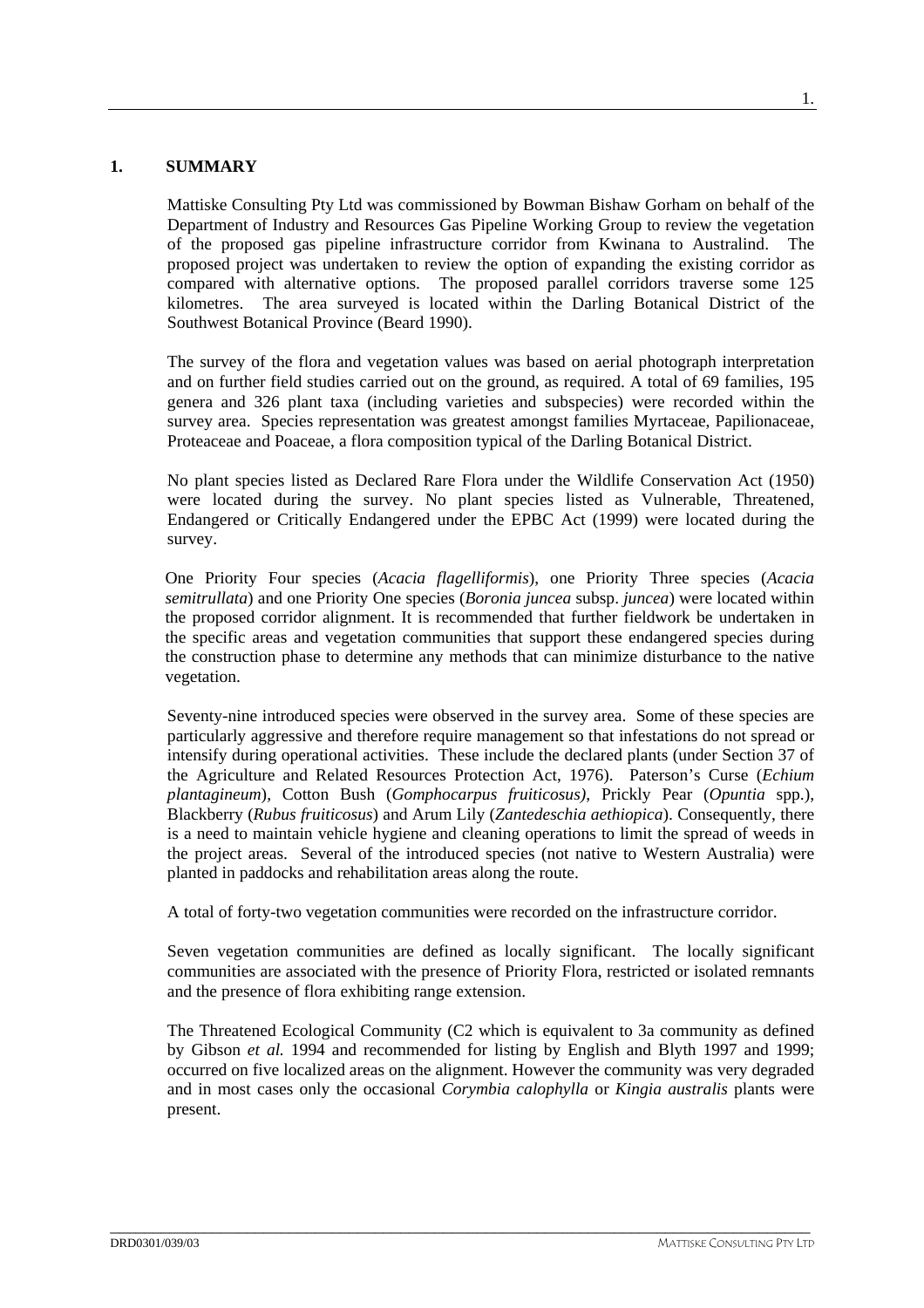# 1. SUMMARY

Mattiske Consulting Pty Ltd was commissioned by Bowman Bishaw Gorham on behalf of the Department of Industry and Resources Gas Pipeline Working Group to review the vegetation of the proposed gas pipeline infrastructure corridor from Kwinana to Australind. The proposed project was undertaken to review the option of expanding the existing corridor as compared with alternative options. The proposed parallel corridors traverse some 125 kilometres. The area surveyed is located within the Darling Botanical District of the Southwest Botanical Province (Beard 1990).

The survey of the flora and vegetation values was based on aerial photograph interpretation and on further field studies carried out on the ground, as required. A total of 69 families, 195 genera and 326 plant taxa (including varieties and subspecies) were recorded within the survey area. Species representation was greatest amongst families Myrtaceae, Papilionaceae, Proteaceae and Poaceae, a flora composition typical of the Darling Botanical District.

No plant species listed as Declared Rare Flora under the Wildlife Conservation Act (1950) were located during the survey. No plant species listed as Vulnerable, Threatened, Endangered or Critically Endangered under the EPBC Act (1999) were located during the survey.

One Priority Four species (*Acacia flagelliformis*), one Priority Three species (*Acacia semitrullata*) and one Priority One species (*Boronia juncea* subsp. *juncea*) were located within the proposed corridor alignment. It is recommended that further fieldwork be undertaken in the specific areas and vegetation communities that support these endangered species during the construction phase to determine any methods that can minimize disturbance to the native vegetation.

Seventy-nine introduced species were observed in the survey area. Some of these species are particularly aggressive and therefore require management so that infestations do not spread or intensify during operational activities. These include the declared plants (under Section 37 of the Agriculture and Related Resources Protection Act, 1976). Paterson's Curse (*Echium plantagineum*), Cotton Bush (*Gomphocarpus fruiticosus)*, Prickly Pear (*Opuntia* spp.), Blackberry (*Rubus fruiticosus*) and Arum Lily (*Zantedeschia aethiopica*). Consequently, there is a need to maintain vehicle hygiene and cleaning operations to limit the spread of weeds in the project areas. Several of the introduced species (not native to Western Australia) were planted in paddocks and rehabilitation areas along the route.

A total of forty-two vegetation communities were recorded on the infrastructure corridor.

Seven vegetation communities are defined as locally significant. The locally significant communities are associated with the presence of Priority Flora, restricted or isolated remnants and the presence of flora exhibiting range extension.

The Threatened Ecological Community (C2 which is equivalent to 3a community as defined by Gibson *et al.* 1994 and recommended for listing by English and Blyth 1997 and 1999; occurred on five localized areas on the alignment. However the community was very degraded and in most cases only the occasional *Corymbia calophylla* or *Kingia australis* plants were present.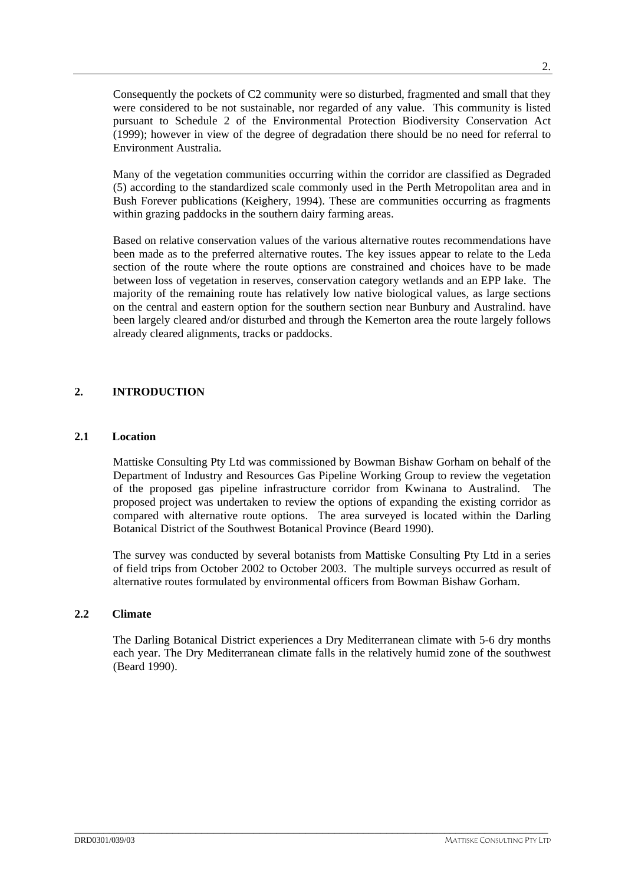Consequently the pockets of C2 community were so disturbed, fragmented and small that they were considered to be not sustainable, nor regarded of any value. This community is listed pursuant to Schedule 2 of the Environmental Protection Biodiversity Conservation Act (1999); however in view of the degree of degradation there should be no need for referral to Environment Australia.

Many of the vegetation communities occurring within the corridor are classified as Degraded (5) according to the standardized scale commonly used in the Perth Metropolitan area and in Bush Forever publications (Keighery, 1994). These are communities occurring as fragments within grazing paddocks in the southern dairy farming areas.

Based on relative conservation values of the various alternative routes recommendations have been made as to the preferred alternative routes. The key issues appear to relate to the Leda section of the route where the route options are constrained and choices have to be made between loss of vegetation in reserves, conservation category wetlands and an EPP lake. The majority of the remaining route has relatively low native biological values, as large sections on the central and eastern option for the southern section near Bunbury and Australind. have been largely cleared and/or disturbed and through the Kemerton area the route largely follows already cleared alignments, tracks or paddocks.

## 2. INTRODUCTION

### 2.1 Location

Mattiske Consulting Pty Ltd was commissioned by Bowman Bishaw Gorham on behalf of the Department of Industry and Resources Gas Pipeline Working Group to review the vegetation of the proposed gas pipeline infrastructure corridor from Kwinana to Australind. The proposed project was undertaken to review the options of expanding the existing corridor as compared with alternative route options. The area surveyed is located within the Darling Botanical District of the Southwest Botanical Province (Beard 1990).

The survey was conducted by several botanists from Mattiske Consulting Pty Ltd in a series of field trips from October 2002 to October 2003. The multiple surveys occurred as result of alternative routes formulated by environmental officers from Bowman Bishaw Gorham.

### 2.2 Climate

The Darling Botanical District experiences a Dry Mediterranean climate with 5-6 dry months each year. The Dry Mediterranean climate falls in the relatively humid zone of the southwest (Beard 1990).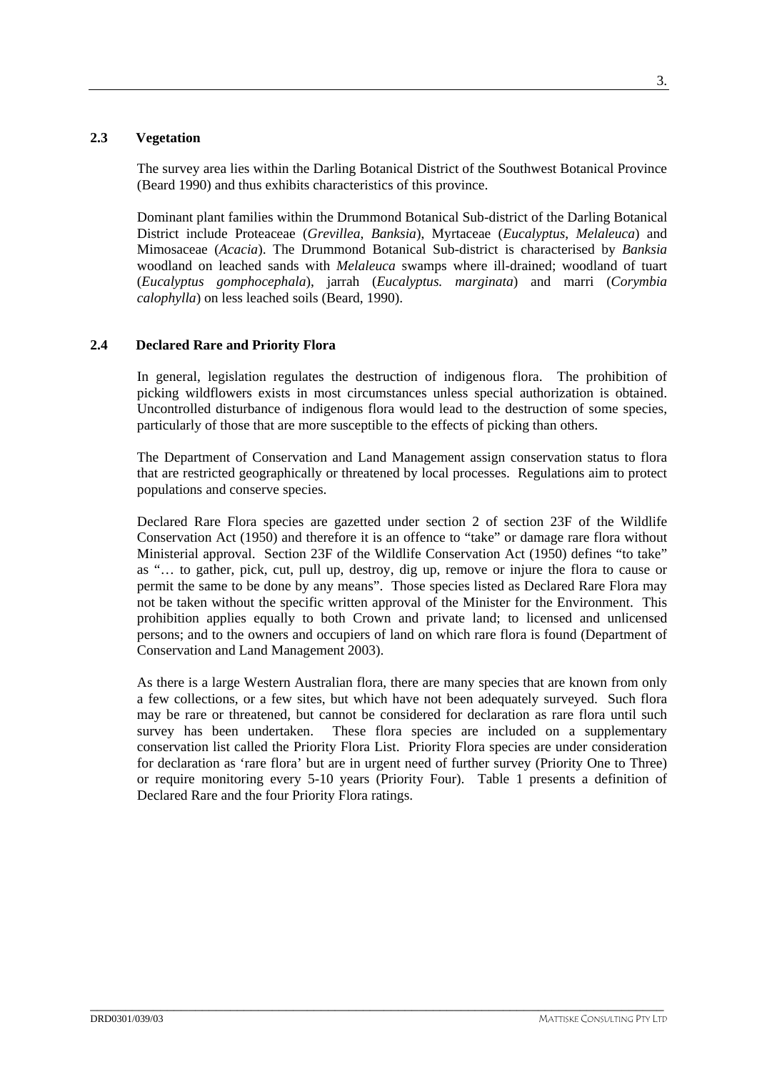## 2.3 Vegetation

The survey area lies within the Darling Botanical District of the Southwest Botanical Province (Beard 1990) and thus exhibits characteristics of this province.

Dominant plant families within the Drummond Botanical Sub-district of the Darling Botanical District include Proteaceae (*Grevillea*, *Banksia*), Myrtaceae (*Eucalyptus*, *Melaleuca*) and Mimosaceae (*Acacia*). The Drummond Botanical Sub-district is characterised by *Banksia* woodland on leached sands with *Melaleuca* swamps where ill-drained; woodland of tuart (*Eucalyptus gomphocephala*), jarrah (*Eucalyptus. marginata*) and marri (*Corymbia calophylla*) on less leached soils (Beard, 1990).

## 2.4 Declared Rare and Priority Flora

In general, legislation regulates the destruction of indigenous flora. The prohibition of picking wildflowers exists in most circumstances unless special authorization is obtained. Uncontrolled disturbance of indigenous flora would lead to the destruction of some species, particularly of those that are more susceptible to the effects of picking than others.

The Department of Conservation and Land Management assign conservation status to flora that are restricted geographically or threatened by local processes. Regulations aim to protect populations and conserve species.

Declared Rare Flora species are gazetted under section 2 of section 23F of the Wildlife Conservation Act (1950) and therefore it is an offence to "take" or damage rare flora without Ministerial approval. Section 23F of the Wildlife Conservation Act (1950) defines "to take" as "… to gather, pick, cut, pull up, destroy, dig up, remove or injure the flora to cause or permit the same to be done by any means". Those species listed as Declared Rare Flora may not be taken without the specific written approval of the Minister for the Environment. This prohibition applies equally to both Crown and private land; to licensed and unlicensed persons; and to the owners and occupiers of land on which rare flora is found (Department of Conservation and Land Management 2003).

As there is a large Western Australian flora, there are many species that are known from only a few collections, or a few sites, but which have not been adequately surveyed. Such flora may be rare or threatened, but cannot be considered for declaration as rare flora until such survey has been undertaken. These flora species are included on a supplementary conservation list called the Priority Flora List. Priority Flora species are under consideration for declaration as 'rare flora' but are in urgent need of further survey (Priority One to Three) or require monitoring every 5-10 years (Priority Four). Table 1 presents a definition of Declared Rare and the four Priority Flora ratings.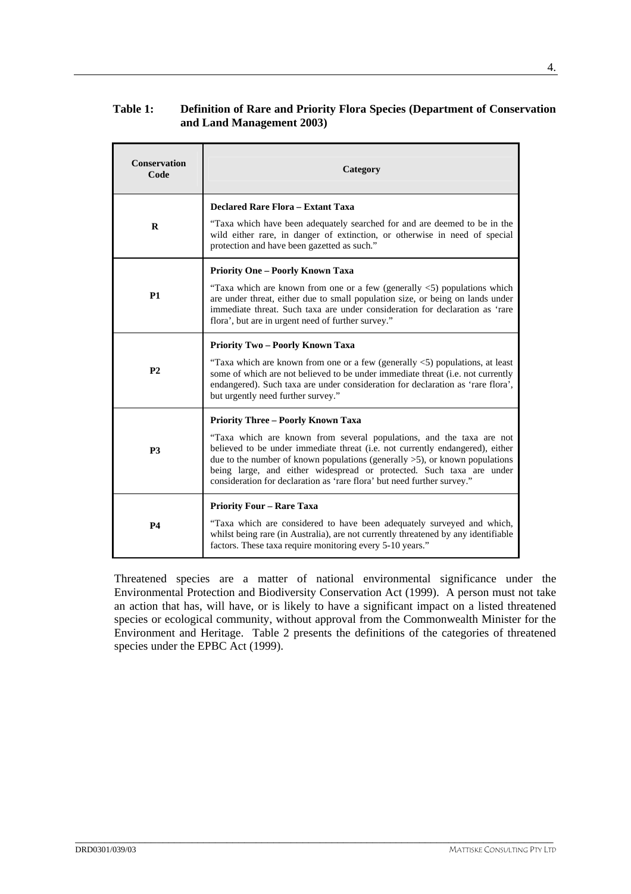**Table 1: Definition of Rare and Priority Flora Species (Department of Conservation and Land Management 2003)**

| Conservation Code | Category |
|---|---|
| **R** | **Declared Rare Flora – Extant Taxa**<br>"Taxa which have been adequately searched for and are deemed to be in the wild either rare, in danger of extinction, or otherwise in need of special protection and have been gazetted as such." |
| **P1** | **Priority One – Poorly Known Taxa**<br>"Taxa which are known from one or a few (generally <5) populations which are under threat, either due to small population size, or being on lands under immediate threat. Such taxa are under consideration for declaration as 'rare flora', but are in urgent need of further survey." |
| **P2** | **Priority Two – Poorly Known Taxa**<br>"Taxa which are known from one or a few (generally <5) populations, at least some of which are not believed to be under immediate threat (i.e. not currently endangered). Such taxa are under consideration for declaration as 'rare flora', but urgently need further survey." |
| **P3** | **Priority Three – Poorly Known Taxa**<br>"Taxa which are known from several populations, and the taxa are not believed to be under immediate threat (i.e. not currently endangered), either due to the number of known populations (generally >5), or known populations being large, and either widespread or protected. Such taxa are under consideration for declaration as 'rare flora' but need further survey." |
| **P4** | **Priority Four – Rare Taxa**<br>"Taxa which are considered to have been adequately surveyed and which, whilst being rare (in Australia), are not currently threatened by any identifiable factors. These taxa require monitoring every 5-10 years." |

Threatened species are a matter of national environmental significance under the Environmental Protection and Biodiversity Conservation Act (1999). A person must not take an action that has, will have, or is likely to have a significant impact on a listed threatened species or ecological community, without approval from the Commonwealth Minister for the Environment and Heritage. Table 2 presents the definitions of the categories of threatened species under the EPBC Act (1999).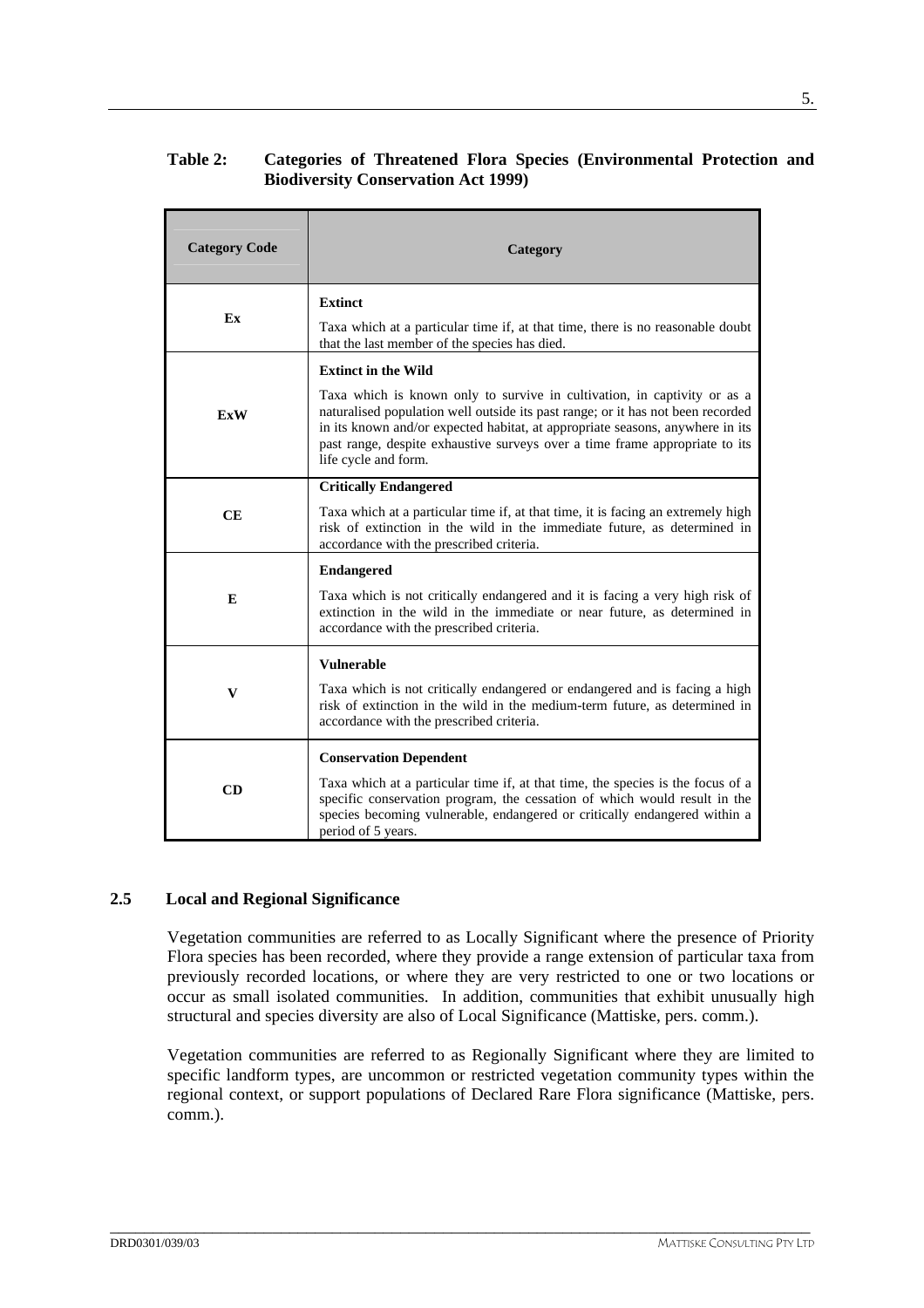**Table 2: Categories of Threatened Flora Species (Environmental Protection and Biodiversity Conservation Act 1999)**

| Category Code | Category |
|---|---|
| **Ex** | **Extinct**<br><br>Taxa which at a particular time if, at that time, there is no reasonable doubt that the last member of the species has died. |
| **ExW** | **Extinct in the Wild**<br><br>Taxa which is known only to survive in cultivation, in captivity or as a naturalised population well outside its past range; or it has not been recorded in its known and/or expected habitat, at appropriate seasons, anywhere in its past range, despite exhaustive surveys over a time frame appropriate to its life cycle and form. |
| **CE** | **Critically Endangered**<br><br>Taxa which at a particular time if, at that time, it is facing an extremely high risk of extinction in the wild in the immediate future, as determined in accordance with the prescribed criteria. |
| **E** | **Endangered**<br><br>Taxa which is not critically endangered and it is facing a very high risk of extinction in the wild in the immediate or near future, as determined in accordance with the prescribed criteria. |
| **V** | **Vulnerable**<br><br>Taxa which is not critically endangered or endangered and is facing a high risk of extinction in the wild in the medium-term future, as determined in accordance with the prescribed criteria. |
| **CD** | **Conservation Dependent**<br><br>Taxa which at a particular time if, at that time, the species is the focus of a specific conservation program, the cessation of which would result in the species becoming vulnerable, endangered or critically endangered within a period of 5 years. |

## 2.5 Local and Regional Significance

Vegetation communities are referred to as Locally Significant where the presence of Priority Flora species has been recorded, where they provide a range extension of particular taxa from previously recorded locations, or where they are very restricted to one or two locations or occur as small isolated communities. In addition, communities that exhibit unusually high structural and species diversity are also of Local Significance (Mattiske, pers. comm.).

Vegetation communities are referred to as Regionally Significant where they are limited to specific landform types, are uncommon or restricted vegetation community types within the regional context, or support populations of Declared Rare Flora significance (Mattiske, pers. comm.).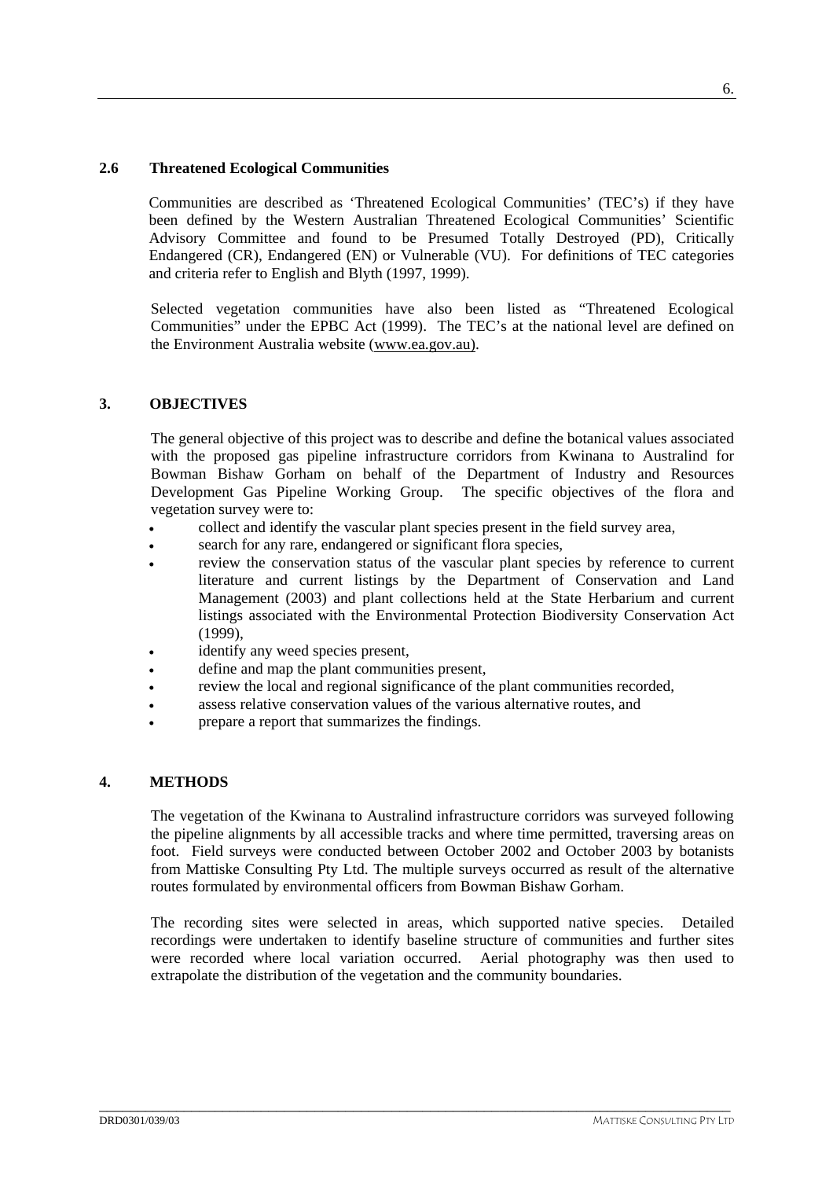### 2.6 Threatened Ecological Communities

Communities are described as 'Threatened Ecological Communities' (TEC's) if they have been defined by the Western Australian Threatened Ecological Communities' Scientific Advisory Committee and found to be Presumed Totally Destroyed (PD), Critically Endangered (CR), Endangered (EN) or Vulnerable (VU). For definitions of TEC categories and criteria refer to English and Blyth (1997, 1999).

Selected vegetation communities have also been listed as "Threatened Ecological Communities" under the EPBC Act (1999). The TEC's at the national level are defined on the Environment Australia website (www.ea.gov.au).

## 3. OBJECTIVES

The general objective of this project was to describe and define the botanical values associated with the proposed gas pipeline infrastructure corridors from Kwinana to Australind for Bowman Bishaw Gorham on behalf of the Department of Industry and Resources Development Gas Pipeline Working Group. The specific objectives of the flora and vegetation survey were to:

- collect and identify the vascular plant species present in the field survey area,
- search for any rare, endangered or significant flora species,
- review the conservation status of the vascular plant species by reference to current literature and current listings by the Department of Conservation and Land Management (2003) and plant collections held at the State Herbarium and current listings associated with the Environmental Protection Biodiversity Conservation Act (1999),
- identify any weed species present,
- define and map the plant communities present,
- review the local and regional significance of the plant communities recorded,
- assess relative conservation values of the various alternative routes, and
- prepare a report that summarizes the findings.

## 4. METHODS

The vegetation of the Kwinana to Australind infrastructure corridors was surveyed following the pipeline alignments by all accessible tracks and where time permitted, traversing areas on foot. Field surveys were conducted between October 2002 and October 2003 by botanists from Mattiske Consulting Pty Ltd. The multiple surveys occurred as result of the alternative routes formulated by environmental officers from Bowman Bishaw Gorham.

The recording sites were selected in areas, which supported native species. Detailed recordings were undertaken to identify baseline structure of communities and further sites were recorded where local variation occurred. Aerial photography was then used to extrapolate the distribution of the vegetation and the community boundaries.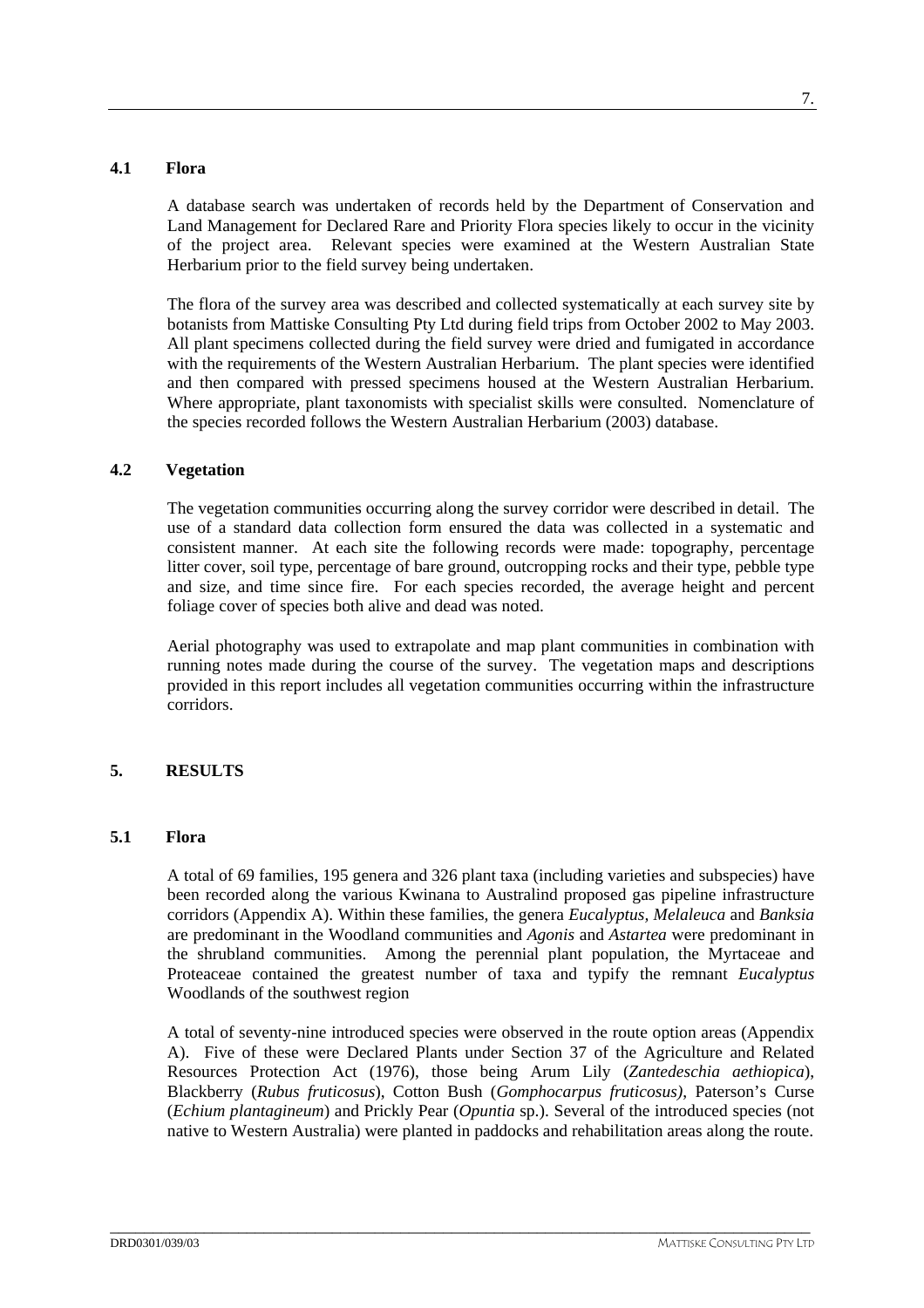### 4.1 Flora

A database search was undertaken of records held by the Department of Conservation and Land Management for Declared Rare and Priority Flora species likely to occur in the vicinity of the project area. Relevant species were examined at the Western Australian State Herbarium prior to the field survey being undertaken.

The flora of the survey area was described and collected systematically at each survey site by botanists from Mattiske Consulting Pty Ltd during field trips from October 2002 to May 2003. All plant specimens collected during the field survey were dried and fumigated in accordance with the requirements of the Western Australian Herbarium. The plant species were identified and then compared with pressed specimens housed at the Western Australian Herbarium. Where appropriate, plant taxonomists with specialist skills were consulted. Nomenclature of the species recorded follows the Western Australian Herbarium (2003) database.

### 4.2 Vegetation

The vegetation communities occurring along the survey corridor were described in detail. The use of a standard data collection form ensured the data was collected in a systematic and consistent manner. At each site the following records were made: topography, percentage litter cover, soil type, percentage of bare ground, outcropping rocks and their type, pebble type and size, and time since fire. For each species recorded, the average height and percent foliage cover of species both alive and dead was noted.

Aerial photography was used to extrapolate and map plant communities in combination with running notes made during the course of the survey. The vegetation maps and descriptions provided in this report includes all vegetation communities occurring within the infrastructure corridors.

## 5. RESULTS

### 5.1 Flora

A total of 69 families, 195 genera and 326 plant taxa (including varieties and subspecies) have been recorded along the various Kwinana to Australind proposed gas pipeline infrastructure corridors (Appendix A). Within these families, the genera *Eucalyptus, Melaleuca* and *Banksia* are predominant in the Woodland communities and *Agonis* and *Astartea* were predominant in the shrubland communities. Among the perennial plant population, the Myrtaceae and Proteaceae contained the greatest number of taxa and typify the remnant *Eucalyptus* Woodlands of the southwest region

A total of seventy-nine introduced species were observed in the route option areas (Appendix A). Five of these were Declared Plants under Section 37 of the Agriculture and Related Resources Protection Act (1976), those being Arum Lily (*Zantedeschia aethiopica*), Blackberry (*Rubus fruticosus*), Cotton Bush (*Gomphocarpus fruticosus)*, Paterson's Curse (*Echium plantagineum*) and Prickly Pear (*Opuntia* sp.). Several of the introduced species (not native to Western Australia) were planted in paddocks and rehabilitation areas along the route.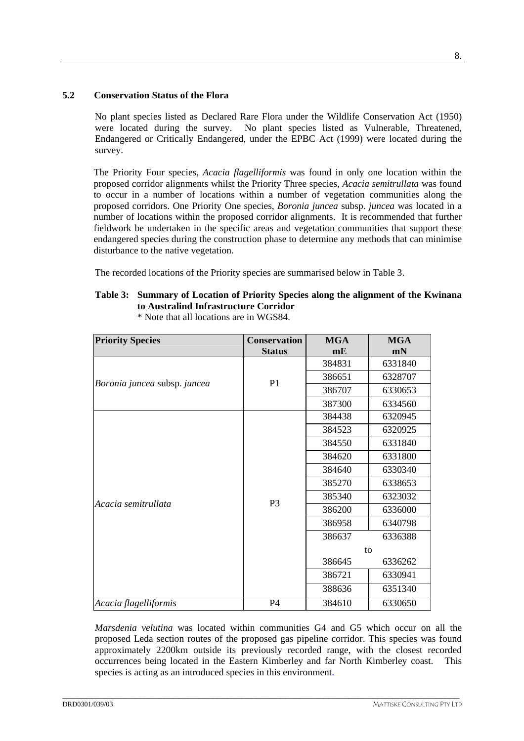### 5.2 Conservation Status of the Flora

No plant species listed as Declared Rare Flora under the Wildlife Conservation Act (1950) were located during the survey. No plant species listed as Vulnerable, Threatened, Endangered or Critically Endangered, under the EPBC Act (1999) were located during the survey.

The Priority Four species, *Acacia flagelliformis* was found in only one location within the proposed corridor alignments whilst the Priority Three species, *Acacia semitrullata* was found to occur in a number of locations within a number of vegetation communities along the proposed corridors. One Priority One species, *Boronia juncea* subsp. *juncea* was located in a number of locations within the proposed corridor alignments. It is recommended that further fieldwork be undertaken in the specific areas and vegetation communities that support these endangered species during the construction phase to determine any methods that can minimise disturbance to the native vegetation.

The recorded locations of the Priority species are summarised below in Table 3.

**Table 3: Summary of Location of Priority Species along the alignment of the Kwinana to Australind Infrastructure Corridor**
\* Note that all locations are in WGS84.

| Priority Species | Conservation Status | MGA mE | MGA mN |
|---|---|---|---|
| *Boronia juncea* subsp. *juncea* | P1 | 384831 | 6331840 |
| | | 386651 | 6328707 |
| | | 386707 | 6330653 |
| | | 387300 | 6334560 |
| *Acacia semitrullata* | P3 | 384438 | 6320945 |
| | | 384523 | 6320925 |
| | | 384550 | 6331840 |
| | | 384620 | 6331800 |
| | | 384640 | 6330340 |
| | | 385270 | 6338653 |
| | | 385340 | 6323032 |
| | | 386200 | 6336000 |
| | | 386958 | 6340798 |
| | | 386637 to 386645 | 6336388 to 6336262 |
| | | 386721 | 6330941 |
| | | 388636 | 6351340 |
| *Acacia flagelliformis* | P4 | 384610 | 6330650 |

*Marsdenia velutina* was located within communities G4 and G5 which occur on all the proposed Leda section routes of the proposed gas pipeline corridor. This species was found approximately 2200km outside its previously recorded range, with the closest recorded occurrences being located in the Eastern Kimberley and far North Kimberley coast. This species is acting as an introduced species in this environment.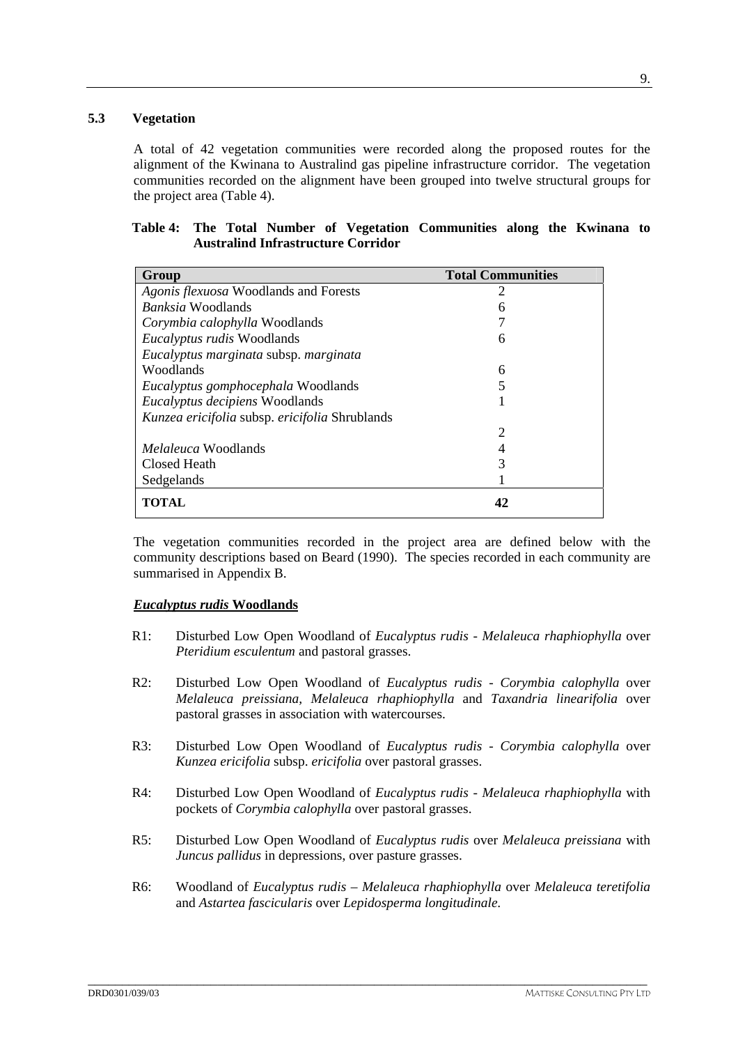### 5.3 Vegetation

A total of 42 vegetation communities were recorded along the proposed routes for the alignment of the Kwinana to Australind gas pipeline infrastructure corridor. The vegetation communities recorded on the alignment have been grouped into twelve structural groups for the project area (Table 4).

**Table 4: The Total Number of Vegetation Communities along the Kwinana to Australind Infrastructure Corridor**

| Group | Total Communities |
|---|---|
| *Agonis flexuosa* Woodlands and Forests | 2 |
| *Banksia* Woodlands | 6 |
| *Corymbia calophylla* Woodlands | 7 |
| *Eucalyptus rudis* Woodlands | 6 |
| *Eucalyptus marginata* subsp. *marginata* Woodlands | 6 |
| *Eucalyptus gomphocephala* Woodlands | 5 |
| *Eucalyptus decipiens* Woodlands | 1 |
| *Kunzea ericifolia* subsp. *ericifolia* Shrublands | 2 |
| *Melaleuca* Woodlands | 4 |
| Closed Heath | 3 |
| Sedgelands | 1 |
| **TOTAL** | **42** |

The vegetation communities recorded in the project area are defined below with the community descriptions based on Beard (1990). The species recorded in each community are summarised in Appendix B.

***Eucalyptus rudis* Woodlands**

R1: Disturbed Low Open Woodland of *Eucalyptus rudis* - *Melaleuca rhaphiophylla* over *Pteridium esculentum* and pastoral grasses.

R2: Disturbed Low Open Woodland of *Eucalyptus rudis* - *Corymbia calophylla* over *Melaleuca preissiana, Melaleuca rhaphiophylla* and *Taxandria linearifolia* over pastoral grasses in association with watercourses.

R3: Disturbed Low Open Woodland of *Eucalyptus rudis* - *Corymbia calophylla* over *Kunzea ericifolia* subsp. *ericifolia* over pastoral grasses.

R4: Disturbed Low Open Woodland of *Eucalyptus rudis* - *Melaleuca rhaphiophylla* with pockets of *Corymbia calophylla* over pastoral grasses.

R5: Disturbed Low Open Woodland of *Eucalyptus rudis* over *Melaleuca preissiana* with *Juncus pallidus* in depressions, over pasture grasses.

R6: Woodland of *Eucalyptus rudis – Melaleuca rhaphiophylla* over *Melaleuca teretifolia* and *Astartea fascicularis* over *Lepidosperma longitudinale.*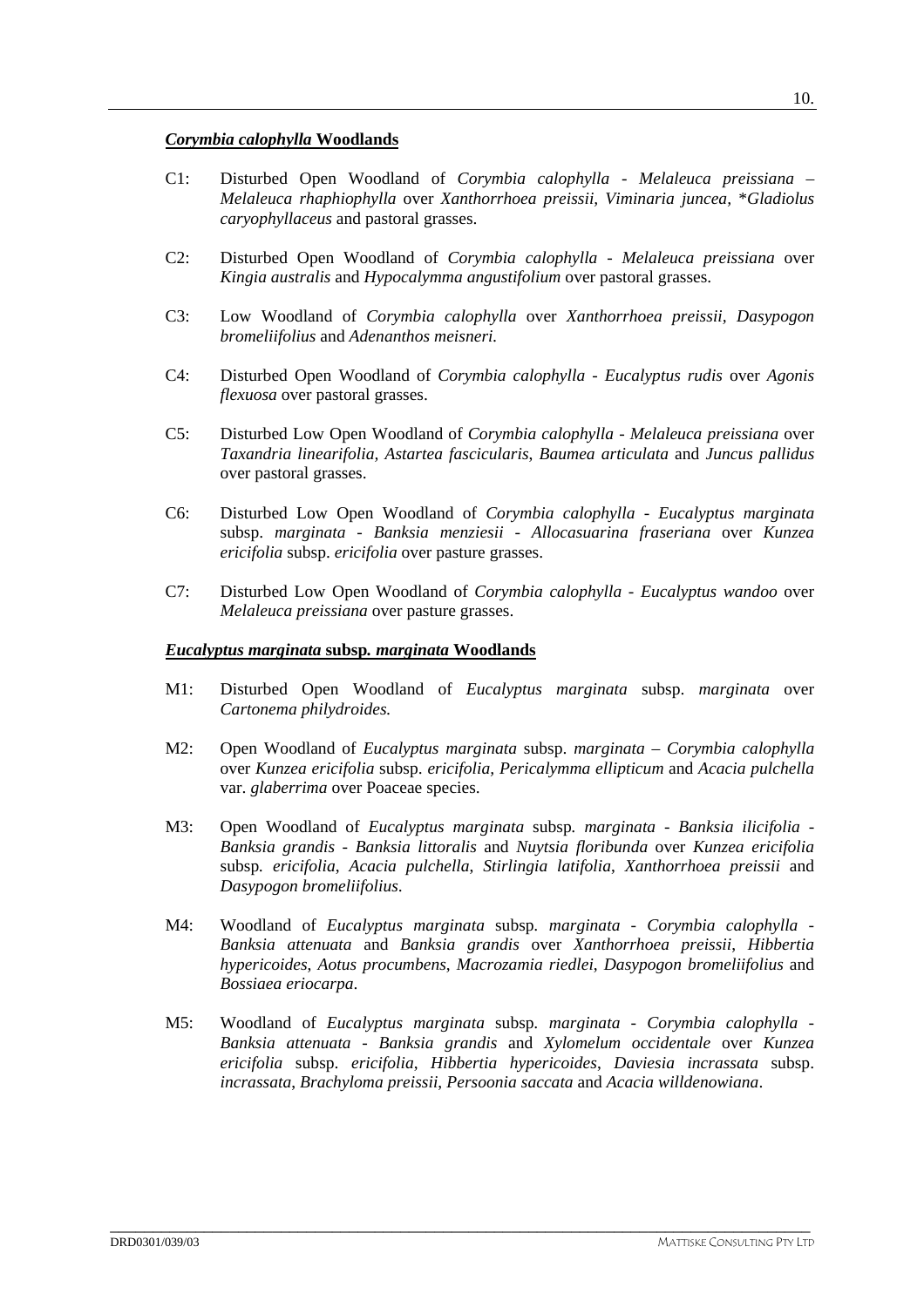### ***Corymbia calophylla*** **Woodlands**

C1: Disturbed Open Woodland of *Corymbia calophylla - Melaleuca preissiana – Melaleuca rhaphiophylla* over *Xanthorrhoea preissii, Viminaria juncea, \*Gladiolus caryophyllaceus* and pastoral grasses.

C2: Disturbed Open Woodland of *Corymbia calophylla - Melaleuca preissiana* over *Kingia australis* and *Hypocalymma angustifolium* over pastoral grasses.

C3: Low Woodland of *Corymbia calophylla* over *Xanthorrhoea preissii, Dasypogon bromeliifolius* and *Adenanthos meisneri.*

C4: Disturbed Open Woodland of *Corymbia calophylla - Eucalyptus rudis* over *Agonis flexuosa* over pastoral grasses.

C5: Disturbed Low Open Woodland of *Corymbia calophylla - Melaleuca preissiana* over *Taxandria linearifolia, Astartea fascicularis, Baumea articulata* and *Juncus pallidus* over pastoral grasses.

C6: Disturbed Low Open Woodland of *Corymbia calophylla - Eucalyptus marginata* subsp. *marginata - Banksia menziesii - Allocasuarina fraseriana* over *Kunzea ericifolia* subsp. *ericifolia* over pasture grasses.

C7: Disturbed Low Open Woodland of *Corymbia calophylla - Eucalyptus wandoo* over *Melaleuca preissiana* over pasture grasses.

### ***Eucalyptus marginata*** **subsp.** ***marginata*** **Woodlands**

M1: Disturbed Open Woodland of *Eucalyptus marginata* subsp. *marginata* over *Cartonema philydroides.*

M2: Open Woodland of *Eucalyptus marginata* subsp. *marginata – Corymbia calophylla* over *Kunzea ericifolia* subsp. *ericifolia, Pericalymma ellipticum* and *Acacia pulchella* var. *glaberrima* over Poaceae species.

M3: Open Woodland of *Eucalyptus marginata* subsp. *marginata - Banksia ilicifolia - Banksia grandis - Banksia littoralis* and *Nuytsia floribunda* over *Kunzea ericifolia* subsp. *ericifolia*, *Acacia pulchella*, *Stirlingia latifolia*, *Xanthorrhoea preissii* and *Dasypogon bromeliifolius*.

M4: Woodland of *Eucalyptus marginata* subsp. *marginata - Corymbia calophylla - Banksia attenuata* and *Banksia grandis* over *Xanthorrhoea preissii*, *Hibbertia hypericoides*, *Aotus procumbens*, *Macrozamia riedlei*, *Dasypogon bromeliifolius* and *Bossiaea eriocarpa*.

M5: Woodland of *Eucalyptus marginata* subsp. *marginata - Corymbia calophylla - Banksia attenuata - Banksia grandis* and *Xylomelum occidentale* over *Kunzea ericifolia* subsp. *ericifolia*, *Hibbertia hypericoides*, *Daviesia incrassata* subsp. *incrassata, Brachyloma preissii, Persoonia saccata* and *Acacia willdenowiana*.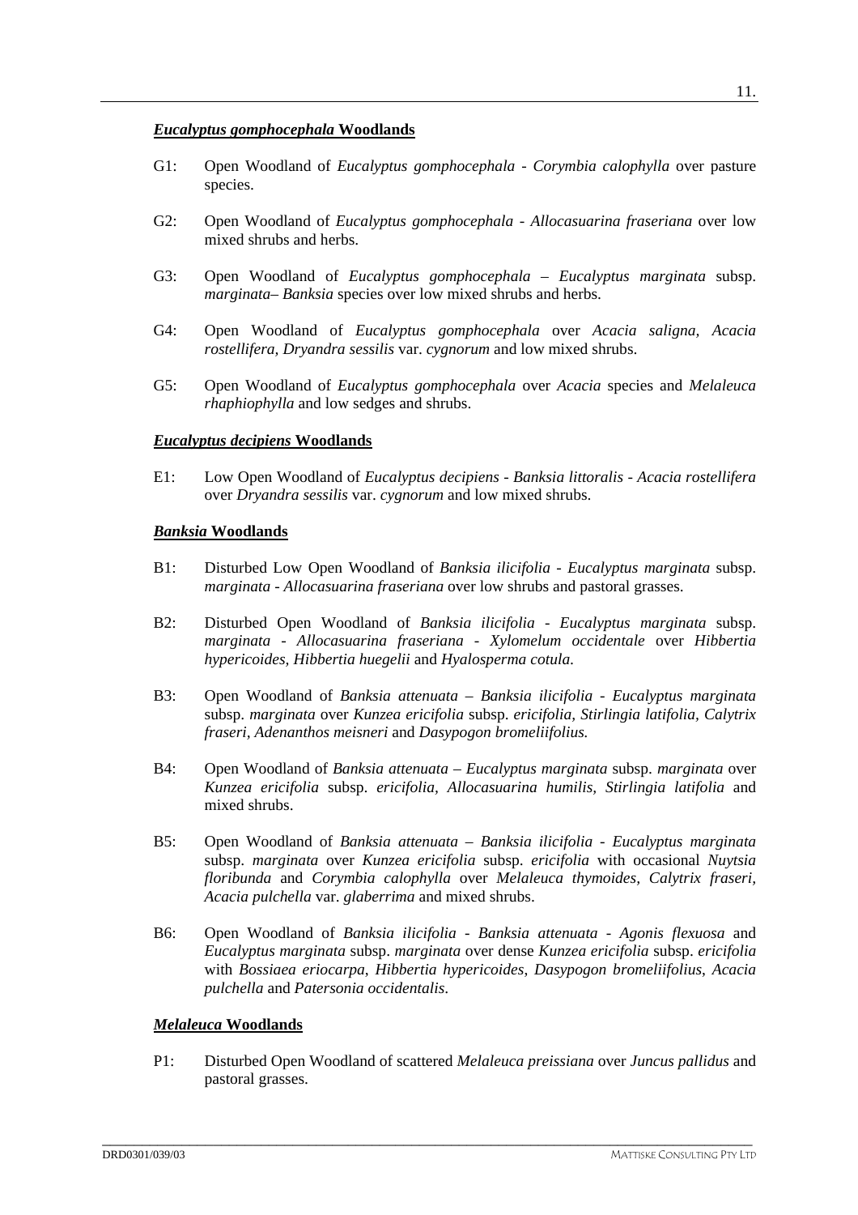### ***Eucalyptus gomphocephala*** **Woodlands**

G1: Open Woodland of *Eucalyptus gomphocephala - Corymbia calophylla* over pasture species.

G2: Open Woodland of *Eucalyptus gomphocephala - Allocasuarina fraseriana* over low mixed shrubs and herbs.

G3: Open Woodland of *Eucalyptus gomphocephala – Eucalyptus marginata* subsp. *marginata– Banksia* species over low mixed shrubs and herbs.

G4: Open Woodland of *Eucalyptus gomphocephala* over *Acacia saligna, Acacia rostellifera, Dryandra sessilis* var. *cygnorum* and low mixed shrubs.

G5: Open Woodland of *Eucalyptus gomphocephala* over *Acacia* species and *Melaleuca rhaphiophylla* and low sedges and shrubs.

### ***Eucalyptus decipiens*** **Woodlands**

E1: Low Open Woodland of *Eucalyptus decipiens - Banksia littoralis - Acacia rostellifera* over *Dryandra sessilis* var. *cygnorum* and low mixed shrubs.

### ***Banksia*** **Woodlands**

B1: Disturbed Low Open Woodland of *Banksia ilicifolia - Eucalyptus marginata* subsp. *marginata - Allocasuarina fraseriana* over low shrubs and pastoral grasses.

B2: Disturbed Open Woodland of *Banksia ilicifolia - Eucalyptus marginata* subsp. *marginata - Allocasuarina fraseriana - Xylomelum occidentale* over *Hibbertia hypericoides, Hibbertia huegelii* and *Hyalosperma cotula.*

B3: Open Woodland of *Banksia attenuata – Banksia ilicifolia - Eucalyptus marginata* subsp. *marginata* over *Kunzea ericifolia* subsp. *ericifolia, Stirlingia latifolia, Calytrix fraseri, Adenanthos meisneri* and *Dasypogon bromeliifolius.*

B4: Open Woodland of *Banksia attenuata – Eucalyptus marginata* subsp. *marginata* over *Kunzea ericifolia* subsp. *ericifolia, Allocasuarina humilis, Stirlingia latifolia* and mixed shrubs.

B5: Open Woodland of *Banksia attenuata – Banksia ilicifolia - Eucalyptus marginata* subsp. *marginata* over *Kunzea ericifolia* subsp. *ericifolia* with occasional *Nuytsia floribunda* and *Corymbia calophylla* over *Melaleuca thymoides, Calytrix fraseri, Acacia pulchella* var. *glaberrima* and mixed shrubs.

B6: Open Woodland of *Banksia ilicifolia - Banksia attenuata - Agonis flexuosa* and *Eucalyptus marginata* subsp. *marginata* over dense *Kunzea ericifolia* subsp. *ericifolia* with *Bossiaea eriocarpa, Hibbertia hypericoides, Dasypogon bromeliifolius, Acacia pulchella* and *Patersonia occidentalis.*

### ***Melaleuca*** **Woodlands**

P1: Disturbed Open Woodland of scattered *Melaleuca preissiana* over *Juncus pallidus* and pastoral grasses.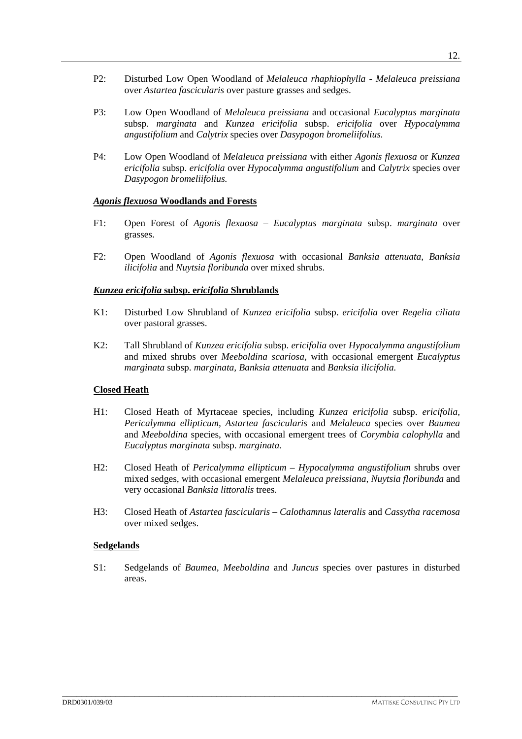P2: Disturbed Low Open Woodland of *Melaleuca rhaphiophylla* - *Melaleuca preissiana* over *Astartea fascicularis* over pasture grasses and sedges.

P3: Low Open Woodland of *Melaleuca preissiana* and occasional *Eucalyptus marginata* subsp. *marginata* and *Kunzea ericifolia* subsp. *ericifolia* over *Hypocalymma angustifolium* and *Calytrix* species over *Dasypogon bromeliifolius.*

P4: Low Open Woodland of *Melaleuca preissiana* with either *Agonis flexuosa* or *Kunzea ericifolia* subsp. *ericifolia* over *Hypocalymma angustifolium* and *Calytrix* species over *Dasypogon bromeliifolius.*

### ***Agonis flexuosa*** **Woodlands and Forests**

F1: Open Forest of *Agonis flexuosa* – *Eucalyptus marginata* subsp. *marginata* over grasses.

F2: Open Woodland of *Agonis flexuosa* with occasional *Banksia attenuata*, *Banksia ilicifolia* and *Nuytsia floribunda* over mixed shrubs.

### ***Kunzea ericifolia*** **subsp.** ***ericifolia*** **Shrublands**

K1: Disturbed Low Shrubland of *Kunzea ericifolia* subsp. *ericifolia* over *Regelia ciliata* over pastoral grasses.

K2: Tall Shrubland of *Kunzea ericifolia* subsp. *ericifolia* over *Hypocalymma angustifolium* and mixed shrubs over *Meeboldina scariosa*, with occasional emergent *Eucalyptus marginata* subsp. *marginata, Banksia attenuata* and *Banksia ilicifolia.*

### **Closed Heath**

H1: Closed Heath of Myrtaceae species, including *Kunzea ericifolia* subsp. *ericifolia, Pericalymma ellipticum, Astartea fascicularis* and *Melaleuca* species over *Baumea* and *Meeboldina* species, with occasional emergent trees of *Corymbia calophylla* and *Eucalyptus marginata* subsp. *marginata.*

H2: Closed Heath of *Pericalymma ellipticum* – *Hypocalymma angustifolium* shrubs over mixed sedges, with occasional emergent *Melaleuca preissiana, Nuytsia floribunda* and very occasional *Banksia littoralis* trees.

H3: Closed Heath of *Astartea fascicularis* – *Calothamnus lateralis* and *Cassytha racemosa* over mixed sedges.

### **Sedgelands**

S1: Sedgelands of *Baumea*, *Meeboldina* and *Juncus* species over pastures in disturbed areas.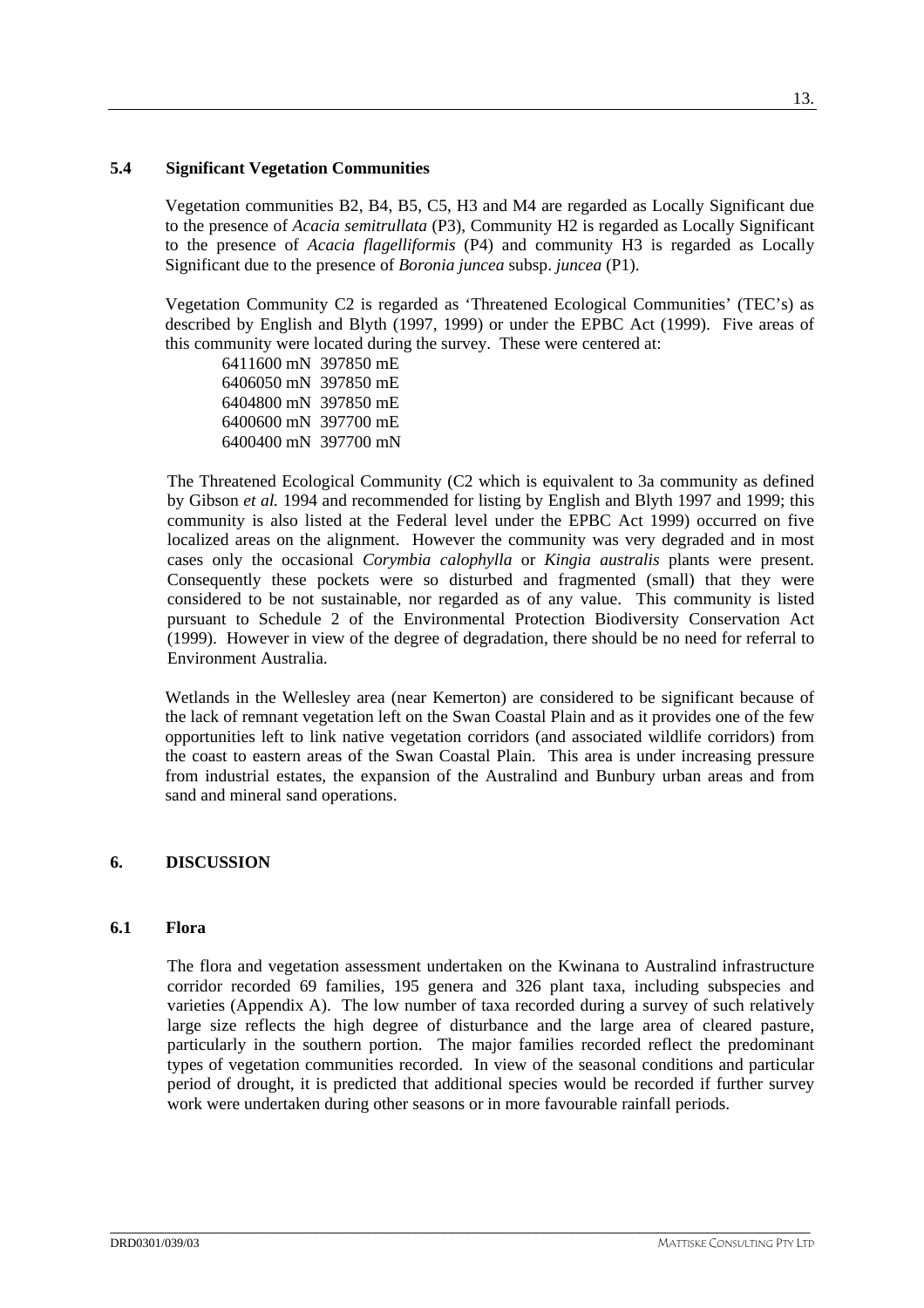### 5.4 Significant Vegetation Communities

Vegetation communities B2, B4, B5, C5, H3 and M4 are regarded as Locally Significant due to the presence of *Acacia semitrullata* (P3), Community H2 is regarded as Locally Significant to the presence of *Acacia flagelliformis* (P4) and community H3 is regarded as Locally Significant due to the presence of *Boronia juncea* subsp. *juncea* (P1).

Vegetation Community C2 is regarded as 'Threatened Ecological Communities' (TEC's) as described by English and Blyth (1997, 1999) or under the EPBC Act (1999). Five areas of this community were located during the survey. These were centered at:

6411600 mN 397850 mE
6406050 mN 397850 mE
6404800 mN 397850 mE
6400600 mN 397700 mE
6400400 mN 397700 mN

The Threatened Ecological Community (C2 which is equivalent to 3a community as defined by Gibson *et al.* 1994 and recommended for listing by English and Blyth 1997 and 1999; this community is also listed at the Federal level under the EPBC Act 1999) occurred on five localized areas on the alignment. However the community was very degraded and in most cases only the occasional *Corymbia calophylla* or *Kingia australis* plants were present. Consequently these pockets were so disturbed and fragmented (small) that they were considered to be not sustainable, nor regarded as of any value. This community is listed pursuant to Schedule 2 of the Environmental Protection Biodiversity Conservation Act (1999). However in view of the degree of degradation, there should be no need for referral to Environment Australia.

Wetlands in the Wellesley area (near Kemerton) are considered to be significant because of the lack of remnant vegetation left on the Swan Coastal Plain and as it provides one of the few opportunities left to link native vegetation corridors (and associated wildlife corridors) from the coast to eastern areas of the Swan Coastal Plain. This area is under increasing pressure from industrial estates, the expansion of the Australind and Bunbury urban areas and from sand and mineral sand operations.

## 6. DISCUSSION

### 6.1 Flora

The flora and vegetation assessment undertaken on the Kwinana to Australind infrastructure corridor recorded 69 families, 195 genera and 326 plant taxa, including subspecies and varieties (Appendix A). The low number of taxa recorded during a survey of such relatively large size reflects the high degree of disturbance and the large area of cleared pasture, particularly in the southern portion. The major families recorded reflect the predominant types of vegetation communities recorded. In view of the seasonal conditions and particular period of drought, it is predicted that additional species would be recorded if further survey work were undertaken during other seasons or in more favourable rainfall periods.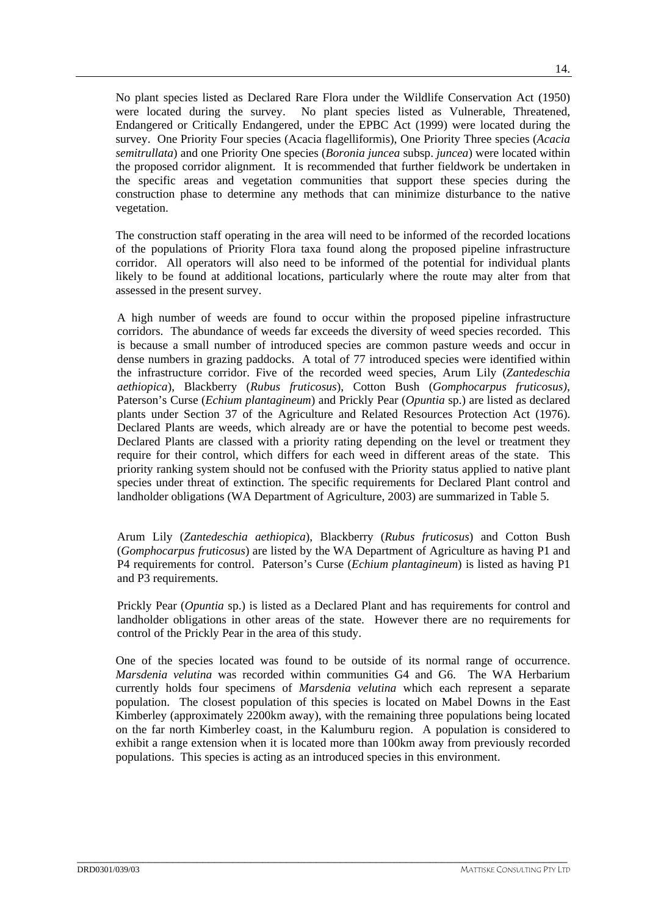No plant species listed as Declared Rare Flora under the Wildlife Conservation Act (1950) were located during the survey. No plant species listed as Vulnerable, Threatened, Endangered or Critically Endangered, under the EPBC Act (1999) were located during the survey. One Priority Four species (Acacia flagelliformis), One Priority Three species (*Acacia semitrullata*) and one Priority One species (*Boronia juncea* subsp. *juncea*) were located within the proposed corridor alignment. It is recommended that further fieldwork be undertaken in the specific areas and vegetation communities that support these species during the construction phase to determine any methods that can minimize disturbance to the native vegetation.

The construction staff operating in the area will need to be informed of the recorded locations of the populations of Priority Flora taxa found along the proposed pipeline infrastructure corridor. All operators will also need to be informed of the potential for individual plants likely to be found at additional locations, particularly where the route may alter from that assessed in the present survey.

A high number of weeds are found to occur within the proposed pipeline infrastructure corridors. The abundance of weeds far exceeds the diversity of weed species recorded. This is because a small number of introduced species are common pasture weeds and occur in dense numbers in grazing paddocks. A total of 77 introduced species were identified within the infrastructure corridor. Five of the recorded weed species, Arum Lily (*Zantedeschia aethiopica*), Blackberry (*Rubus fruticosus*), Cotton Bush (*Gomphocarpus fruticosus)*, Paterson's Curse (*Echium plantagineum*) and Prickly Pear (*Opuntia* sp.) are listed as declared plants under Section 37 of the Agriculture and Related Resources Protection Act (1976). Declared Plants are weeds, which already are or have the potential to become pest weeds. Declared Plants are classed with a priority rating depending on the level or treatment they require for their control, which differs for each weed in different areas of the state. This priority ranking system should not be confused with the Priority status applied to native plant species under threat of extinction. The specific requirements for Declared Plant control and landholder obligations (WA Department of Agriculture, 2003) are summarized in Table 5.

Arum Lily (*Zantedeschia aethiopica*), Blackberry (*Rubus fruticosus*) and Cotton Bush (*Gomphocarpus fruticosus*) are listed by the WA Department of Agriculture as having P1 and P4 requirements for control. Paterson's Curse (*Echium plantagineum*) is listed as having P1 and P3 requirements.

Prickly Pear (*Opuntia* sp.) is listed as a Declared Plant and has requirements for control and landholder obligations in other areas of the state. However there are no requirements for control of the Prickly Pear in the area of this study.

One of the species located was found to be outside of its normal range of occurrence. *Marsdenia velutina* was recorded within communities G4 and G6. The WA Herbarium currently holds four specimens of *Marsdenia velutina* which each represent a separate population. The closest population of this species is located on Mabel Downs in the East Kimberley (approximately 2200km away), with the remaining three populations being located on the far north Kimberley coast, in the Kalumburu region. A population is considered to exhibit a range extension when it is located more than 100km away from previously recorded populations. This species is acting as an introduced species in this environment.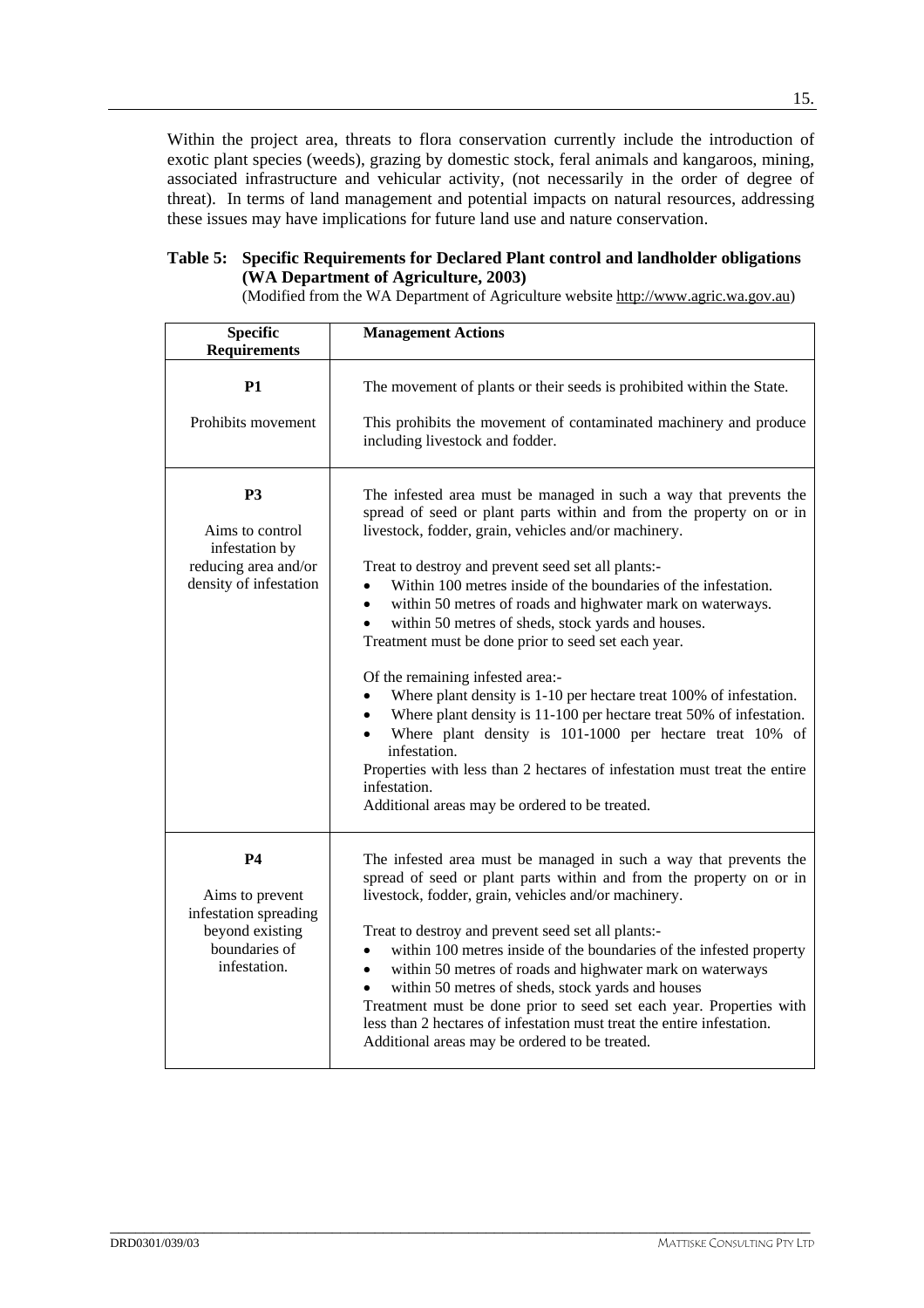Within the project area, threats to flora conservation currently include the introduction of exotic plant species (weeds), grazing by domestic stock, feral animals and kangaroos, mining, associated infrastructure and vehicular activity, (not necessarily in the order of degree of threat). In terms of land management and potential impacts on natural resources, addressing these issues may have implications for future land use and nature conservation.

**Table 5: Specific Requirements for Declared Plant control and landholder obligations (WA Department of Agriculture, 2003)**

(Modified from the WA Department of Agriculture website http://www.agric.wa.gov.au)

| Specific Requirements | Management Actions |
|---|---|
| **P1**<br><br>Prohibits movement | The movement of plants or their seeds is prohibited within the State.<br><br>This prohibits the movement of contaminated machinery and produce including livestock and fodder. |
| **P3**<br><br>Aims to control infestation by reducing area and/or density of infestation | The infested area must be managed in such a way that prevents the spread of seed or plant parts within and from the property on or in livestock, fodder, grain, vehicles and/or machinery.<br><br>Treat to destroy and prevent seed set all plants:-<br>• Within 100 metres inside of the boundaries of the infestation.<br>• within 50 metres of roads and highwater mark on waterways.<br>• within 50 metres of sheds, stock yards and houses.<br>Treatment must be done prior to seed set each year.<br><br>Of the remaining infested area:-<br>• Where plant density is 1-10 per hectare treat 100% of infestation.<br>• Where plant density is 11-100 per hectare treat 50% of infestation.<br>• Where plant density is 101-1000 per hectare treat 10% of infestation.<br>Properties with less than 2 hectares of infestation must treat the entire infestation.<br>Additional areas may be ordered to be treated. |
| **P4**<br><br>Aims to prevent infestation spreading beyond existing boundaries of infestation. | The infested area must be managed in such a way that prevents the spread of seed or plant parts within and from the property on or in livestock, fodder, grain, vehicles and/or machinery.<br><br>Treat to destroy and prevent seed set all plants:-<br>• within 100 metres inside of the boundaries of the infested property<br>• within 50 metres of roads and highwater mark on waterways<br>• within 50 metres of sheds, stock yards and houses<br>Treatment must be done prior to seed set each year. Properties with less than 2 hectares of infestation must treat the entire infestation.<br>Additional areas may be ordered to be treated. |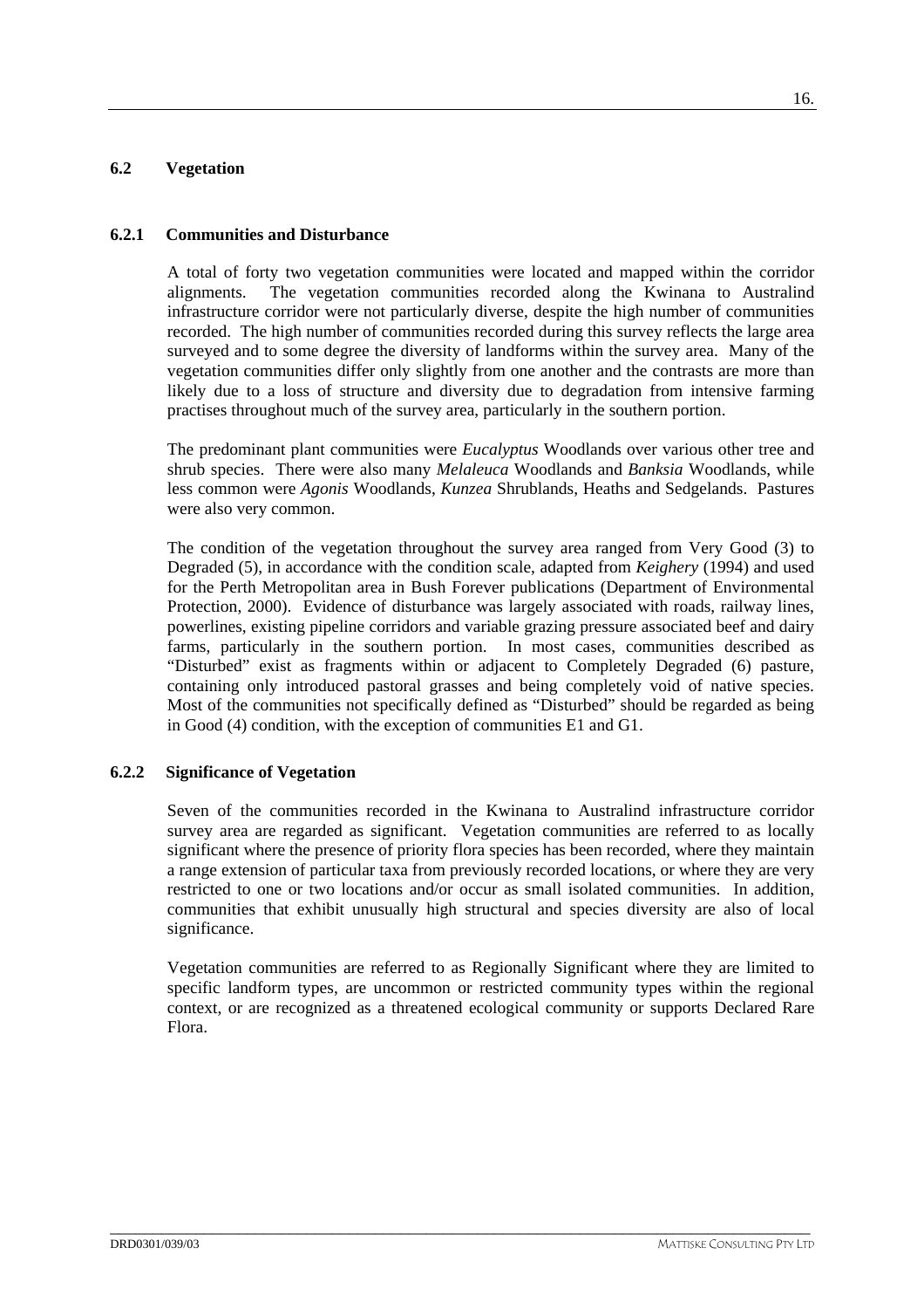## 6.2 Vegetation

### 6.2.1 Communities and Disturbance

A total of forty two vegetation communities were located and mapped within the corridor alignments. The vegetation communities recorded along the Kwinana to Australind infrastructure corridor were not particularly diverse, despite the high number of communities recorded. The high number of communities recorded during this survey reflects the large area surveyed and to some degree the diversity of landforms within the survey area. Many of the vegetation communities differ only slightly from one another and the contrasts are more than likely due to a loss of structure and diversity due to degradation from intensive farming practises throughout much of the survey area, particularly in the southern portion.

The predominant plant communities were *Eucalyptus* Woodlands over various other tree and shrub species. There were also many *Melaleuca* Woodlands and *Banksia* Woodlands, while less common were *Agonis* Woodlands, *Kunzea* Shrublands, Heaths and Sedgelands. Pastures were also very common.

The condition of the vegetation throughout the survey area ranged from Very Good (3) to Degraded (5), in accordance with the condition scale, adapted from *Keighery* (1994) and used for the Perth Metropolitan area in Bush Forever publications (Department of Environmental Protection, 2000). Evidence of disturbance was largely associated with roads, railway lines, powerlines, existing pipeline corridors and variable grazing pressure associated beef and dairy farms, particularly in the southern portion. In most cases, communities described as "Disturbed" exist as fragments within or adjacent to Completely Degraded (6) pasture, containing only introduced pastoral grasses and being completely void of native species. Most of the communities not specifically defined as "Disturbed" should be regarded as being in Good (4) condition, with the exception of communities E1 and G1.

### 6.2.2 Significance of Vegetation

Seven of the communities recorded in the Kwinana to Australind infrastructure corridor survey area are regarded as significant. Vegetation communities are referred to as locally significant where the presence of priority flora species has been recorded, where they maintain a range extension of particular taxa from previously recorded locations, or where they are very restricted to one or two locations and/or occur as small isolated communities. In addition, communities that exhibit unusually high structural and species diversity are also of local significance.

Vegetation communities are referred to as Regionally Significant where they are limited to specific landform types, are uncommon or restricted community types within the regional context, or are recognized as a threatened ecological community or supports Declared Rare Flora.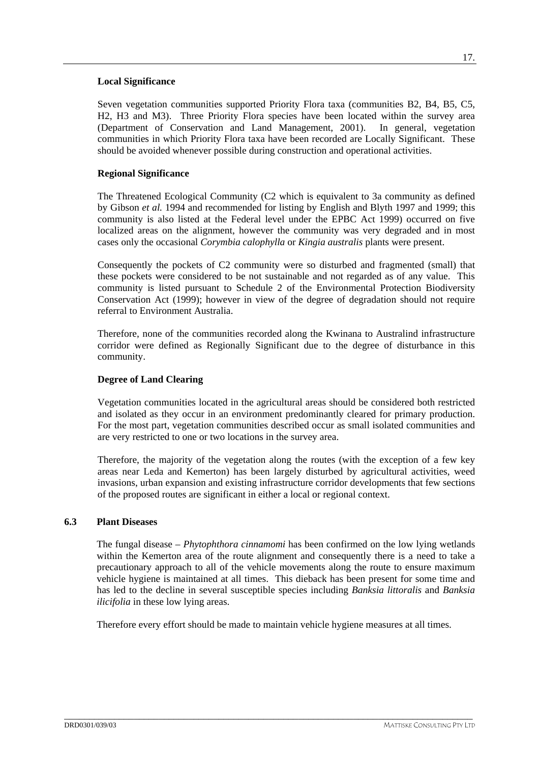**Local Significance**

Seven vegetation communities supported Priority Flora taxa (communities B2, B4, B5, C5, H2, H3 and M3). Three Priority Flora species have been located within the survey area (Department of Conservation and Land Management, 2001). In general, vegetation communities in which Priority Flora taxa have been recorded are Locally Significant. These should be avoided whenever possible during construction and operational activities.

**Regional Significance**

The Threatened Ecological Community (C2 which is equivalent to 3a community as defined by Gibson *et al.* 1994 and recommended for listing by English and Blyth 1997 and 1999; this community is also listed at the Federal level under the EPBC Act 1999) occurred on five localized areas on the alignment, however the community was very degraded and in most cases only the occasional *Corymbia calophylla* or *Kingia australis* plants were present.

Consequently the pockets of C2 community were so disturbed and fragmented (small) that these pockets were considered to be not sustainable and not regarded as of any value. This community is listed pursuant to Schedule 2 of the Environmental Protection Biodiversity Conservation Act (1999); however in view of the degree of degradation should not require referral to Environment Australia.

Therefore, none of the communities recorded along the Kwinana to Australind infrastructure corridor were defined as Regionally Significant due to the degree of disturbance in this community.

**Degree of Land Clearing**

Vegetation communities located in the agricultural areas should be considered both restricted and isolated as they occur in an environment predominantly cleared for primary production. For the most part, vegetation communities described occur as small isolated communities and are very restricted to one or two locations in the survey area.

Therefore, the majority of the vegetation along the routes (with the exception of a few key areas near Leda and Kemerton) has been largely disturbed by agricultural activities, weed invasions, urban expansion and existing infrastructure corridor developments that few sections of the proposed routes are significant in either a local or regional context.

### 6.3 Plant Diseases

The fungal disease – *Phytophthora cinnamomi* has been confirmed on the low lying wetlands within the Kemerton area of the route alignment and consequently there is a need to take a precautionary approach to all of the vehicle movements along the route to ensure maximum vehicle hygiene is maintained at all times. This dieback has been present for some time and has led to the decline in several susceptible species including *Banksia littoralis* and *Banksia ilicifolia* in these low lying areas.

Therefore every effort should be made to maintain vehicle hygiene measures at all times.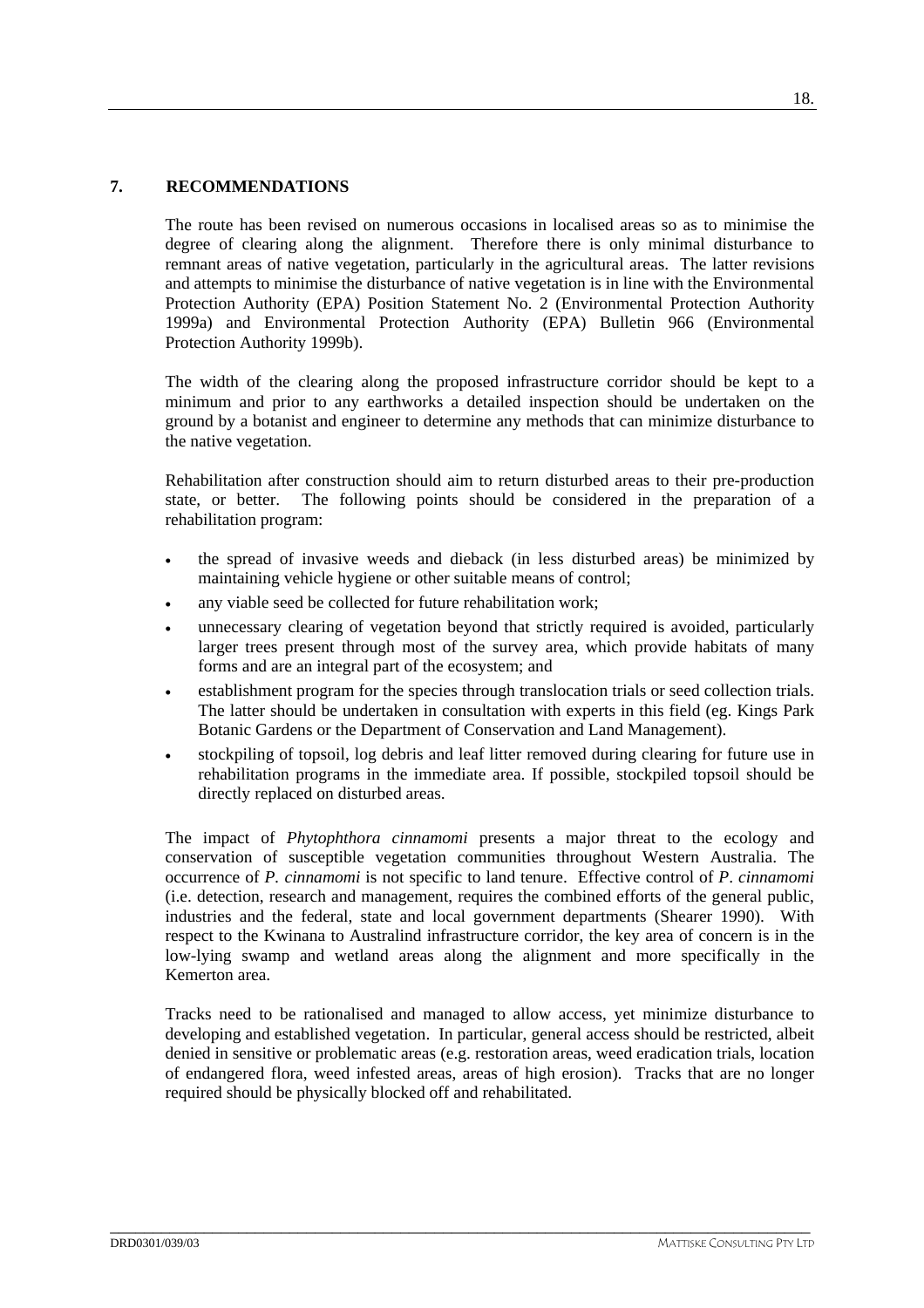## 7. RECOMMENDATIONS

The route has been revised on numerous occasions in localised areas so as to minimise the degree of clearing along the alignment. Therefore there is only minimal disturbance to remnant areas of native vegetation, particularly in the agricultural areas. The latter revisions and attempts to minimise the disturbance of native vegetation is in line with the Environmental Protection Authority (EPA) Position Statement No. 2 (Environmental Protection Authority 1999a) and Environmental Protection Authority (EPA) Bulletin 966 (Environmental Protection Authority 1999b).

The width of the clearing along the proposed infrastructure corridor should be kept to a minimum and prior to any earthworks a detailed inspection should be undertaken on the ground by a botanist and engineer to determine any methods that can minimize disturbance to the native vegetation.

Rehabilitation after construction should aim to return disturbed areas to their pre-production state, or better. The following points should be considered in the preparation of a rehabilitation program:

- the spread of invasive weeds and dieback (in less disturbed areas) be minimized by maintaining vehicle hygiene or other suitable means of control;
- any viable seed be collected for future rehabilitation work;
- unnecessary clearing of vegetation beyond that strictly required is avoided, particularly larger trees present through most of the survey area, which provide habitats of many forms and are an integral part of the ecosystem; and
- establishment program for the species through translocation trials or seed collection trials. The latter should be undertaken in consultation with experts in this field (eg. Kings Park Botanic Gardens or the Department of Conservation and Land Management).
- stockpiling of topsoil, log debris and leaf litter removed during clearing for future use in rehabilitation programs in the immediate area. If possible, stockpiled topsoil should be directly replaced on disturbed areas.

The impact of *Phytophthora cinnamomi* presents a major threat to the ecology and conservation of susceptible vegetation communities throughout Western Australia. The occurrence of *P. cinnamomi* is not specific to land tenure. Effective control of *P. cinnamomi* (i.e. detection, research and management, requires the combined efforts of the general public, industries and the federal, state and local government departments (Shearer 1990). With respect to the Kwinana to Australind infrastructure corridor, the key area of concern is in the low-lying swamp and wetland areas along the alignment and more specifically in the Kemerton area.

Tracks need to be rationalised and managed to allow access, yet minimize disturbance to developing and established vegetation. In particular, general access should be restricted, albeit denied in sensitive or problematic areas (e.g. restoration areas, weed eradication trials, location of endangered flora, weed infested areas, areas of high erosion). Tracks that are no longer required should be physically blocked off and rehabilitated.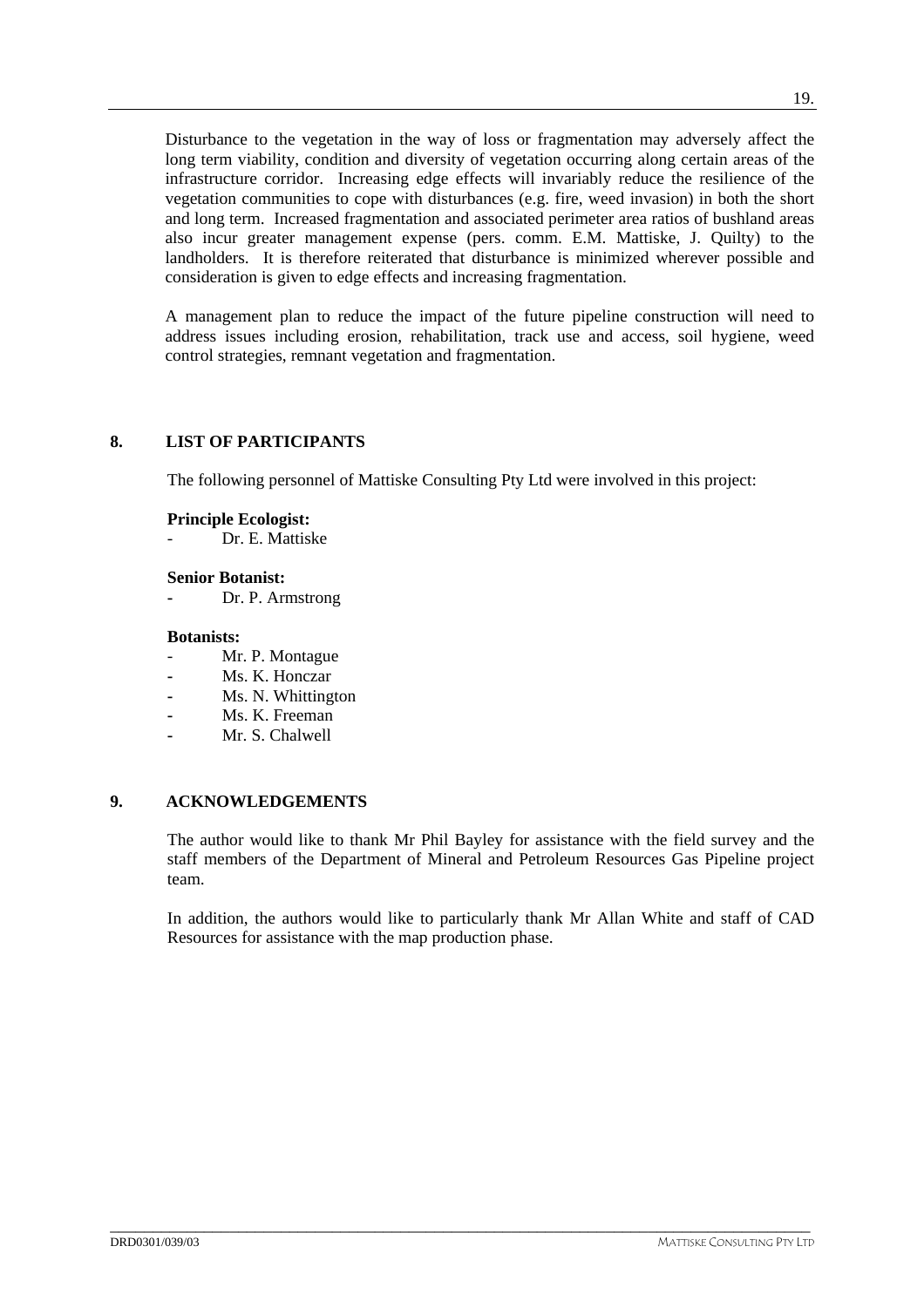Disturbance to the vegetation in the way of loss or fragmentation may adversely affect the long term viability, condition and diversity of vegetation occurring along certain areas of the infrastructure corridor. Increasing edge effects will invariably reduce the resilience of the vegetation communities to cope with disturbances (e.g. fire, weed invasion) in both the short and long term. Increased fragmentation and associated perimeter area ratios of bushland areas also incur greater management expense (pers. comm. E.M. Mattiske, J. Quilty) to the landholders. It is therefore reiterated that disturbance is minimized wherever possible and consideration is given to edge effects and increasing fragmentation.

A management plan to reduce the impact of the future pipeline construction will need to address issues including erosion, rehabilitation, track use and access, soil hygiene, weed control strategies, remnant vegetation and fragmentation.

## 8. LIST OF PARTICIPANTS

The following personnel of Mattiske Consulting Pty Ltd were involved in this project:

**Principle Ecologist:**

- Dr. E. Mattiske

**Senior Botanist:**

- Dr. P. Armstrong

**Botanists:**

- Mr. P. Montague
- Ms. K. Honczar
- Ms. N. Whittington
- Ms. K. Freeman
- Mr. S. Chalwell

## 9. ACKNOWLEDGEMENTS

The author would like to thank Mr Phil Bayley for assistance with the field survey and the staff members of the Department of Mineral and Petroleum Resources Gas Pipeline project team.

In addition, the authors would like to particularly thank Mr Allan White and staff of CAD Resources for assistance with the map production phase.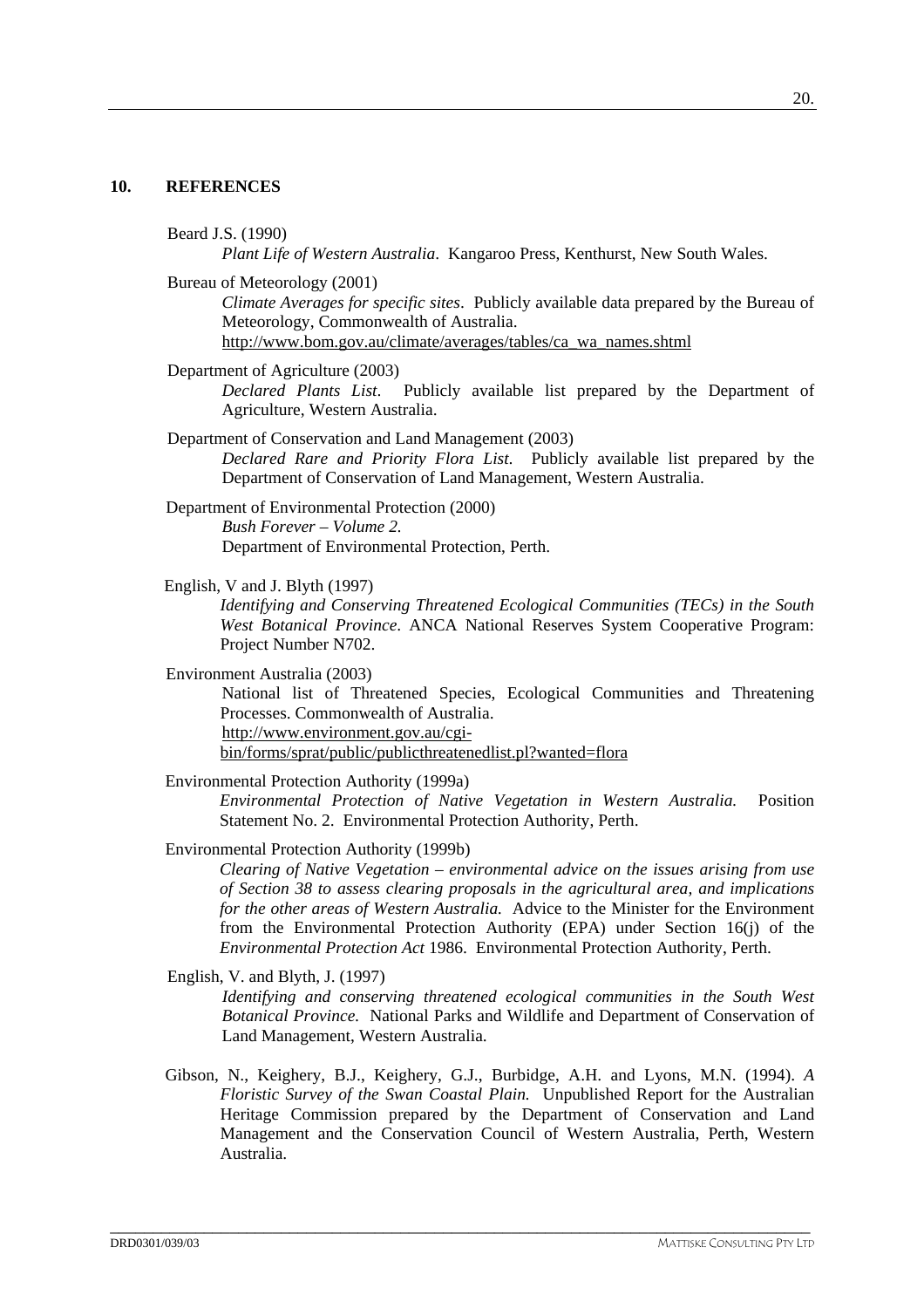## 10. REFERENCES

Beard J.S. (1990)
*Plant Life of Western Australia*. Kangaroo Press, Kenthurst, New South Wales.

Bureau of Meteorology (2001)
*Climate Averages for specific sites*. Publicly available data prepared by the Bureau of Meteorology, Commonwealth of Australia.
http://www.bom.gov.au/climate/averages/tables/ca_wa_names.shtml

Department of Agriculture (2003)
*Declared Plants List*. Publicly available list prepared by the Department of Agriculture, Western Australia.

Department of Conservation and Land Management (2003)
*Declared Rare and Priority Flora List.* Publicly available list prepared by the Department of Conservation of Land Management, Western Australia.

Department of Environmental Protection (2000)
*Bush Forever – Volume 2.*
Department of Environmental Protection, Perth.

English, V and J. Blyth (1997)
*Identifying and Conserving Threatened Ecological Communities (TECs) in the South West Botanical Province*. ANCA National Reserves System Cooperative Program: Project Number N702.

Environment Australia (2003)
National list of Threatened Species, Ecological Communities and Threatening Processes. Commonwealth of Australia.
http://www.environment.gov.au/cgi-bin/forms/sprat/public/publicthreatenedlist.pl?wanted=flora

Environmental Protection Authority (1999a)
*Environmental Protection of Native Vegetation in Western Australia.* Position Statement No. 2. Environmental Protection Authority, Perth.

Environmental Protection Authority (1999b)
*Clearing of Native Vegetation – environmental advice on the issues arising from use of Section 38 to assess clearing proposals in the agricultural area, and implications for the other areas of Western Australia.* Advice to the Minister for the Environment from the Environmental Protection Authority (EPA) under Section 16(j) of the *Environmental Protection Act* 1986. Environmental Protection Authority, Perth.

English, V. and Blyth, J. (1997)
*Identifying and conserving threatened ecological communities in the South West Botanical Province.* National Parks and Wildlife and Department of Conservation of Land Management, Western Australia.

Gibson, N., Keighery, B.J., Keighery, G.J., Burbidge, A.H. and Lyons, M.N. (1994). *A Floristic Survey of the Swan Coastal Plain.* Unpublished Report for the Australian Heritage Commission prepared by the Department of Conservation and Land Management and the Conservation Council of Western Australia, Perth, Western Australia.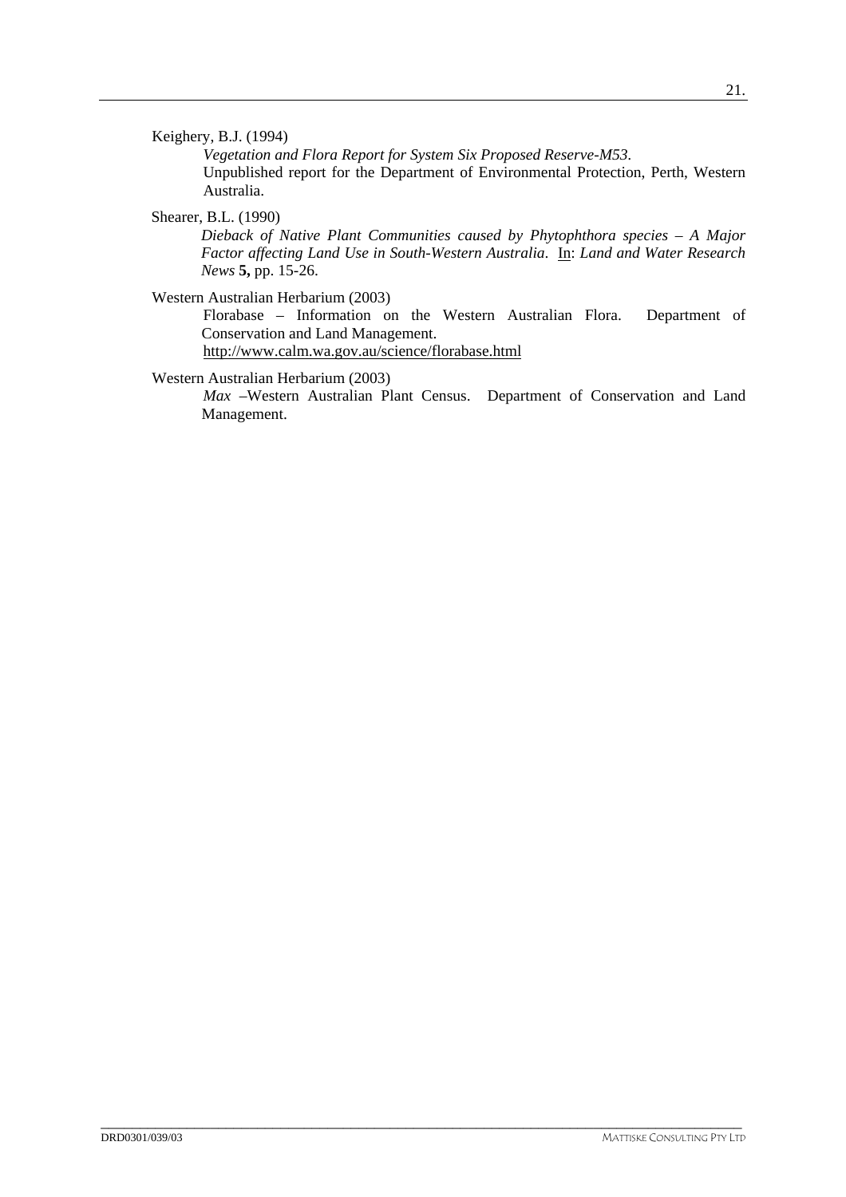Keighery, B.J. (1994)

*Vegetation and Flora Report for System Six Proposed Reserve-M53.*
Unpublished report for the Department of Environmental Protection, Perth, Western Australia.

Shearer, B.L. (1990)

*Dieback of Native Plant Communities caused by Phytophthora species – A Major Factor affecting Land Use in South-Western Australia.* In: *Land and Water Research News* **5,** pp. 15-26.

Western Australian Herbarium (2003)

Florabase – Information on the Western Australian Flora. Department of Conservation and Land Management.
http://www.calm.wa.gov.au/science/florabase.html

Western Australian Herbarium (2003)

*Max* –Western Australian Plant Census. Department of Conservation and Land Management.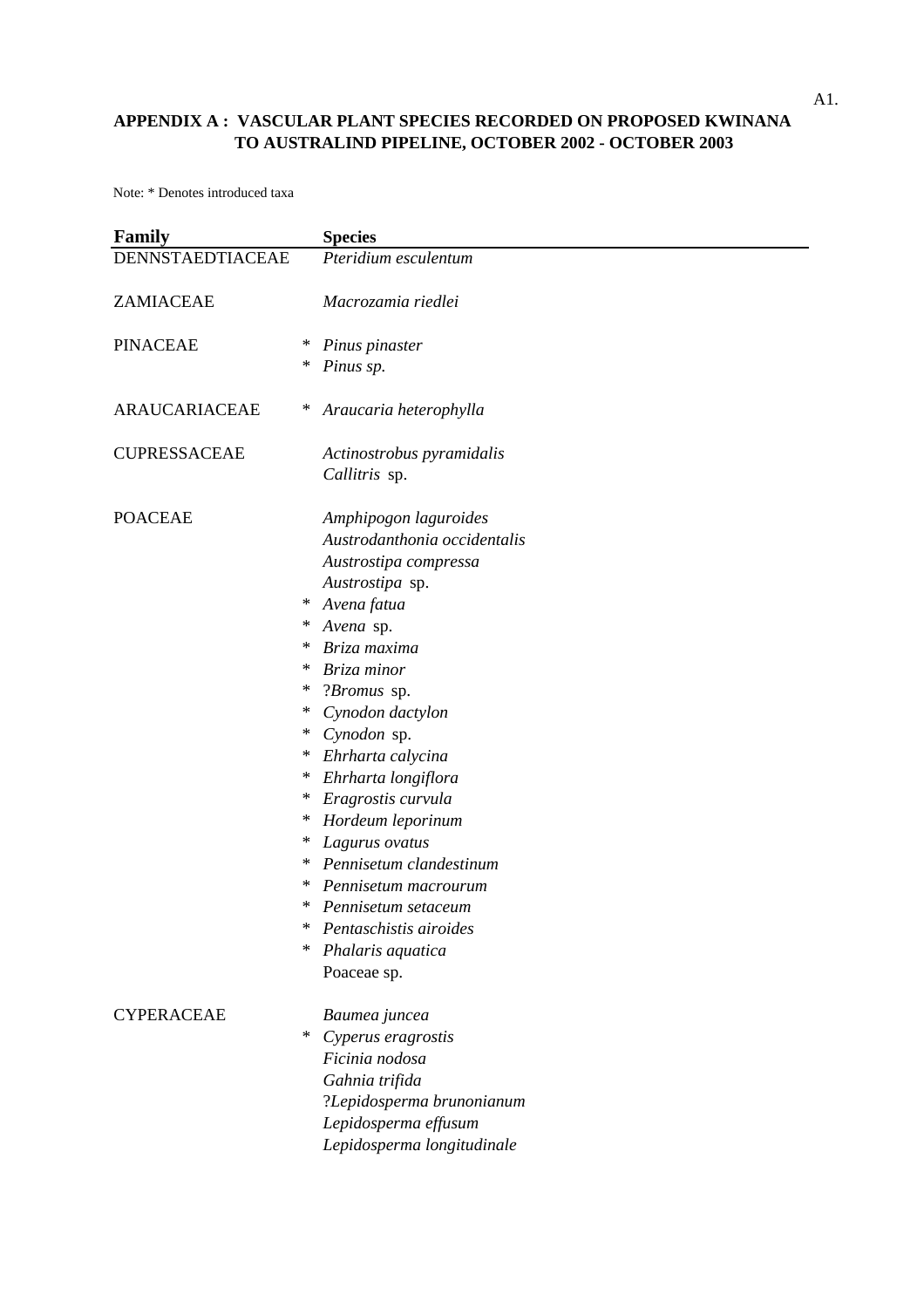**APPENDIX A : VASCULAR PLANT SPECIES RECORDED ON PROPOSED KWINANA TO AUSTRALIND PIPELINE, OCTOBER 2002 - OCTOBER 2003**

Note: * Denotes introduced taxa

| Family | | Species |
|---|---|---|
| DENNSTAEDTIACEAE | | *Pteridium esculentum* |
| ZAMIACEAE | | *Macrozamia riedlei* |
| PINACEAE | * | *Pinus pinaster* |
| | * | *Pinus sp.* |
| ARAUCARIACEAE | * | *Araucaria heterophylla* |
| CUPRESSACEAE | | *Actinostrobus pyramidalis* |
| | | *Callitris* sp. |
| POACEAE | | *Amphipogon laguroides* |
| | | *Austrodanthonia occidentalis* |
| | | *Austrostipa compressa* |
| | | *Austrostipa* sp. |
| | * | *Avena fatua* |
| | * | *Avena* sp. |
| | * | *Briza maxima* |
| | * | *Briza minor* |
| | * | ?*Bromus* sp. |
| | * | *Cynodon dactylon* |
| | * | *Cynodon* sp. |
| | * | *Ehrharta calycina* |
| | * | *Ehrharta longiflora* |
| | * | *Eragrostis curvula* |
| | * | *Hordeum leporinum* |
| | * | *Lagurus ovatus* |
| | * | *Pennisetum clandestinum* |
| | * | *Pennisetum macrourum* |
| | * | *Pennisetum setaceum* |
| | * | *Pentaschistis airoides* |
| | * | *Phalaris aquatica* |
| | | Poaceae sp. |
| CYPERACEAE | | *Baumea juncea* |
| | * | *Cyperus eragrostis* |
| | | *Ficinia nodosa* |
| | | *Gahnia trifida* |
| | | ?*Lepidosperma brunonianum* |
| | | *Lepidosperma effusum* |
| | | *Lepidosperma longitudinale* |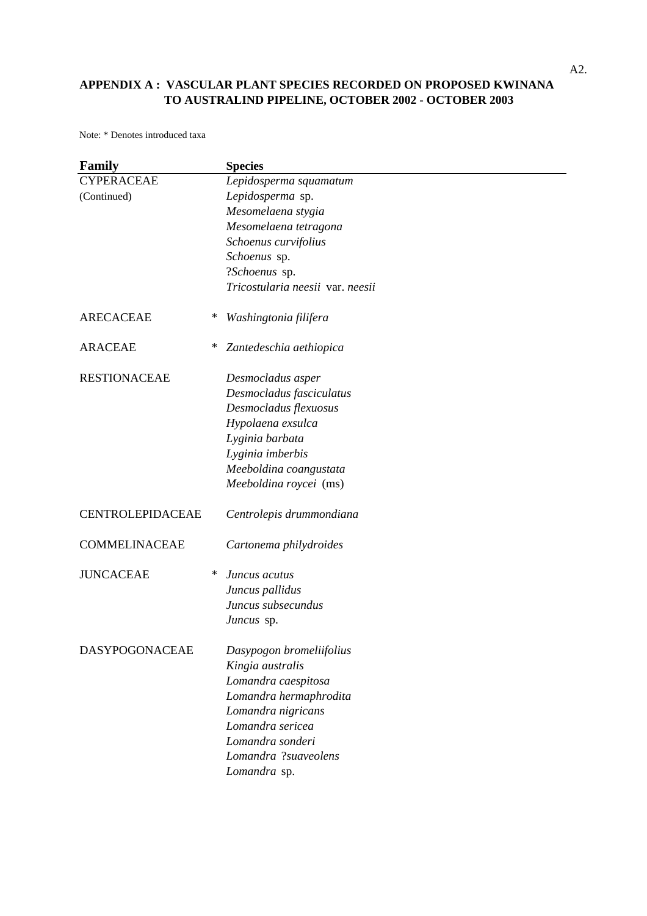**APPENDIX A : VASCULAR PLANT SPECIES RECORDED ON PROPOSED KWINANA TO AUSTRALIND PIPELINE, OCTOBER 2002 - OCTOBER 2003**

Note: * Denotes introduced taxa

| Family | | Species |
|---|---|---|
| CYPERACEAE | | *Lepidosperma squamatum* |
| (Continued) | | *Lepidosperma* sp. |
| | | *Mesomelaena stygia* |
| | | *Mesomelaena tetragona* |
| | | *Schoenus curvifolius* |
| | | *Schoenus* sp. |
| | | ?*Schoenus* sp. |
| | | *Tricostularia neesii* var. *neesii* |
| | | |
| ARECACEAE | * | *Washingtonia filifera* |
| | | |
| ARACEAE | * | *Zantedeschia aethiopica* |
| | | |
| RESTIONACEAE | | *Desmocladus asper* |
| | | *Desmocladus fasciculatus* |
| | | *Desmocladus flexuosus* |
| | | *Hypolaena exsulca* |
| | | *Lyginia barbata* |
| | | *Lyginia imberbis* |
| | | *Meeboldina coangustata* |
| | | *Meeboldina roycei* (ms) |
| | | |
| CENTROLEPIDACEAE | | *Centrolepis drummondiana* |
| | | |
| COMMELINACEAE | | *Cartonema philydroides* |
| | | |
| JUNCACEAE | * | *Juncus acutus* |
| | | *Juncus pallidus* |
| | | *Juncus subsecundus* |
| | | *Juncus* sp. |
| | | |
| DASYPOGONACEAE | | *Dasypogon bromeliifolius* |
| | | *Kingia australis* |
| | | *Lomandra caespitosa* |
| | | *Lomandra hermaphrodita* |
| | | *Lomandra nigricans* |
| | | *Lomandra sericea* |
| | | *Lomandra sonderi* |
| | | *Lomandra* ?*suaveolens* |
| | | *Lomandra* sp. |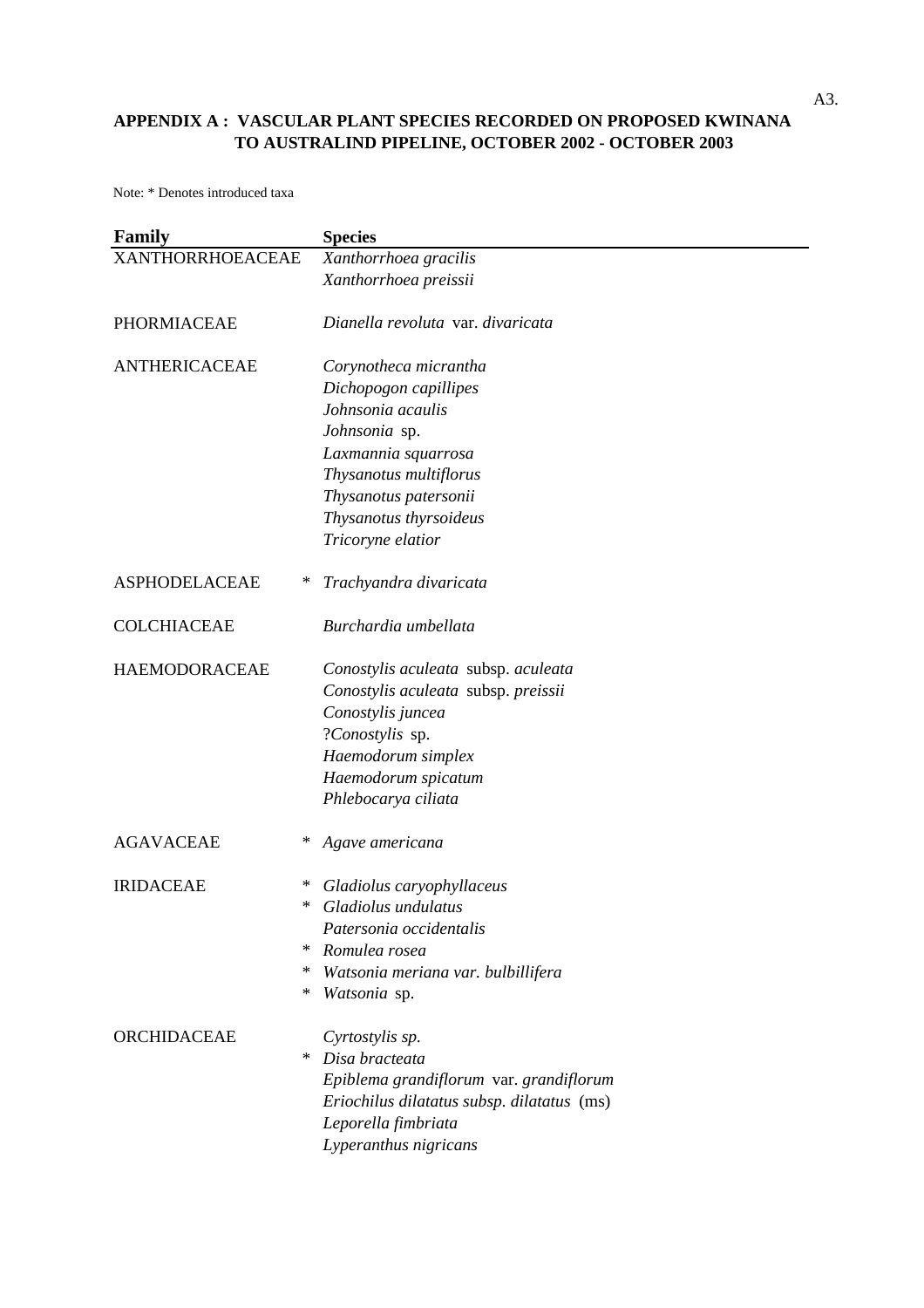**APPENDIX A : VASCULAR PLANT SPECIES RECORDED ON PROPOSED KWINANA TO AUSTRALIND PIPELINE, OCTOBER 2002 - OCTOBER 2003**

Note: * Denotes introduced taxa

| Family | | Species |
|---|---|---|
| XANTHORRHOEACEAE | | *Xanthorrhoea gracilis* |
| | | *Xanthorrhoea preissii* |
| | | |
| PHORMIACEAE | | *Dianella revoluta* var. *divaricata* |
| | | |
| ANTHERICACEAE | | *Corynotheca micrantha* |
| | | *Dichopogon capillipes* |
| | | *Johnsonia acaulis* |
| | | *Johnsonia* sp. |
| | | *Laxmannia squarrosa* |
| | | *Thysanotus multiflorus* |
| | | *Thysanotus patersonii* |
| | | *Thysanotus thyrsoideus* |
| | | *Tricoryne elatior* |
| | | |
| ASPHODELACEAE | * | *Trachyandra divaricata* |
| | | |
| COLCHIACEAE | | *Burchardia umbellata* |
| | | |
| HAEMODORACEAE | | *Conostylis aculeata* subsp. *aculeata* |
| | | *Conostylis aculeata* subsp. *preissii* |
| | | *Conostylis juncea* |
| | | ?*Conostylis* sp. |
| | | *Haemodorum simplex* |
| | | *Haemodorum spicatum* |
| | | *Phlebocarya ciliata* |
| | | |
| AGAVACEAE | * | *Agave americana* |
| | | |
| IRIDACEAE | * | *Gladiolus caryophyllaceus* |
| | * | *Gladiolus undulatus* |
| | | *Patersonia occidentalis* |
| | * | *Romulea rosea* |
| | * | *Watsonia meriana var. bulbillifera* |
| | * | *Watsonia* sp. |
| | | |
| ORCHIDACEAE | | *Cyrtostylis sp.* |
| | * | *Disa bracteata* |
| | | *Epiblema grandiflorum* var. *grandiflorum* |
| | | *Eriochilus dilatatus subsp. dilatatus* (ms) |
| | | *Leporella fimbriata* |
| | | *Lyperanthus nigricans* |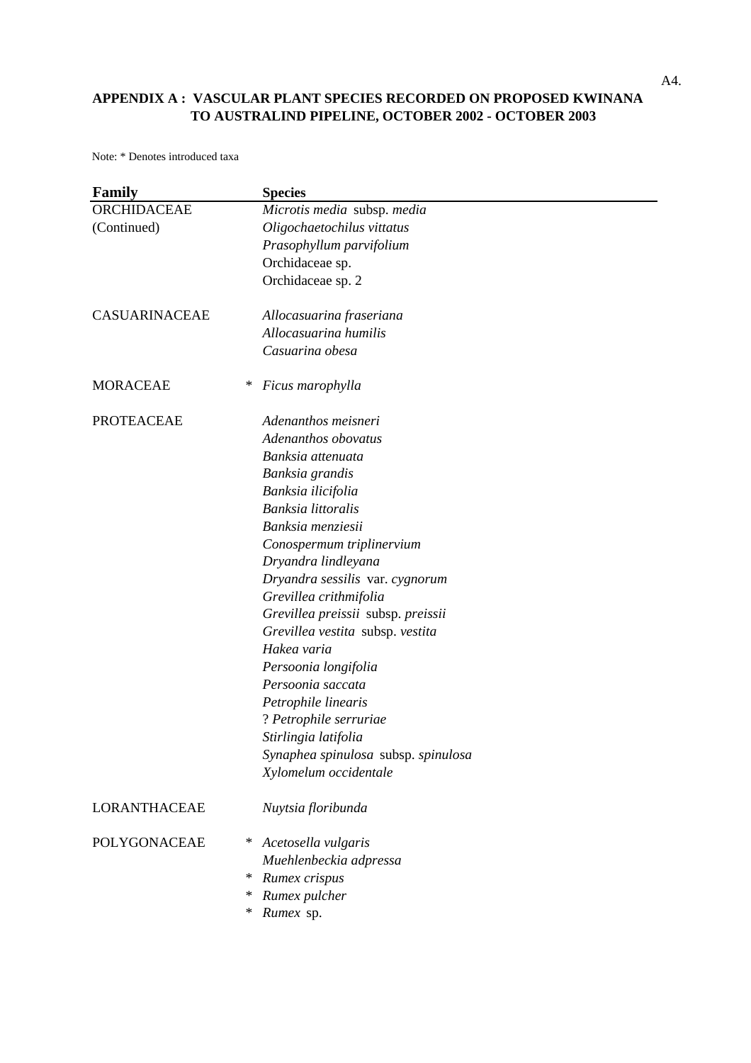**APPENDIX A : VASCULAR PLANT SPECIES RECORDED ON PROPOSED KWINANA TO AUSTRALIND PIPELINE, OCTOBER 2002 - OCTOBER 2003**

Note: * Denotes introduced taxa

| Family | | Species |
|---|---|---|
| ORCHIDACEAE | | *Microtis media* subsp. *media* |
| (Continued) | | *Oligochaetochilus vittatus* |
| | | *Prasophyllum parvifolium* |
| | | Orchidaceae sp. |
| | | Orchidaceae sp. 2 |
| | | |
| CASUARINACEAE | | *Allocasuarina fraseriana* |
| | | *Allocasuarina humilis* |
| | | *Casuarina obesa* |
| | | |
| MORACEAE | * | *Ficus marophylla* |
| | | |
| PROTEACEAE | | *Adenanthos meisneri* |
| | | *Adenanthos obovatus* |
| | | *Banksia attenuata* |
| | | *Banksia grandis* |
| | | *Banksia ilicifolia* |
| | | *Banksia littoralis* |
| | | *Banksia menziesii* |
| | | *Conospermum triplinervium* |
| | | *Dryandra lindleyana* |
| | | *Dryandra sessilis* var. *cygnorum* |
| | | *Grevillea crithmifolia* |
| | | *Grevillea preissii* subsp. *preissii* |
| | | *Grevillea vestita* subsp. *vestita* |
| | | *Hakea varia* |
| | | *Persoonia longifolia* |
| | | *Persoonia saccata* |
| | | *Petrophile linearis* |
| | | ? *Petrophile serruriae* |
| | | *Stirlingia latifolia* |
| | | *Synaphea spinulosa* subsp. *spinulosa* |
| | | *Xylomelum occidentale* |
| | | |
| LORANTHACEAE | | *Nuytsia floribunda* |
| | | |
| POLYGONACEAE | * | *Acetosella vulgaris* |
| | | *Muehlenbeckia adpressa* |
| | * | *Rumex crispus* |
| | * | *Rumex pulcher* |
| | * | *Rumex* sp. |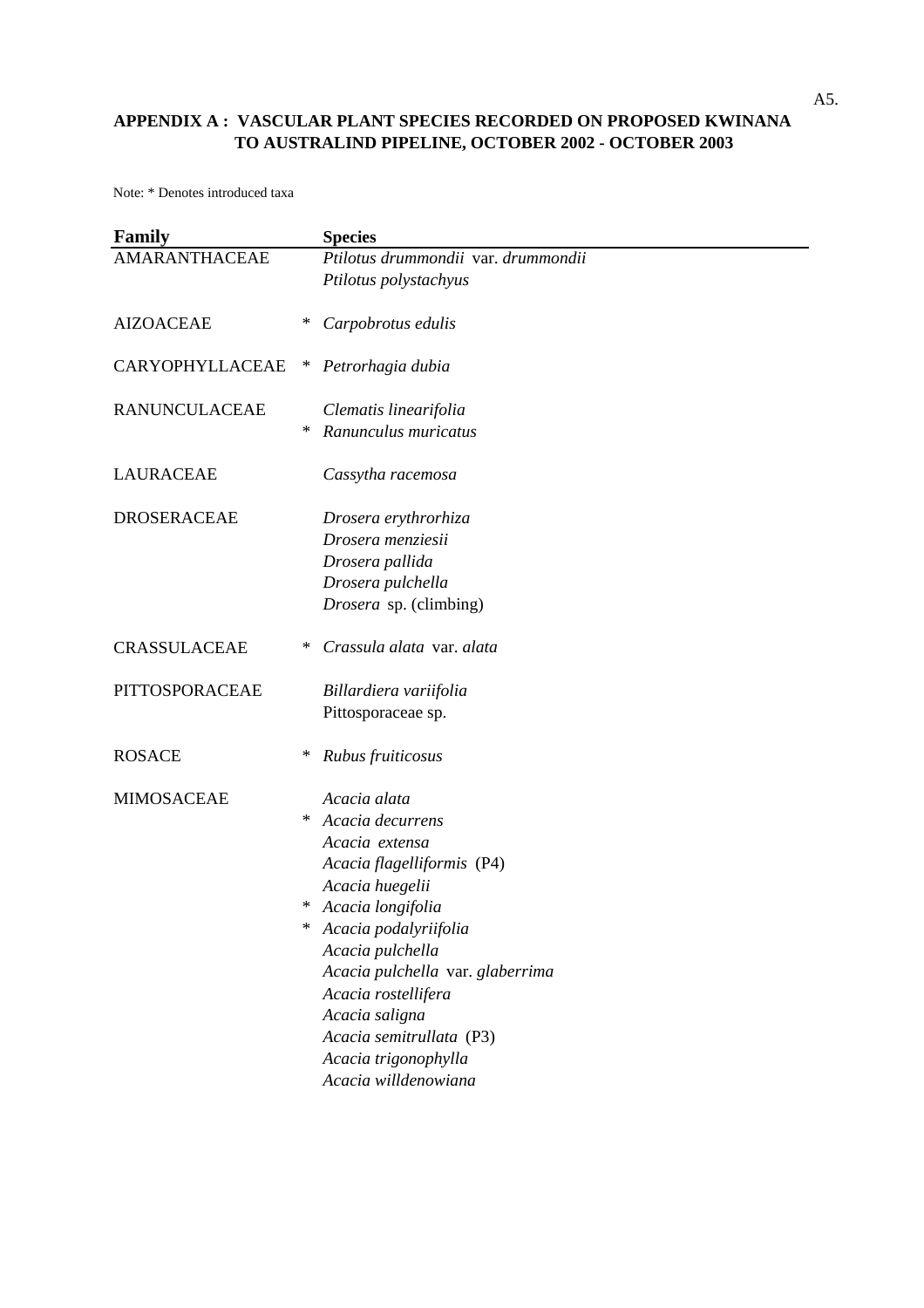**APPENDIX A : VASCULAR PLANT SPECIES RECORDED ON PROPOSED KWINANA TO AUSTRALIND PIPELINE, OCTOBER 2002 - OCTOBER 2003**

Note: * Denotes introduced taxa

| Family | | Species |
|---|---|---|
| AMARANTHACEAE | | *Ptilotus drummondii* var. *drummondii* |
| | | *Ptilotus polystachyus* |
| AIZOACEAE | * | *Carpobrotus edulis* |
| CARYOPHYLLACEAE | * | *Petrorhagia dubia* |
| RANUNCULACEAE | | *Clematis linearifolia* |
| | * | *Ranunculus muricatus* |
| LAURACEAE | | *Cassytha racemosa* |
| DROSERACEAE | | *Drosera erythrorhiza* |
| | | *Drosera menziesii* |
| | | *Drosera pallida* |
| | | *Drosera pulchella* |
| | | *Drosera* sp. (climbing) |
| CRASSULACEAE | * | *Crassula alata* var. *alata* |
| PITTOSPORACEAE | | *Billardiera variifolia* |
| | | Pittosporaceae sp. |
| ROSACE | * | *Rubus fruiticosus* |
| MIMOSACEAE | | *Acacia alata* |
| | * | *Acacia decurrens* |
| | | *Acacia extensa* |
| | | *Acacia flagelliformis* (P4) |
| | | *Acacia huegelii* |
| | * | *Acacia longifolia* |
| | * | *Acacia podalyriifolia* |
| | | *Acacia pulchella* |
| | | *Acacia pulchella* var. *glaberrima* |
| | | *Acacia rostellifera* |
| | | *Acacia saligna* |
| | | *Acacia semitrullata* (P3) |
| | | *Acacia trigonophylla* |
| | | *Acacia willdenowiana* |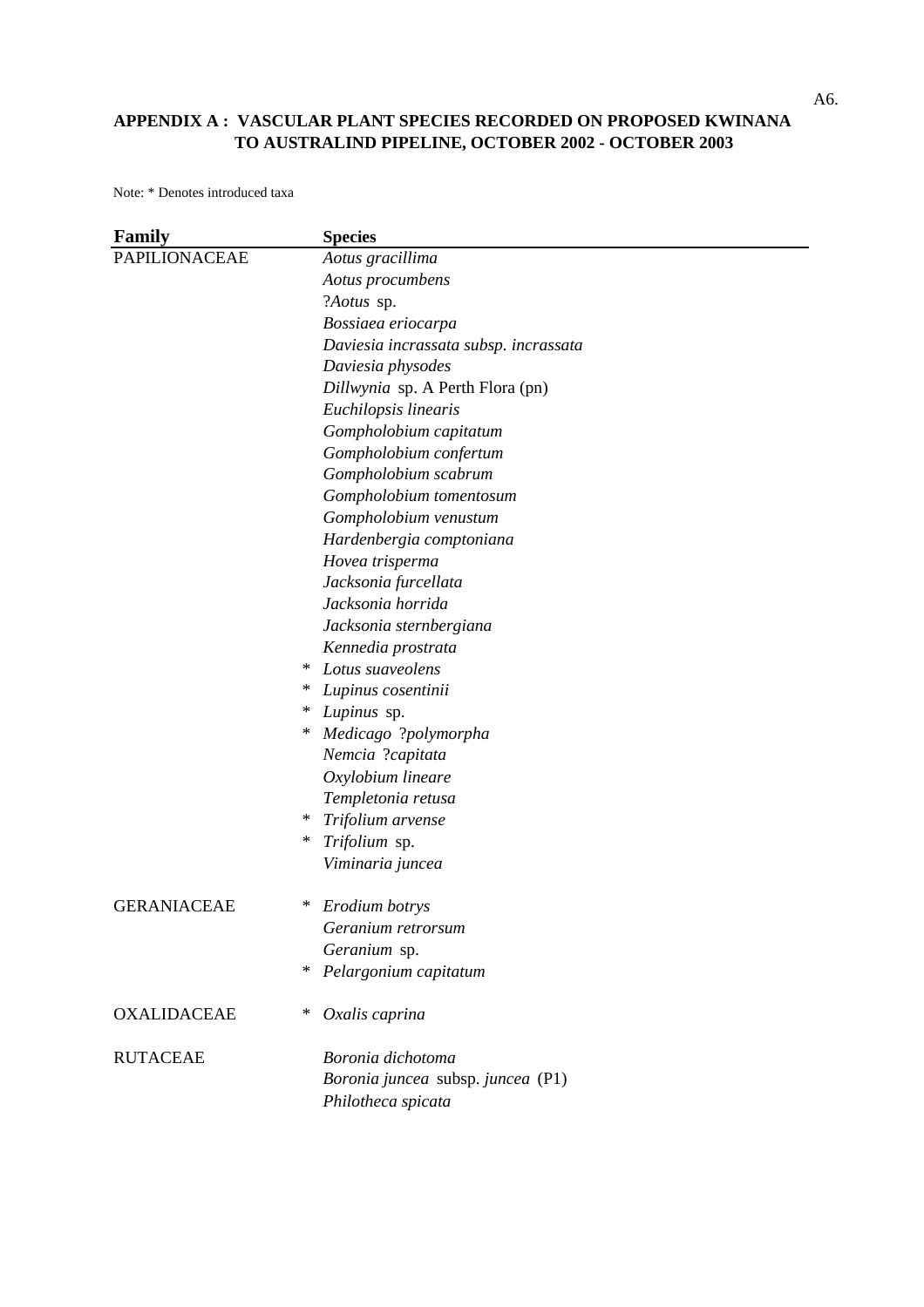**APPENDIX A : VASCULAR PLANT SPECIES RECORDED ON PROPOSED KWINANA TO AUSTRALIND PIPELINE, OCTOBER 2002 - OCTOBER 2003**

Note: * Denotes introduced taxa

| Family | | Species |
|---|---|---|
| PAPILIONACEAE | | *Aotus gracillima* |
| | | *Aotus procumbens* |
| | | ?*Aotus* sp. |
| | | *Bossiaea eriocarpa* |
| | | *Daviesia incrassata subsp. incrassata* |
| | | *Daviesia physodes* |
| | | *Dillwynia* sp. A Perth Flora (pn) |
| | | *Euchilopsis linearis* |
| | | *Gompholobium capitatum* |
| | | *Gompholobium confertum* |
| | | *Gompholobium scabrum* |
| | | *Gompholobium tomentosum* |
| | | *Gompholobium venustum* |
| | | *Hardenbergia comptoniana* |
| | | *Hovea trisperma* |
| | | *Jacksonia furcellata* |
| | | *Jacksonia horrida* |
| | | *Jacksonia sternbergiana* |
| | | *Kennedia prostrata* |
| | * | *Lotus suaveolens* |
| | * | *Lupinus cosentinii* |
| | * | *Lupinus* sp. |
| | * | *Medicago* ?*polymorpha* |
| | | *Nemcia* ?*capitata* |
| | | *Oxylobium lineare* |
| | | *Templetonia retusa* |
| | * | *Trifolium arvense* |
| | * | *Trifolium* sp. |
| | | *Viminaria juncea* |
| GERANIACEAE | * | *Erodium botrys* |
| | | *Geranium retrorsum* |
| | | *Geranium* sp. |
| | * | *Pelargonium capitatum* |
| OXALIDACEAE | * | *Oxalis caprina* |
| RUTACEAE | | *Boronia dichotoma* |
| | | *Boronia juncea* subsp. *juncea* (P1) |
| | | *Philotheca spicata* |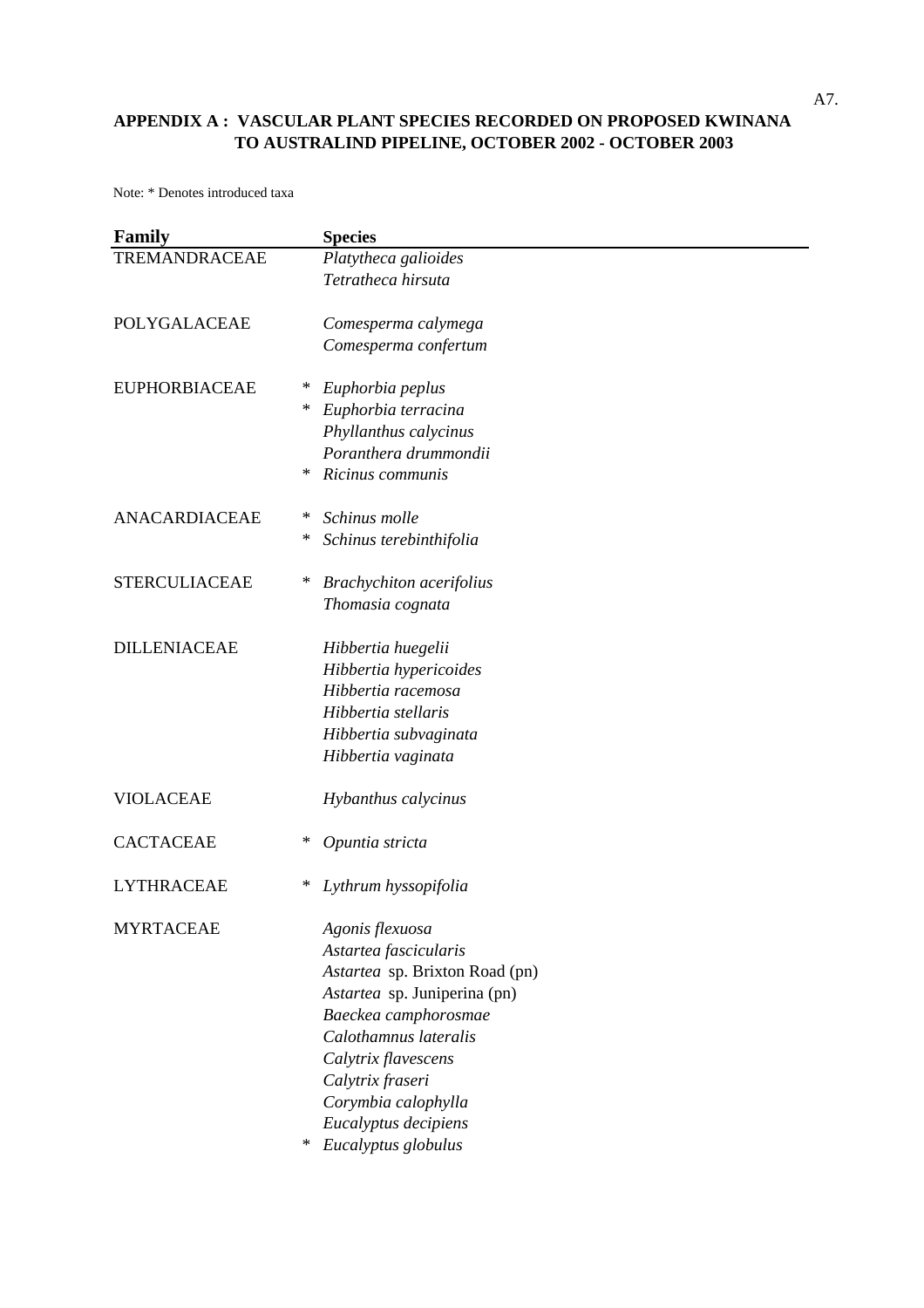**APPENDIX A : VASCULAR PLANT SPECIES RECORDED ON PROPOSED KWINANA TO AUSTRALIND PIPELINE, OCTOBER 2002 - OCTOBER 2003**

Note: * Denotes introduced taxa

| Family | | Species |
|---|---|---|
| TREMANDRACEAE | | *Platytheca galioides* |
| | | *Tetratheca hirsuta* |
| | | |
| POLYGALACEAE | | *Comesperma calymega* |
| | | *Comesperma confertum* |
| | | |
| EUPHORBIACEAE | * | *Euphorbia peplus* |
| | * | *Euphorbia terracina* |
| | | *Phyllanthus calycinus* |
| | | *Poranthera drummondii* |
| | * | *Ricinus communis* |
| | | |
| ANACARDIACEAE | * | *Schinus molle* |
| | * | *Schinus terebinthifolia* |
| | | |
| STERCULIACEAE | * | *Brachychiton acerifolius* |
| | | *Thomasia cognata* |
| | | |
| DILLENIACEAE | | *Hibbertia huegelii* |
| | | *Hibbertia hypericoides* |
| | | *Hibbertia racemosa* |
| | | *Hibbertia stellaris* |
| | | *Hibbertia subvaginata* |
| | | *Hibbertia vaginata* |
| | | |
| VIOLACEAE | | *Hybanthus calycinus* |
| | | |
| CACTACEAE | * | *Opuntia stricta* |
| | | |
| LYTHRACEAE | * | *Lythrum hyssopifolia* |
| | | |
| MYRTACEAE | | *Agonis flexuosa* |
| | | *Astartea fascicularis* |
| | | *Astartea* sp. Brixton Road (pn) |
| | | *Astartea* sp. Juniperina (pn) |
| | | *Baeckea camphorosmae* |
| | | *Calothamnus lateralis* |
| | | *Calytrix flavescens* |
| | | *Calytrix fraseri* |
| | | *Corymbia calophylla* |
| | | *Eucalyptus decipiens* |
| | * | *Eucalyptus globulus* |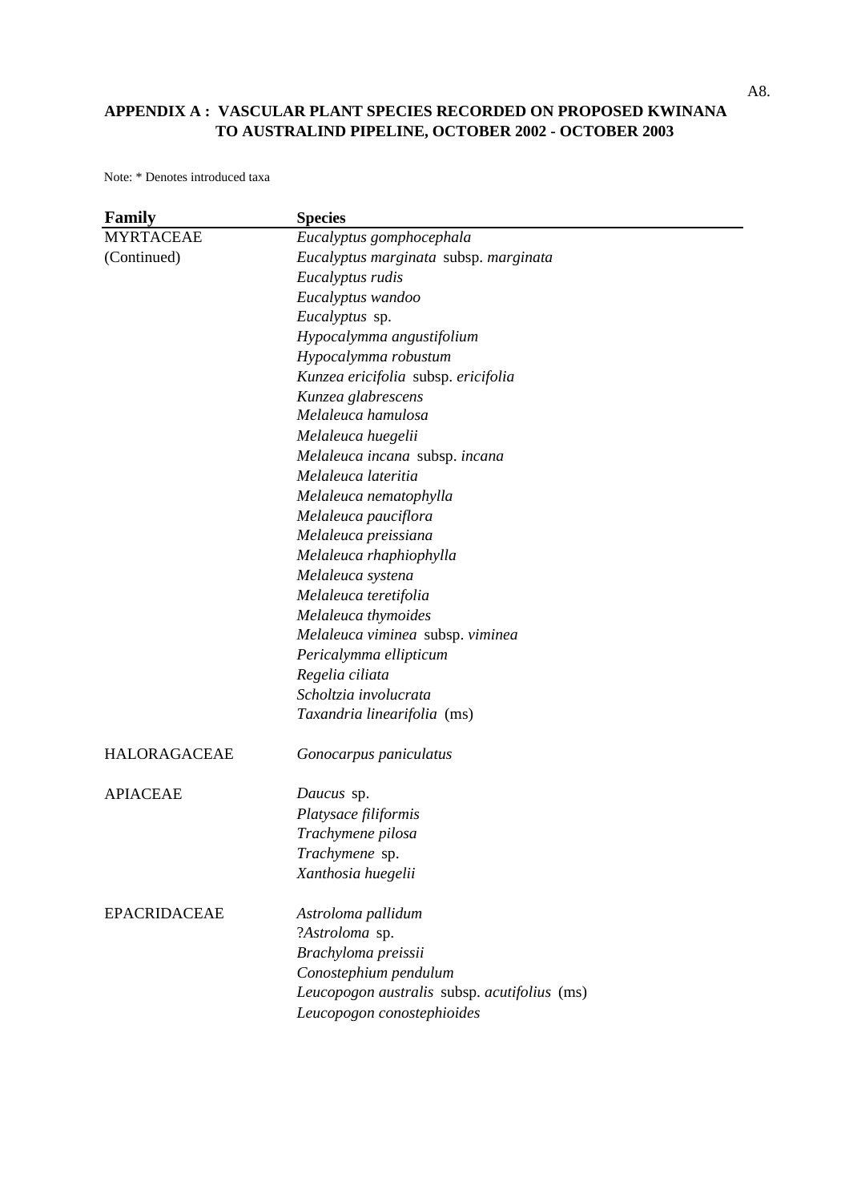**APPENDIX A : VASCULAR PLANT SPECIES RECORDED ON PROPOSED KWINANA TO AUSTRALIND PIPELINE, OCTOBER 2002 - OCTOBER 2003**

Note: * Denotes introduced taxa

| Family | Species |
|---|---|
| MYRTACEAE | *Eucalyptus gomphocephala* |
| (Continued) | *Eucalyptus marginata* subsp. *marginata* |
| | *Eucalyptus rudis* |
| | *Eucalyptus wandoo* |
| | *Eucalyptus* sp. |
| | *Hypocalymma angustifolium* |
| | *Hypocalymma robustum* |
| | *Kunzea ericifolia* subsp. *ericifolia* |
| | *Kunzea glabrescens* |
| | *Melaleuca hamulosa* |
| | *Melaleuca huegelii* |
| | *Melaleuca incana* subsp. *incana* |
| | *Melaleuca lateritia* |
| | *Melaleuca nematophylla* |
| | *Melaleuca pauciflora* |
| | *Melaleuca preissiana* |
| | *Melaleuca rhaphiophylla* |
| | *Melaleuca systena* |
| | *Melaleuca teretifolia* |
| | *Melaleuca thymoides* |
| | *Melaleuca viminea* subsp. *viminea* |
| | *Pericalymma ellipticum* |
| | *Regelia ciliata* |
| | *Scholtzia involucrata* |
| | *Taxandria linearifolia* (ms) |
| | |
| HALORAGACEAE | *Gonocarpus paniculatus* |
| | |
| APIACEAE | *Daucus* sp. |
| | *Platysace filiformis* |
| | *Trachymene pilosa* |
| | *Trachymene* sp. |
| | *Xanthosia huegelii* |
| | |
| EPACRIDACEAE | *Astroloma pallidum* |
| | ?*Astroloma* sp. |
| | *Brachyloma preissii* |
| | *Conostephium pendulum* |
| | *Leucopogon australis* subsp. *acutifolius* (ms) |
| | *Leucopogon conostephioides* |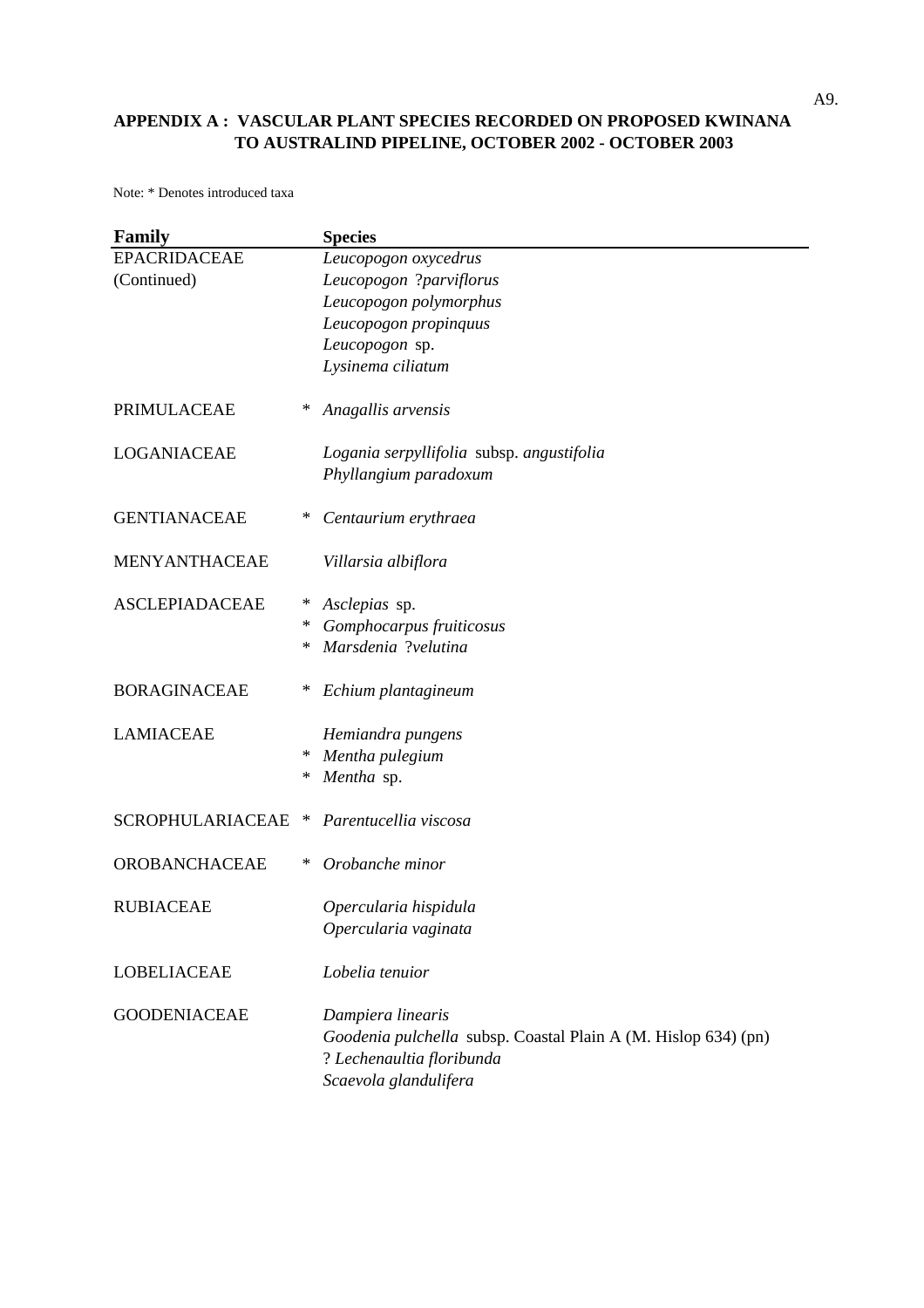**APPENDIX A : VASCULAR PLANT SPECIES RECORDED ON PROPOSED KWINANA TO AUSTRALIND PIPELINE, OCTOBER 2002 - OCTOBER 2003**

Note: * Denotes introduced taxa

| Family | | Species |
|---|---|---|
| EPACRIDACEAE | | *Leucopogon oxycedrus* |
| (Continued) | | *Leucopogon* ?*parviflorus* |
| | | *Leucopogon polymorphus* |
| | | *Leucopogon propinquus* |
| | | *Leucopogon* sp. |
| | | *Lysinema ciliatum* |
| | | |
| PRIMULACEAE | * | *Anagallis arvensis* |
| | | |
| LOGANIACEAE | | *Logania serpyllifolia* subsp. *angustifolia* |
| | | *Phyllangium paradoxum* |
| | | |
| GENTIANACEAE | * | *Centaurium erythraea* |
| | | |
| MENYANTHACEAE | | *Villarsia albiflora* |
| | | |
| ASCLEPIADACEAE | * | *Asclepias* sp. |
| | * | *Gomphocarpus fruiticosus* |
| | * | *Marsdenia* ?*velutina* |
| | | |
| BORAGINACEAE | * | *Echium plantagineum* |
| | | |
| LAMIACEAE | | *Hemiandra pungens* |
| | * | *Mentha pulegium* |
| | * | *Mentha* sp. |
| | | |
| SCROPHULARIACEAE | * | *Parentucellia viscosa* |
| | | |
| OROBANCHACEAE | * | *Orobanche minor* |
| | | |
| RUBIACEAE | | *Opercularia hispidula* |
| | | *Opercularia vaginata* |
| | | |
| LOBELIACEAE | | *Lobelia tenuior* |
| | | |
| GOODENIACEAE | | *Dampiera linearis* |
| | | *Goodenia pulchella* subsp. Coastal Plain A (M. Hislop 634) (pn) |
| | | ? *Lechenaultia floribunda* |
| | | *Scaevola glandulifera* |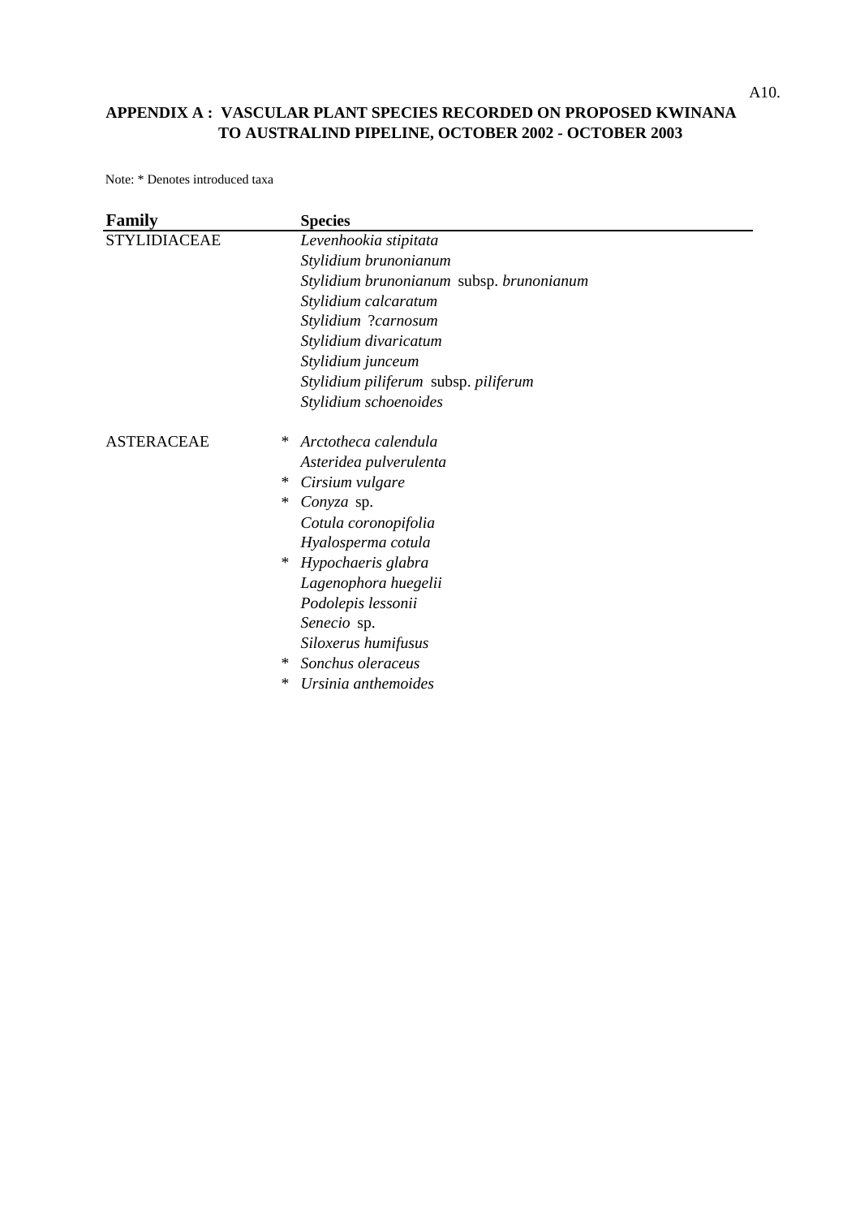**APPENDIX A : VASCULAR PLANT SPECIES RECORDED ON PROPOSED KWINANA TO AUSTRALIND PIPELINE, OCTOBER 2002 - OCTOBER 2003**

Note: * Denotes introduced taxa

| Family | | Species |
|---|---|---|
| STYLIDIACEAE | | *Levenhookia stipitata* |
| | | *Stylidium brunonianum* |
| | | *Stylidium brunonianum* subsp. *brunonianum* |
| | | *Stylidium calcaratum* |
| | | *Stylidium* ?*carnosum* |
| | | *Stylidium divaricatum* |
| | | *Stylidium junceum* |
| | | *Stylidium piliferum* subsp. *piliferum* |
| | | *Stylidium schoenoides* |
| | | |
| ASTERACEAE | * | *Arctotheca calendula* |
| | | *Asteridea pulverulenta* |
| | * | *Cirsium vulgare* |
| | * | *Conyza* sp. |
| | | *Cotula coronopifolia* |
| | | *Hyalosperma cotula* |
| | * | *Hypochaeris glabra* |
| | | *Lagenophora huegelii* |
| | | *Podolepis lessonii* |
| | | *Senecio* sp. |
| | | *Siloxerus humifusus* |
| | * | *Sonchus oleraceus* |
| | * | *Ursinia anthemoides* |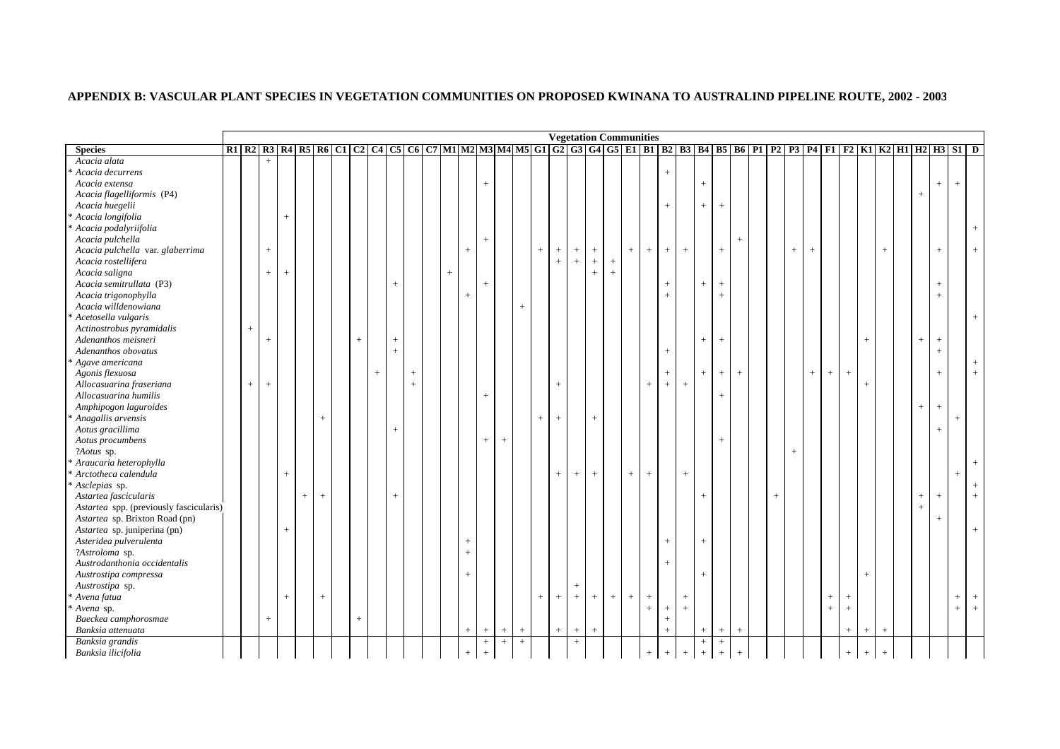**APPENDIX B: VASCULAR PLANT SPECIES IN VEGETATION COMMUNITIES ON PROPOSED KWINANA TO AUSTRALIND PIPELINE ROUTE, 2002 - 2003**

| | Vegetation Communities | | | | | | | | | | | | | | | | | | | | | | | | | | | | | | | | | | | | | | | | | |
|---|---|---|---|---|---|---|---|---|---|---|---|---|---|---|---|---|---|---|---|---|---|---|---|---|---|---|---|---|---|---|---|---|---|---|---|---|---|---|---|---|---|---|
| **Species** | **R1** | **R2** | **R3** | **R4** | **R5** | **R6** | **C1** | **C2** | **C4** | **C5** | **C6** | **C7** | **M1** | **M2** | **M3** | **M4** | **M5** | **G1** | **G2** | **G3** | **G4** | **G5** | **E1** | **B1** | **B2** | **B3** | **B4** | **B5** | **B6** | **P1** | **P2** | **P3** | **P4** | **F1** | **F2** | **K1** | **K2** | **H1** | **H2** | **H3** | **S1** | **D** |
| *Acacia alata* | | | + | | | | | | | | | | | | | | | | | | | | | | | | | | | | | | | | | | | | | | | |
| * *Acacia decurrens* | | | | | | | | | | | | | | | | | | | | | | | | | + | | | | | | | | | | | | | | | | | |
| *Acacia extensa* | | | | | | | | | | | | | | | + | | | | | | | | | | | | + | | | | | | | | | | | | | + | + | |
| *Acacia flagelliformis* (P4) | | | | | | | | | | | | | | | | | | | | | | | | | | | | | | | | | | | | | | | + | | | |
| *Acacia huegelii* | | | | | | | | | | | | | | | | | | | | | | | | | + | | + | + | | | | | | | | | | | | | | |
| * *Acacia longifolia* | | | | + | | | | | | | | | | | | | | | | | | | | | | | | | | | | | | | | | | | | | | |
| * *Acacia podalyriifolia* | | | | | | | | | | | | | | | | | | | | | | | | | | | | | | | | | | | | | | | | | | + |
| *Acacia pulchella* | | | | | | | | | | | | | | | + | | | | | | | | | | | | | | + | | | | | | | | | | | | | |
| *Acacia pulchella* var. *glaberrima* | | | + | | | | | | | | | | | + | | | | + | + | + | + | | + | + | + | + | | + | | | | + | + | | | | + | | | + | | + |
| *Acacia rostellifera* | | | | | | | | | | | | | | | | | | | + | + | + | + | | | | | | | | | | | | | | | | | | | | |
| *Acacia saligna* | | | + | + | | | | | | | | | + | | | | | | | | + | + | | | | | | | | | | | | | | | | | | | | |
| *Acacia semitrullata* (P3) | | | | | | | | | | + | | | | | + | | | | | | | | | | + | | + | + | | | | | | | | | | | | + | | |
| *Acacia trigonophylla* | | | | | | | | | | | | | | + | | | | | | | | | | | + | | | + | | | | | | | | | | | | + | | |
| *Acacia willdenowiana* | | | | | | | | | | | | | | | | | + | | | | | | | | | | | | | | | | | | | | | | | | | |
| * *Acetosella vulgaris* | | | | | | | | | | | | | | | | | | | | | | | | | | | | | | | | | | | | | | | | | | + |
| *Actinostrobus pyramidalis* | | + | | | | | | | | | | | | | | | | | | | | | | | | | | | | | | | | | | | | | | | | |
| *Adenanthos meisneri* | | | + | | | | | + | | + | | | | | | | | | | | | | | | | | + | + | | | | | | | | + | | | + | + | | |
| *Adenanthos obovatus* | | | | | | | | | | + | | | | | | | | | | | | | | | + | | | | | | | | | | | | | | | + | | |
| * *Agave americana* | | | | | | | | | | | | | | | | | | | | | | | | | | | | | | | | | | | | | | | | | | + |
| *Agonis flexuosa* | | | | | | | | | + | | + | | | | | | | | | | | | | | + | | + | + | + | | | | + | + | + | | | | | + | | + |
| *Allocasuarina fraseriana* | | + | + | | | | | | | | + | | | | | | | | + | | | | | + | + | + | | | | | | | | | | + | | | | | | |
| *Allocasuarina humilis* | | | | | | | | | | | | | | | + | | | | | | | | | | | | | + | | | | | | | | | | | | | | |
| *Amphipogon laguroides* | | | | | | | | | | | | | | | | | | | | | | | | | | | | | | | | | | | | | | | + | + | | |
| * *Anagallis arvensis* | | | | | | + | | | | | | | | | | | | + | + | | + | | | | | | | | | | | | | | | | | | | | + | |
| *Aotus gracillima* | | | | | | | | | | + | | | | | | | | | | | | | | | | | | | | | | | | | | | | | | + | | |
| *Aotus procumbens* | | | | | | | | | | | | | | | + | + | | | | | | | | | | | | + | | | | | | | | | | | | | | |
| ?*Aotus* sp. | | | | | | | | | | | | | | | | | | | | | | | | | | | | | | | | + | | | | | | | | | | |
| * *Araucaria heterophylla* | | | | | | | | | | | | | | | | | | | | | | | | | | | | | | | | | | | | | | | | | | + |
| * *Arctotheca calendula* | | | | + | | | | | | | | | | | | | | | + | + | + | | + | + | | + | | | | | | | | | | | | | | | + | |
| * *Asclepias* sp. | | | | | | | | | | | | | | | | | | | | | | | | | | | | | | | | | | | | | | | | | | + |
| *Astartea fascicularis* | | | | | + | + | | | | + | | | | | | | | | | | | | | | | | + | | | | + | | | | | | | | + | + | | + |
| *Astartea* spp. (previously fascicularis) | | | | | | | | | | | | | | | | | | | | | | | | | | | | | | | | | | | | | | | + | | | |
| *Astartea* sp. Brixton Road (pn) | | | | | | | | | | | | | | | | | | | | | | | | | | | | | | | | | | | | | | | | + | | |
| *Astartea* sp. juniperina (pn) | | | | + | | | | | | | | | | | | | | | | | | | | | | | | | | | | | | | | | | | | | | + |
| *Asteridea pulverulenta* | | | | | | | | | | | | | | + | | | | | | | | | | | + | | + | | | | | | | | | | | | | | | |
| ?*Astroloma* sp. | | | | | | | | | | | | | | + | | | | | | | | | | | | | | | | | | | | | | | | | | | | |
| *Austrodanthonia occidentalis* | | | | | | | | | | | | | | | | | | | | | | | | | + | | | | | | | | | | | | | | | | | |
| *Austrostipa compressa* | | | | | | | | | | | | | | + | | | | | | | | | | | | | + | | | | | | | | | + | | | | | | |
| *Austrostipa* sp. | | | | | | | | | | | | | | | | | | | | + | | | | | | | | | | | | | | | | | | | | | | |
| * *Avena fatua* | | | | + | | + | | | | | | | | | | | | + | + | + | + | + | + | + | | + | | | | | | | | + | + | | | | | | + | + |
| * *Avena* sp. | | | | | | | | | | | | | | | | | | | | | | | | + | + | + | | | | | | | | + | + | | | | | | + | + |
| *Baeckea camphorosmae* | | | + | | | | | + | | | | | | | | | | | | | | | | | | | | | | | | | | | | | | | | | | |
| *Banksia attenuata* | | | | | | | | | | | | | | + | + | + | + | | + | + | + | | | | + | | + | + | + | | | | | | + | + | + | | | | | |
| *Banksia grandis* | | | | | | | | | | | | | | | + | + | + | | | + | | | | | | | + | + | | | | | | | | | | | | | | |
| *Banksia ilicifolia* | | | | | | | | | | | | | | + | + | | | | | | | | | + | + | + | + | + | + | | | | | | + | + | + | | | | | |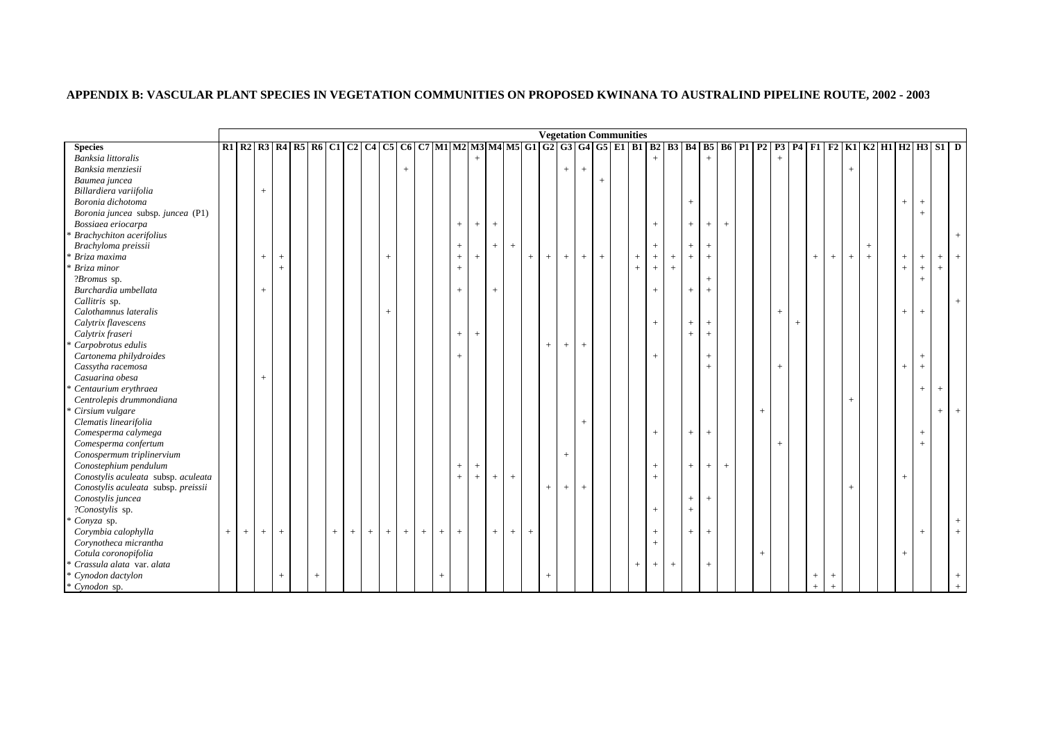**APPENDIX B: VASCULAR PLANT SPECIES IN VEGETATION COMMUNITIES ON PROPOSED KWINANA TO AUSTRALIND PIPELINE ROUTE, 2002 - 2003**

| | Vegetation Communities | | | | | | | | | | | | | | | | | | | | | | | | | | | | | | | | | | | | | | | | |
|---|---|---|---|---|---|---|---|---|---|---|---|---|---|---|---|---|---|---|---|---|---|---|---|---|---|---|---|---|---|---|---|---|---|---|---|---|---|---|---|---|---|
| **Species** | **R1** | **R2** | **R3** | **R4** | **R5** | **R6** | **C1** | **C2** | **C4** | **C5** | **C6** | **C7** | **M1** | **M2** | **M3** | **M4** | **M5** | **G1** | **G2** | **G3** | **G4** | **G5** | **E1** | **B1** | **B2** | **B3** | **B4** | **B5** | **B6** | **P1** | **P2** | **P3** | **P4** | **F1** | **F2** | **K1** | **K2** | **H1** | **H2** | **H3** | **S1** | **D** |
| *Banksia littoralis* | | | | | | | | | | | | | | | + | | | | | | | | | | + | | | + | | | | + | | | | | | | | | | |
| *Banksia menziesii* | | | | | | | | | | | + | | | | | | | | | + | + | | | | | | | | | | | | | | | + | | | | | | |
| *Baumea juncea* | | | | | | | | | | | | | | | | | | | | | | + | | | | | | | | | | | | | | | | | | | | |
| *Billardiera variifolia* | | | + | | | | | | | | | | | | | | | | | | | | | | | | | | | | | | | | | | | | | | | |
| *Boronia dichotoma* | | | | | | | | | | | | | | | | | | | | | | | | | | | + | | | | | | | | | | | | + | + | | |
| *Boronia juncea* subsp. *juncea* (P1) | | | | | | | | | | | | | | | | | | | | | | | | | | | | | | | | | | | | | | | | + | | |
| *Bossiaea eriocarpa* | | | | | | | | | | | | | | + | + | + | | | | | | | | | + | | + | + | + | | | | | | | | | | | | | |
| * *Brachychiton acerifolius* | | | | | | | | | | | | | | | | | | | | | | | | | | | | | | | | | | | | | | | | | | + |
| *Brachyloma preissii* | | | | | | | | | | | | | | + | | + | + | | | | | | | | + | | + | + | | | | | | | | | + | | | | | |
| * *Briza maxima* | | | + | + | | | | | | + | | | | + | + | | | + | + | + | + | + | | + | + | + | + | + | | | | | | + | + | + | + | | + | + | + | + |
| * *Briza minor* | | | | + | | | | | | | | | | + | | | | | | | | | | + | + | + | | | | | | | | | | | | | + | + | + | |
| ?*Bromus* sp. | | | | | | | | | | | | | | | | | | | | | | | | | | | | + | | | | | | | | | | | | + | | |
| *Burchardia umbellata* | | | + | | | | | | | | | | | + | | + | | | | | | | | | + | | + | + | | | | | | | | | | | | | | |
| *Callitris* sp. | | | | | | | | | | | | | | | | | | | | | | | | | | | | | | | | | | | | | | | | | | + |
| *Calothamnus lateralis* | | | | | | | | | | + | | | | | | | | | | | | | | | | | | | | | | + | | | | | | | + | + | | |
| *Calytrix flavescens* | | | | | | | | | | | | | | | | | | | | | | | | | + | | + | + | | | | | + | | | | | | | | | |
| *Calytrix fraseri* | | | | | | | | | | | | | | + | + | | | | | | | | | | | | + | + | | | | | | | | | | | | | | |
| * *Carpobrotus edulis* | | | | | | | | | | | | | | | | | | | + | + | + | | | | | | | | | | | | | | | | | | | | | |
| *Cartonema philydroides* | | | | | | | | | | | | | | + | | | | | | | | | | | + | | | + | | | | | | | | | | | | + | | |
| *Cassytha racemosa* | | | | | | | | | | | | | | | | | | | | | | | | | | | | + | | | | + | | | | | | | + | + | | |
| *Casuarina obesa* | | | + | | | | | | | | | | | | | | | | | | | | | | | | | | | | | | | | | | | | | | | |
| * *Centaurium erythraea* | | | | | | | | | | | | | | | | | | | | | | | | | | | | | | | | | | | | | | | | + | + | |
| *Centrolepis drummondiana* | | | | | | | | | | | | | | | | | | | | | | | | | | | | | | | | | | | | + | | | | | | |
| * *Cirsium vulgare* | | | | | | | | | | | | | | | | | | | | | | | | | | | | | | | + | | | | | | | | | | + | + |
| *Clematis linearifolia* | | | | | | | | | | | | | | | | | | | | | + | | | | | | | | | | | | | | | | | | | | | |
| *Comesperma calymega* | | | | | | | | | | | | | | | | | | | | | | | | | + | | + | + | | | | | | | | | | | | + | | |
| *Comesperma confertum* | | | | | | | | | | | | | | | | | | | | | | | | | | | | | | | | + | | | | | | | | + | | |
| *Conospermum triplinervium* | | | | | | | | | | | | | | | | | | | | + | | | | | | | | | | | | | | | | | | | | | | |
| *Conostephium pendulum* | | | | | | | | | | | | | | + | + | | | | | | | | | | + | | + | + | + | | | | | | | | | | | | | |
| *Conostylis aculeata* subsp. *aculeata* | | | | | | | | | | | | | | + | + | + | + | | | | | | | | + | | | | | | | | | | | | | | + | | | |
| *Conostylis aculeata* subsp. *preissii* | | | | | | | | | | | | | | | | | | | + | + | + | | | | | | | | | | | | | | | + | | | | | | |
| *Conostylis juncea* | | | | | | | | | | | | | | | | | | | | | | | | | | | + | + | | | | | | | | | | | | | | |
| ?*Conostylis* sp. | | | | | | | | | | | | | | | | | | | | | | | | | + | | + | | | | | | | | | | | | | | | |
| * *Conyza* sp. | | | | | | | | | | | | | | | | | | | | | | | | | | | | | | | | | | | | | | | | | | + |
| *Corymbia calophylla* | + | + | + | + | | | + | + | + | + | + | + | + | + | | + | + | + | | | | | | | + | | + | + | | | | | | | | | | | | + | | + |
| *Corynotheca micrantha* | | | | | | | | | | | | | | | | | | | | | | | | | + | | | | | | | | | | | | | | | | | |
| *Cotula coronopifolia* | | | | | | | | | | | | | | | | | | | | | | | | | | | | | | | + | | | | | | | | + | | | |
| * *Crassula alata* var. *alata* | | | | | | | | | | | | | | | | | | | | | | | | + | + | + | | + | | | | | | | | | | | | | | |
| * *Cynodon dactylon* | | | | + | | + | | | | | | | + | | | | | | + | | | | | | | | | | | | | | | + | + | | | | | | | + |
| * *Cynodon* sp. | | | | | | | | | | | | | | | | | | | | | | | | | | | | | | | | | | + | + | | | | | | | + |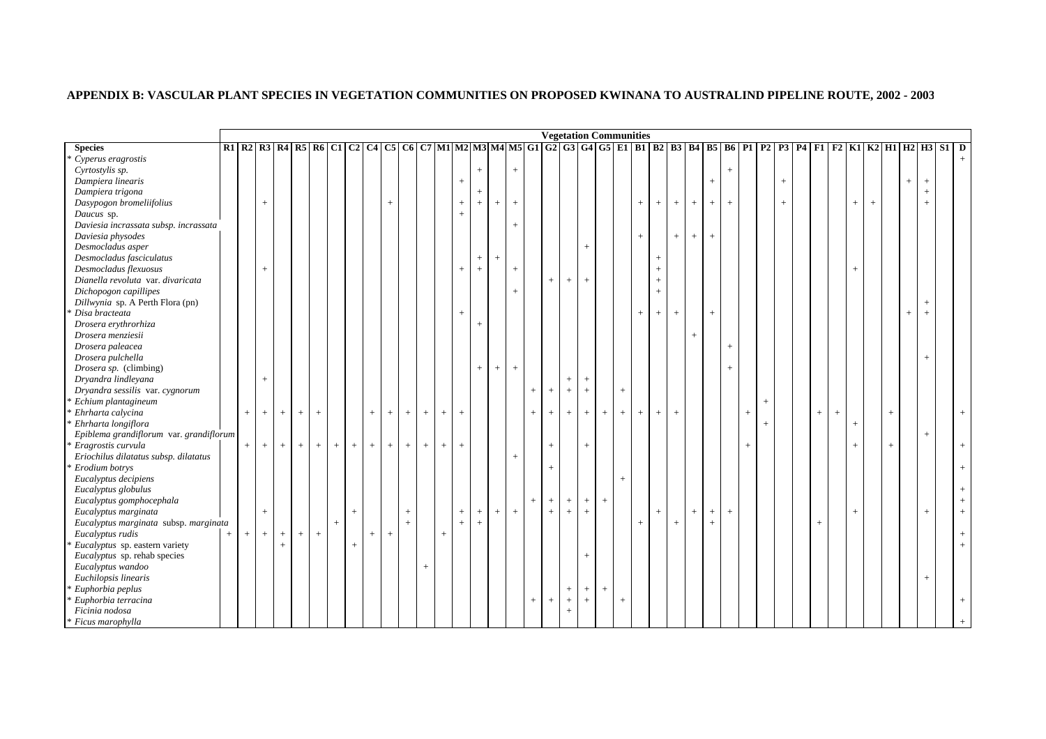## APPENDIX B: VASCULAR PLANT SPECIES IN VEGETATION COMMUNITIES ON PROPOSED KWINANA TO AUSTRALIND PIPELINE ROUTE, 2002 - 2003

| | Vegetation Communities | | | | | | | | | | | | | | | | | | | | | | | | | | | | | | | | | | | | | | | | | |
|---|---|---|---|---|---|---|---|---|---|---|---|---|---|---|---|---|---|---|---|---|---|---|---|---|---|---|---|---|---|---|---|---|---|---|---|---|---|---|---|---|---|---|
| **Species** | **R1** | **R2** | **R3** | **R4** | **R5** | **R6** | **C1** | **C2** | **C4** | **C5** | **C6** | **C7** | **M1** | **M2** | **M3** | **M4** | **M5** | **G1** | **G2** | **G3** | **G4** | **G5** | **E1** | **B1** | **B2** | **B3** | **B4** | **B5** | **B6** | **P1** | **P2** | **P3** | **P4** | **F1** | **F2** | **K1** | **K2** | **H1** | **H2** | **H3** | **S1** | **D** |
| * *Cyperus eragrostis* | | | | | | | | | | | | | | | | | | | | | | | | | | | | | | | | | | | | | | | | | | + |
| *Cyrtostylis sp.* | | | | | | | | | | | | | | | + | | + | | | | | | | | | | | | + | | | | | | | | | | | | | |
| *Dampiera linearis* | | | | | | | | | | | | | | + | | | | | | | | | | | | | | + | | | | + | | | | | | | + | + | | |
| *Dampiera trigona* | | | | | | | | | | | | | | | + | | | | | | | | | | | | | | | | | | | | | | | | | + | | |
| *Dasypogon bromeliifolius* | | | + | | | | | | | + | | | | + | + | + | + | | | | | | | + | + | + | + | + | + | | | + | | | | + | + | | | + | | |
| *Daucus* sp. | | | | | | | | | | | | | | + | | | | | | | | | | | | | | | | | | | | | | | | | | | | |
| *Daviesia incrassata subsp. incrassata* | | | | | | | | | | | | | | | | | + | | | | | | | | | | | | | | | | | | | | | | | | | |
| *Daviesia physodes* | | | | | | | | | | | | | | | | | | | | | | | | + | | + | + | + | | | | | | | | | | | | | | |
| *Desmocladus asper* | | | | | | | | | | | | | | | | | | | | | + | | | | | | | | | | | | | | | | | | | | | |
| *Desmocladus fasciculatus* | | | | | | | | | | | | | | | + | + | | | | | | | | | + | | | | | | | | | | | | | | | | | |
| *Desmocladus flexuosus* | | | + | | | | | | | | | | | + | + | | + | | | | | | | | + | | | | | | | | | | | + | | | | | | |
| *Dianella revoluta* var. *divaricata* | | | | | | | | | | | | | | | | | | | + | + | + | | | | + | | | | | | | | | | | | | | | | | |
| *Dichopogon capillipes* | | | | | | | | | | | | | | | | | + | | | | | | | | + | | | | | | | | | | | | | | | | | |
| *Dillwynia* sp. A Perth Flora (pn) | | | | | | | | | | | | | | | | | | | | | | | | | | | | | | | | | | | | | | | | + | | |
| * *Disa bracteata* | | | | | | | | | | | | | | + | | | | | | | | | | + | + | + | | + | | | | | | | | | | | + | + | | |
| *Drosera erythrorhiza* | | | | | | | | | | | | | | | + | | | | | | | | | | | | | | | | | | | | | | | | | | | |
| *Drosera menziesii* | | | | | | | | | | | | | | | | | | | | | | | | | | | + | | | | | | | | | | | | | | | |
| *Drosera paleacea* | | | | | | | | | | | | | | | | | | | | | | | | | | | | | + | | | | | | | | | | | | | |
| *Drosera pulchella* | | | | | | | | | | | | | | | | | | | | | | | | | | | | | | | | | | | | | | | | + | | |
| *Drosera sp.* (climbing) | | | | | | | | | | | | | | | + | + | + | | | | | | | | | | | | + | | | | | | | | | | | | | |
| *Dryandra lindleyana* | | | + | | | | | | | | | | | | | | | | | + | + | | | | | | | | | | | | | | | | | | | | | |
| *Dryandra sessilis* var. *cygnorum* | | | | | | | | | | | | | | | | | | + | + | + | + | | + | | | | | | | | | | | | | | | | | | | |
| * *Echium plantagineum* | | | | | | | | | | | | | | | | | | | | | | | | | | | | | | | + | | | | | | | | | | | |
| * *Ehrharta calycina* | | + | + | + | + | + | | | + | + | + | + | + | + | | | | + | + | + | + | + | + | + | + | + | | | | + | | | | + | + | | | + | | | | + |
| * *Ehrharta longiflora* | | | | | | | | | | | | | | | | | | | | | | | | | | | | | | | + | | | | | + | | | | | | |
| *Epiblema grandiflorum* var. *grandiflorum* | | | | | | | | | | | | | | | | | | | | | | | | | | | | | | | | | | | | | | | | + | | |
| * *Eragrostis curvula* | | + | + | + | + | + | + | + | + | + | + | + | + | + | | | | | + | | + | | | | | | | | | + | | | | | | + | | + | | | | + |
| *Eriochilus dilatatus subsp. dilatatus* | | | | | | | | | | | | | | | | | + | | | | | | | | | | | | | | | | | | | | | | | | | |
| * *Erodium botrys* | | | | | | | | | | | | | | | | | | | + | | | | | | | | | | | | | | | | | | | | | | | + |
| *Eucalyptus decipiens* | | | | | | | | | | | | | | | | | | | | | | | + | | | | | | | | | | | | | | | | | | | |
| *Eucalyptus globulus* | | | | | | | | | | | | | | | | | | | | | | | | | | | | | | | | | | | | | | | | | | + |
| *Eucalyptus gomphocephala* | | | | | | | | | | | | | | | | | | + | + | + | + | + | | | | | | | | | | | | | | | | | | | | + |
| *Eucalyptus marginata* | | | + | | | | | + | | | + | | | + | + | + | + | | + | + | + | | | | + | | + | + | + | | | | | | | + | | | | + | | + |
| *Eucalyptus marginata* subsp. *marginata* | | | | | | | + | | | | + | | | + | + | | | | | | | | | + | | + | | + | | | | | | + | | | | | | | | |
| *Eucalyptus rudis* | + | + | + | + | + | + | | | + | + | | | + | | | | | | | | | | | | | | | | | | | | | | | | | | | | | + |
| * *Eucalyptus* sp. eastern variety | | | | + | | | | + | | | | | | | | | | | | | | | | | | | | | | | | | | | | | | | | | | + |
| *Eucalyptus* sp. rehab species | | | | | | | | | | | | | | | | | | | | | + | | | | | | | | | | | | | | | | | | | | | |
| *Eucalyptus wandoo* | | | | | | | | | | | | + | | | | | | | | | | | | | | | | | | | | | | | | | | | | | | |
| *Euchilopsis linearis* | | | | | | | | | | | | | | | | | | | | | | | | | | | | | | | | | | | | | | | | + | | |
| * *Euphorbia peplus* | | | | | | | | | | | | | | | | | | | | + | + | + | | | | | | | | | | | | | | | | | | | | |
| * *Euphorbia terracina* | | | | | | | | | | | | | | | | | | + | + | + | + | | + | | | | | | | | | | | | | | | | | | | + |
| *Ficinia nodosa* | | | | | | | | | | | | | | | | | | | | + | | | | | | | | | | | | | | | | | | | | | | |
| * *Ficus marophylla* | | | | | | | | | | | | | | | | | | | | | | | | | | | | | | | | | | | | | | | | | | + |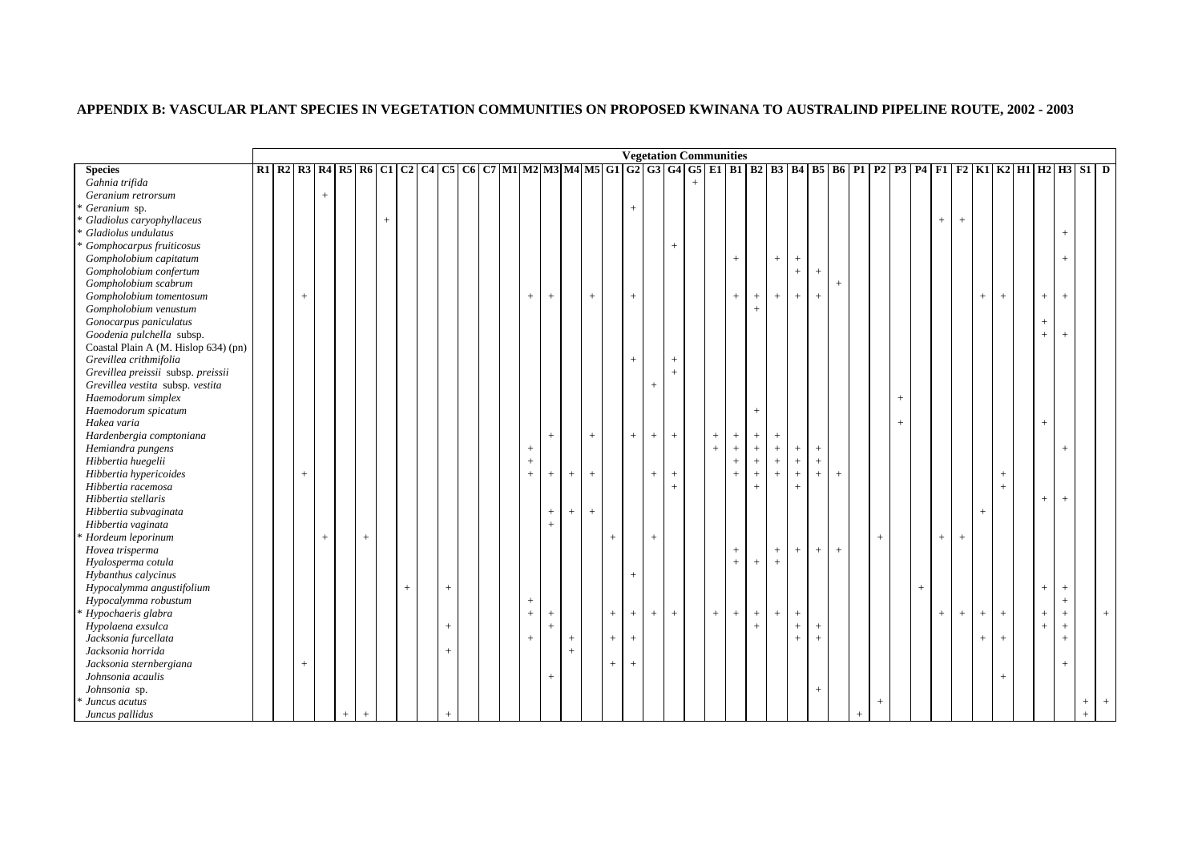## APPENDIX B: VASCULAR PLANT SPECIES IN VEGETATION COMMUNITIES ON PROPOSED KWINANA TO AUSTRALIND PIPELINE ROUTE, 2002 - 2003

| | Vegetation Communities | | | | | | | | | | | | | | | | | | | | | | | | | | | | | | | | | | | | | | | | | |
|---|---|---|---|---|---|---|---|---|---|---|---|---|---|---|---|---|---|---|---|---|---|---|---|---|---|---|---|---|---|---|---|---|---|---|---|---|---|---|---|---|---|---|
| **Species** | **R1** | **R2** | **R3** | **R4** | **R5** | **R6** | **C1** | **C2** | **C4** | **C5** | **C6** | **C7** | **M1** | **M2** | **M3** | **M4** | **M5** | **G1** | **G2** | **G3** | **G4** | **G5** | **E1** | **B1** | **B2** | **B3** | **B4** | **B5** | **B6** | **P1** | **P2** | **P3** | **P4** | **F1** | **F2** | **K1** | **K2** | **H1** | **H2** | **H3** | **S1** | **D** |
| *Gahnia trifida* | | | | | | | | | | | | | | | | | | | | | | + | | | | | | | | | | | | | | | | | | | | |
| *Geranium retrorsum* | | | | + | | | | | | | | | | | | | | | | | | | | | | | | | | | | | | | | | | | | | | |
| \* *Geranium* sp. | | | | | | | | | | | | | | | | | | | + | | | | | | | | | | | | | | | | | | | | | | | |
| \* *Gladiolus caryophyllaceus* | | | | | | | + | | | | | | | | | | | | | | | | | | | | | | | | | | | + | + | | | | | | | |
| \* *Gladiolus undulatus* | | | | | | | | | | | | | | | | | | | | | | | | | | | | | | | | | | | | | | | | + | | |
| \* *Gomphocarpus fruiticosus* | | | | | | | | | | | | | | | | | | | | | + | | | | | | | | | | | | | | | | | | | | | |
| *Gompholobium capitatum* | | | | | | | | | | | | | | | | | | | | | | | | + | | + | + | | | | | | | | | | | | | + | | |
| *Gompholobium confertum* | | | | | | | | | | | | | | | | | | | | | | | | | | | + | + | | | | | | | | | | | | | | |
| *Gompholobium scabrum* | | | | | | | | | | | | | | | | | | | | | | | | | | | | | + | | | | | | | | | | | | | |
| *Gompholobium tomentosum* | | | + | | | | | | | | | | | + | + | | + | | + | | | | | + | + | + | + | + | | | | | | | | + | + | | + | + | | |
| *Gompholobium venustum* | | | | | | | | | | | | | | | | | | | | | | | | | + | | | | | | | | | | | | | | | | | |
| *Gonocarpus paniculatus* | | | | | | | | | | | | | | | | | | | | | | | | | | | | | | | | | | | | | | | + | | | |
| *Goodenia pulchella* subsp. Coastal Plain A (M. Hislop 634) (pn) | | | | | | | | | | | | | | | | | | | | | | | | | | | | | | | | | | | | | | | + | + | | |
| *Grevillea crithmifolia* | | | | | | | | | | | | | | | | | | | + | | + | | | | | | | | | | | | | | | | | | | | | |
| *Grevillea preissii* subsp. *preissii* | | | | | | | | | | | | | | | | | | | | | + | | | | | | | | | | | | | | | | | | | | | |
| *Grevillea vestita* subsp. *vestita* | | | | | | | | | | | | | | | | | | | | + | | | | | | | | | | | | | | | | | | | | | | |
| *Haemodorum simplex* | | | | | | | | | | | | | | | | | | | | | | | | | | | | | | | | + | | | | | | | | | | |
| *Haemodorum spicatum* | | | | | | | | | | | | | | | | | | | | | | | | | + | | | | | | | | | | | | | | | | | |
| *Hakea varia* | | | | | | | | | | | | | | | | | | | | | | | | | | | | | | | | + | | | | | | | + | | | |
| *Hardenbergia comptoniana* | | | | | | | | | | | | | | | + | | + | | + | + | + | | + | + | + | + | | | | | | | | | | | | | | | | |
| *Hemiandra pungens* | | | | | | | | | | | | | | + | | | | | | | | | + | + | + | + | + | + | | | | | | | | | | | | + | | |
| *Hibbertia huegelii* | | | | | | | | | | | | | | + | | | | | | | | | | + | + | + | + | + | | | | | | | | | | | | | | |
| *Hibbertia hypericoides* | | | + | | | | | | | | | | | + | + | + | + | | | + | + | | | + | + | + | + | + | + | | | | | | | | + | | | | | |
| *Hibbertia racemosa* | | | | | | | | | | | | | | | | | | | | | + | | | | + | | + | | | | | | | | | | + | | | | | |
| *Hibbertia stellaris* | | | | | | | | | | | | | | | | | | | | | | | | | | | | | | | | | | | | | | | + | + | | |
| *Hibbertia subvaginata* | | | | | | | | | | | | | | | + | + | + | | | | | | | | | | | | | | | | | | | + | | | | | | |
| *Hibbertia vaginata* | | | | | | | | | | | | | | | + | | | | | | | | | | | | | | | | | | | | | | | | | | | |
| \* *Hordeum leporinum* | | | | + | | + | | | | | | | | | | | | + | | + | | | | | | | | | | | + | | | + | + | | | | | | | |
| *Hovea trisperma* | | | | | | | | | | | | | | | | | | | | | | | | + | | + | + | + | + | | | | | | | | | | | | | |
| *Hyalosperma cotula* | | | | | | | | | | | | | | | | | | | | | | | | + | + | + | | | | | | | | | | | | | | | | |
| *Hybanthus calycinus* | | | | | | | | | | | | | | | | | | | + | | | | | | | | | | | | | | | | | | | | | | | |
| *Hypocalymma angustifolium* | | | | | | | | + | | + | | | | | | | | | | | | | | | | | | | | | | | + | | | | | | + | + | | |
| *Hypocalymma robustum* | | | | | | | | | | | | | | + | | | | | | | | | | | | | | | | | | | | | | | | | | + | | |
| \* *Hypochaeris glabra* | | | | | | | | | | | | | | + | + | | | + | + | + | + | | + | + | + | + | + | | | | | | | + | + | + | + | | + | + | | + |
| *Hypolaena exsulca* | | | | | | | | | | + | | | | | + | | | | | | | | | | + | | + | + | | | | | | | | | | | + | + | | |
| *Jacksonia furcellata* | | | | | | | | | | | | | | + | | + | | + | + | | | | | | | | + | + | | | | | | | | + | + | | | + | | |
| *Jacksonia horrida* | | | | | | | | | | + | | | | | | + | | | | | | | | | | | | | | | | | | | | | | | | | | |
| *Jacksonia sternbergiana* | | | + | | | | | | | | | | | | | | | + | + | | | | | | | | | | | | | | | | | | | | | + | | |
| *Johnsonia acaulis* | | | | | | | | | | | | | | | + | | | | | | | | | | | | | | | | | | | | | | + | | | | | |
| *Johnsonia* sp. | | | | | | | | | | | | | | | | | | | | | | | | | | | | + | | | | | | | | | | | | | | |
| \* *Juncus acutus* | | | | | | | | | | | | | | | | | | | | | | | | | | | | | | | + | | | | | | | | | | + | + |
| *Juncus pallidus* | | | | | + | + | | | | + | | | | | | | | | | | | | | | | | | | | + | | | | | | | | | | | + | |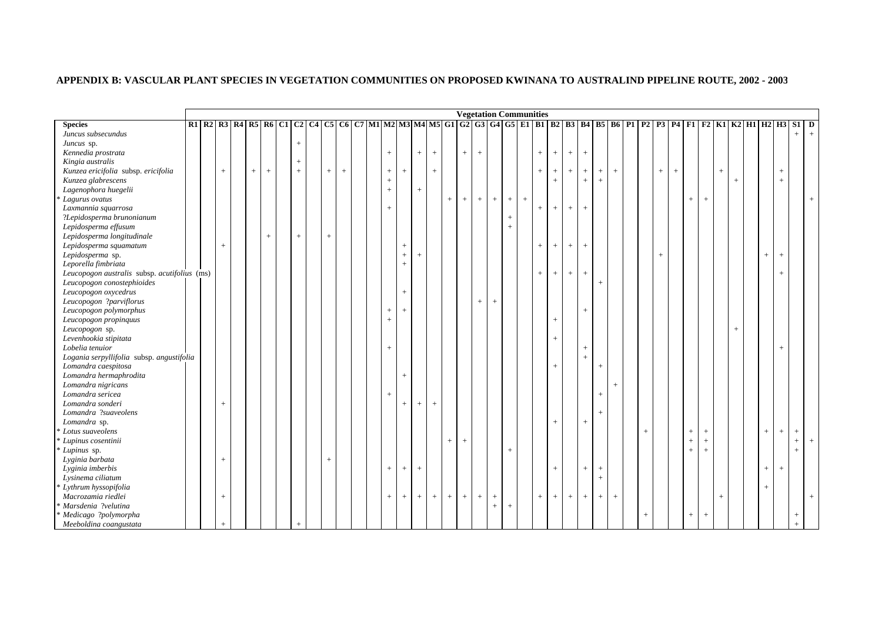## APPENDIX B: VASCULAR PLANT SPECIES IN VEGETATION COMMUNITIES ON PROPOSED KWINANA TO AUSTRALIND PIPELINE ROUTE, 2002 - 2003

| | Vegetation Communities | | | | | | | | | | | | | | | | | | | | | | | | | | | | | | | | | | | | | | | | | |
|---|---|---|---|---|---|---|---|---|---|---|---|---|---|---|---|---|---|---|---|---|---|---|---|---|---|---|---|---|---|---|---|---|---|---|---|---|---|---|---|---|---|---|
| **Species** | **R1** | **R2** | **R3** | **R4** | **R5** | **R6** | **C1** | **C2** | **C4** | **C5** | **C6** | **C7** | **M1** | **M2** | **M3** | **M4** | **M5** | **G1** | **G2** | **G3** | **G4** | **G5** | **E1** | **B1** | **B2** | **B3** | **B4** | **B5** | **B6** | **P1** | **P2** | **P3** | **P4** | **F1** | **F2** | **K1** | **K2** | **H1** | **H2** | **H3** | **S1** | **D** |
| *Juncus subsecundus* | | | | | | | | | | | | | | | | | | | | | | | | | | | | | | | | | | | | | | | | | + | + |
| *Juncus* sp. | | | | | | | | + | | | | | | | | | | | | | | | | | | | | | | | | | | | | | | | | | | |
| *Kennedia prostrata* | | | | | | | | | | | | | | + | | + | + | | + | + | | | | + | + | + | + | | | | | | | | | | | | | | | |
| *Kingia australis* | | | | | | | | + | | | | | | | | | | | | | | | | | | | | | | | | | | | | | | | | | | |
| *Kunzea ericifolia* subsp. *ericifolia* | | | + | | + | + | | + | | + | + | | | + | + | | + | | | | | | | + | + | + | + | + | + | | | + | + | | | + | | | | + | | |
| *Kunzea glabrescens* | | | | | | | | | | | | | | + | | | | | | | | | | | + | | + | + | | | | | | | | | + | | | + | | |
| *Lagenophora huegelii* | | | | | | | | | | | | | | + | | + | | | | | | | | | | | | | | | | | | | | | | | | | | |
| * *Lagurus ovatus* | | | | | | | | | | | | | | | | | | + | + | + | + | + | + | | | | | | | | | | | + | + | | | | | | | + |
| *Laxmannia squarrosa* | | | | | | | | | | | | | | + | | | | | | | | | | + | + | + | + | | | | | | | | | | | | | | | |
| ?*Lepidosperma brunonianum* | | | | | | | | | | | | | | | | | | | | | | + | | | | | | | | | | | | | | | | | | | | |
| *Lepidosperma effusum* | | | | | | | | | | | | | | | | | | | | | | + | | | | | | | | | | | | | | | | | | | | |
| *Lepidosperma longitudinale* | | | | | | + | | + | | + | | | | | | | | | | | | | | | | | | | | | | | | | | | | | | | | |
| *Lepidosperma squamatum* | | | + | | | | | | | | | | | | + | | | | | | | | | + | + | + | + | | | | | | | | | | | | | | | |
| *Lepidosperma* sp. | | | | | | | | | | | | | | | + | + | | | | | | | | | | | | | | | | + | | | | | | | + | + | | |
| *Leporella fimbriata* | | | | | | | | | | | | | | | + | | | | | | | | | | | | | | | | | | | | | | | | | | | |
| *Leucopogon australis* subsp. *acutifolius* (ms) | | | | | | | | | | | | | | | | | | | | | | | | + | + | + | + | | | | | | | | | | | | | + | | |
| *Leucopogon conostephioides* | | | | | | | | | | | | | | | | | | | | | | | | | | | | + | | | | | | | | | | | | | | |
| *Leucopogon oxycedrus* | | | | | | | | | | | | | | | + | | | | | | | | | | | | | | | | | | | | | | | | | | | |
| *Leucopogon ?parviflorus* | | | | | | | | | | | | | | | | | | | | + | + | | | | | | | | | | | | | | | | | | | | | |
| *Leucopogon polymorphus* | | | | | | | | | | | | | | + | + | | | | | | | | | | | | + | | | | | | | | | | | | | | | |
| *Leucopogon propinquus* | | | | | | | | | | | | | | + | | | | | | | | | | | + | | | | | | | | | | | | | | | | | |
| *Leucopogon* sp. | | | | | | | | | | | | | | | | | | | | | | | | | | | | | | | | | | | | | + | | | | | |
| *Levenhookia stipitata* | | | | | | | | | | | | | | | | | | | | | | | | | + | | | | | | | | | | | | | | | | | |
| *Lobelia tenuior* | | | | | | | | | | | | | | + | | | | | | | | | | | | | + | | | | | | | | | | | | | + | | |
| *Logania serpyllifolia* subsp. *angustifolia* | | | | | | | | | | | | | | | | | | | | | | | | | | | + | | | | | | | | | | | | | | | |
| *Lomandra caespitosa* | | | | | | | | | | | | | | | | | | | | | | | | | + | | | + | | | | | | | | | | | | | | |
| *Lomandra hermaphrodita* | | | | | | | | | | | | | | | + | | | | | | | | | | | | | | | | | | | | | | | | | | | |
| *Lomandra nigricans* | | | | | | | | | | | | | | | | | | | | | | | | | | | | | + | | | | | | | | | | | | | |
| *Lomandra sericea* | | | | | | | | | | | | | | + | | | | | | | | | | | | | | + | | | | | | | | | | | | | | |
| *Lomandra sonderi* | | | + | | | | | | | | | | | | + | + | + | | | | | | | | | | | | | | | | | | | | | | | | | |
| *Lomandra ?suaveolens* | | | | | | | | | | | | | | | | | | | | | | | | | | | | + | | | | | | | | | | | | | | |
| *Lomandra* sp. | | | | | | | | | | | | | | | | | | | | | | | | | + | | + | | | | | | | | | | | | | | | |
| * *Lotus suaveolens* | | | | | | | | | | | | | | | | | | | | | | | | | | | | | | | + | | | + | + | | | | + | + | + | |
| * *Lupinus cosentinii* | | | | | | | | | | | | | | | | | | + | + | | | | | | | | | | | | | | | + | + | | | | | | + | + |
| * *Lupinus* sp. | | | | | | | | | | | | | | | | | | | | | | + | | | | | | | | | | | | + | + | | | | | | + | |
| *Lyginia barbata* | | | + | | | | | | | + | | | | | | | | | | | | | | | | | | | | | | | | | | | | | | | | |
| *Lyginia imberbis* | | | | | | | | | | | | | | + | + | + | | | | | | | | | + | | + | + | | | | | | | | | | | + | + | | |
| *Lysinema ciliatum* | | | | | | | | | | | | | | | | | | | | | | | | | | | | + | | | | | | | | | | | | | | |
| * *Lythrum hyssopifolia* | | | | | | | | | | | | | | | | | | | | | | | | | | | | | | | | | | | | | | | + | | | |
| *Macrozamia riedlei* | | | + | | | | | | | | | | | + | + | + | + | + | + | + | + | | | + | + | + | + | + | + | | | | | | | + | | | | | | + |
| * *Marsdenia ?velutina* | | | | | | | | | | | | | | | | | | | | | + | + | | | | | | | | | | | | | | | | | | | | |
| * *Medicago ?polymorpha* | | | | | | | | | | | | | | | | | | | | | | | | | | | | | | | + | | | + | + | | | | | | + | |
| *Meeboldina coangustata* | | | + | | | | | + | | | | | | | | | | | | | | | | | | | | | | | | | | | | | | | | | + | |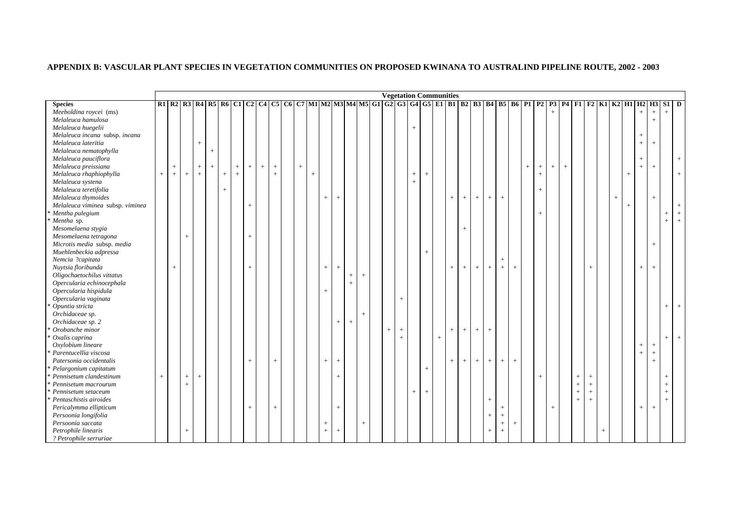**APPENDIX B: VASCULAR PLANT SPECIES IN VEGETATION COMMUNITIES ON PROPOSED KWINANA TO AUSTRALIND PIPELINE ROUTE, 2002 - 2003**

| | Vegetation Communities | | | | | | | | | | | | | | | | | | | | | | | | | | | | | | | | | | | | | | | | | |
|---|---|---|---|---|---|---|---|---|---|---|---|---|---|---|---|---|---|---|---|---|---|---|---|---|---|---|---|---|---|---|---|---|---|---|---|---|---|---|---|---|---|---|
| **Species** | **R1** | **R2** | **R3** | **R4** | **R5** | **R6** | **C1** | **C2** | **C4** | **C5** | **C6** | **C7** | **M1** | **M2** | **M3** | **M4** | **M5** | **G1** | **G2** | **G3** | **G4** | **G5** | **E1** | **B1** | **B2** | **B3** | **B4** | **B5** | **B6** | **P1** | **P2** | **P3** | **P4** | **F1** | **F2** | **K1** | **K2** | **H1** | **H2** | **H3** | **S1** | **D** |
| *Meeboldina roycei* (ms) | | | | | | | | | | | | | | | | | | | | | | | | | | | | | | | | + | | | | | | | + | + | + | |
| *Melaleuca hamulosa* | | | | | | | | | | | | | | | | | | | | | | | | | | | | | | | | | | | | | | | | + | | |
| *Melaleuca huegelii* | | | | | | | | | | | | | | | | | | | | | + | | | | | | | | | | | | | | | | | | | | | |
| *Melaleuca incana* subsp. *incana* | | | | | | | | | | | | | | | | | | | | | | | | | | | | | | | | | | | | | | | + | | | |
| *Melaleuca lateritia* | | | | + | | | | | | | | | | | | | | | | | | | | | | | | | | | | | | | | | | | + | + | | |
| *Melaleuca nematophylla* | | | | | + | | | | | | | | | | | | | | | | | | | | | | | | | | | | | | | | | | | | | |
| *Melaleuca pauciflora* | | | | | | | | | | | | | | | | | | | | | | | | | | | | | | | | | | | | | | | + | | | + |
| *Melaleuca preissiana* | | + | | + | + | | + | + | + | + | | + | | | | | | | | | | | | | | | | | | + | + | + | + | | | | | | + | + | | + |
| *Melaleuca rhaphiophylla* | + | + | + | + | | + | + | | | + | | | + | | | | | | | | + | + | | | | | | | | | + | | | | | | | + | | | | + |
| *Melaleuca systena* | | | | | | | | | | | | | | | | | | | | | + | | | | | | | | | | | | | | | | | | | | | |
| *Melaleuca teretifolia* | | | | | | + | | | | | | | | | | | | | | | | | | | | | | | | | + | | | | | | | | | | | |
| *Melaleuca thymoides* | | | | | | | | | | | | | | + | + | | | | | | | | | + | + | + | + | + | | | | | | | | | + | | | + | | |
| *Melaleuca viminea* subsp. *viminea* | | | | | | | | + | | | | | | | | | | | | | | | | | | | | | | | | | | | | | | + | | | | + |
| * *Mentha pulegium* | | | | | | | | | | | | | | | | | | | | | | | | | | | | | | | + | | | | | | | | | | + | + |
| * *Mentha* sp. | | | | | | | | | | | | | | | | | | | | | | | | | | | | | | | | | | | | | | | | | + | + |
| *Mesomelaena stygia* | | | | | | | | | | | | | | | | | | | | | | | | | + | | | | | | | | | | | | | | | | | |
| *Mesomelaena tetragona* | | | + | | | | | + | | | | | | | | | | | | | | | | | | | | | | | | | | | | | | | | | | |
| *Microtis media* subsp. *media* | | | | | | | | | | | | | | | | | | | | | | | | | | | | | | | | | | | | | | | | + | | |
| *Muehlenbeckia adpressa* | | | | | | | | | | | | | | | | | | | | | | + | | | | | | | | | | | | | | | | | | | | |
| *Nemcia ?capitata* | | | | | | | | | | | | | | | | | | | | | | | | | | | | + | | | | | | | | | | | | | | |
| *Nuytsia floribunda* | | + | | | | | | + | | | | | | + | + | | | | | | | | | + | + | + | + | + | + | | | | | | + | | | | + | + | | |
| *Oligochaetochilus vittatus* | | | | | | | | | | | | | | | | + | + | | | | | | | | | | | | | | | | | | | | | | | | | |
| *Opercularia echinocephala* | | | | | | | | | | | | | | | | + | | | | | | | | | | | | | | | | | | | | | | | | | | |
| *Opercularia hispidula* | | | | | | | | | | | | | | + | | | | | | | | | | | | | | | | | | | | | | | | | | | | |
| *Opercularia vaginata* | | | | | | | | | | | | | | | | | | | | + | | | | | | | | | | | | | | | | | | | | | | |
| * *Opuntia stricta* | | | | | | | | | | | | | | | | | | | | | | | | | | | | | | | | | | | | | | | | | + | + |
| *Orchidaceae sp.* | | | | | | | | | | | | | | | | | + | | | | | | | | | | | | | | | | | | | | | | | | | |
| *Orchidaceae sp. 2* | | | | | | | | | | | | | | | + | + | | | | | | | | | | | | | | | | | | | | | | | | | | |
| * *Orobanche minor* | | | | | | | | | | | | | | | | | | | + | + | | | | + | + | + | + | | | | | | | | | | | | | | | |
| * *Oxalis caprina* | | | | | | | | | | | | | | | | | | | | + | | | + | | | | | | | | | | | | | | | | | | + | + |
| *Oxylobium lineare* | | | | | | | | | | | | | | | | | | | | | | | | | | | | | | | | | | | | | | | + | + | | |
| * *Parentucellia viscosa* | | | | | | | | | | | | | | | | | | | | | | | | | | | | | | | | | | | | | | | + | + | | |
| *Patersonia occidentalis* | | | | | | | | + | | + | | | | + | + | | | | | | | | | + | + | + | + | + | + | | | | | | | | | | | + | | |
| * *Pelargonium capitatum* | | | | | | | | | | | | | | | | | | | | | | + | | | | | | | | | | | | | | | | | | | | |
| * *Pennisetum clandestinum* | + | | + | + | | | | | | | | | | | + | | | | | | | | | | | | | | | | + | | | + | + | | | | | | + | |
| * *Pennisetum macrourum* | | | + | | | | | | | | | | | | | | | | | | | | | | | | | | | | | | | + | + | | | | | | + | |
| * *Pennisetum setaceum* | | | | | | | | | | | | | | | | | | | | | + | + | | | | | | | | | | | | + | + | | | | | | + | |
| * *Pentaschistis airoides* | | | | | | | | | | | | | | | | | | | | | | | | | | | + | | | | | | | + | + | | | | | | + | |
| *Pericalymma ellipticum* | | | | | | | | + | | + | | | | | + | | | | | | | | | | | | | + | | | | + | | | | | | | + | + | | |
| *Persoonia longifolia* | | | | | | | | | | | | | | | | | | | | | | | | | | | + | + | | | | | | | | | | | | | | |
| *Persoonia saccata* | | | | | | | | | | | | | | + | | | + | | | | | | | | | | | + | + | | | | | | | | | | | | | |
| *Petrophile linearis* | | | + | | | | | | | | | | | + | + | | | | | | | | | | | | + | + | | | | | | | | + | | | | | | |
| *? Petrophile serruriae* | | | | | | | | | | | | | | | | | | | | | | | | | | | | | | | | | | | | | | | | | | |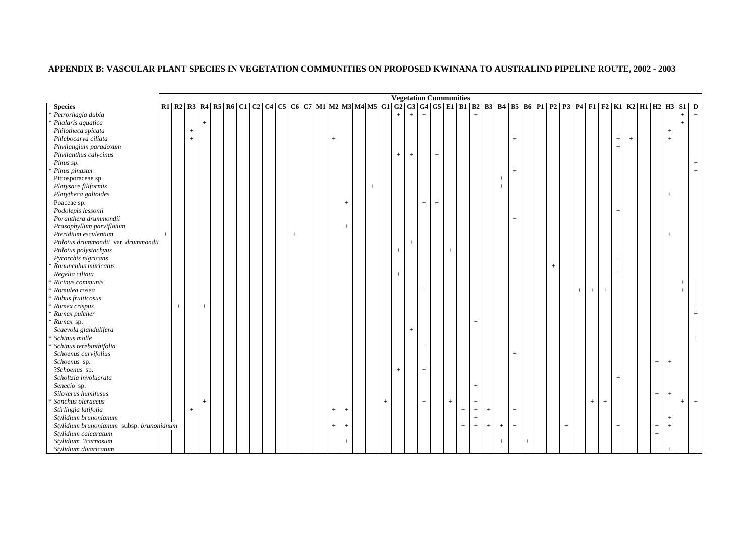## APPENDIX B: VASCULAR PLANT SPECIES IN VEGETATION COMMUNITIES ON PROPOSED KWINANA TO AUSTRALIND PIPELINE ROUTE, 2002 - 2003

| | Vegetation Communities | | | | | | | | | | | | | | | | | | | | | | | | | | | | | | | | | | | | | | | | |
|---|---|---|---|---|---|---|---|---|---|---|---|---|---|---|---|---|---|---|---|---|---|---|---|---|---|---|---|---|---|---|---|---|---|---|---|---|---|---|---|---|---|
| **Species** | **R1** | **R2** | **R3** | **R4** | **R5** | **R6** | **C1** | **C2** | **C4** | **C5** | **C6** | **C7** | **M1** | **M2** | **M3** | **M4** | **M5** | **G1** | **G2** | **G3** | **G4** | **G5** | **E1** | **B1** | **B2** | **B3** | **B4** | **B5** | **B6** | **P1** | **P2** | **P3** | **P4** | **F1** | **F2** | **K1** | **K2** | **H1** | **H2** | **H3** | **S1** | **D** |
| * *Petrorhagia dubia* | | | | | | | | | | | | | | | | | | | + | + | + | | | | + | | | | | | | | | | | | | | | | + | + |
| * *Phalaris aquatica* | | | | + | | | | | | | | | | | | | | | | | | | | | | | | | | | | | | | | | | | | | + | |
| *Philotheca spicata* | | | + | | | | | | | | | | | | | | | | | | | | | | | | | | | | | | | | | | | | | + | | |
| *Phlebocarya ciliata* | | | + | | | | | | | | | | | + | | | | | | | | | | | | | | + | | | | | | | | + | + | | | + | | |
| *Phyllangium paradoxum* | | | | | | | | | | | | | | | | | | | | | | | | | | | | | | | | | | | | + | | | | | | |
| *Phyllanthus calycinus* | | | | | | | | | | | | | | | | | | | + | + | | + | | | | | | | | | | | | | | | | | | | | |
| *Pinus sp.* | | | | | | | | | | | | | | | | | | | | | | | | | | | | | | | | | | | | | | | | | | + |
| * *Pinus pinaster* | | | | | | | | | | | | | | | | | | | | | | | | | | | | + | | | | | | | | | | | | | | + |
| Pittosporaceae sp. | | | | | | | | | | | | | | | | | | | | | | | | | | | + | | | | | | | | | | | | | | | |
| *Platysace filiformis* | | | | | | | | | | | | | | | | | + | | | | | | | | | | + | | | | | | | | | | | | | | | |
| *Platytheca galioides* | | | | | | | | | | | | | | | | | | | | | | | | | | | | | | | | | | | | | | | | + | | |
| Poaceae sp. | | | | | | | | | | | | | | | + | | | | | | + | + | | | | | | | | | | | | | | | | | | | | |
| *Podolepis lessonii* | | | | | | | | | | | | | | | | | | | | | | | | | | | | | | | | | | | | + | | | | | | |
| *Poranthera drummondii* | | | | | | | | | | | | | | | | | | | | | | | | | | | | + | | | | | | | | | | | | | | |
| *Prasophyllum parvifloium* | | | | | | | | | | | | | | | + | | | | | | | | | | | | | | | | | | | | | | | | | | | |
| *Pteridium esculentum* | + | | | | | | | | | | + | | | | | | | | | | | | | | | | | | | | | | | | | | | | | + | | |
| *Ptilotus drummondii* var. *drummondii* | | | | | | | | | | | | | | | | | | | | + | | | | | | | | | | | | | | | | | | | | | | |
| *Ptilotus polystachyus* | | | | | | | | | | | | | | | | | | | + | | | | + | | | | | | | | | | | | | | | | | | | |
| *Pyrorchis nigricans* | | | | | | | | | | | | | | | | | | | | | | | | | | | | | | | | | | | | + | | | | | | |
| * *Ranunculus muricatus* | | | | | | | | | | | | | | | | | | | | | | | | | | | | | | | + | | | | | | | | | | | |
| *Regelia ciliata* | | | | | | | | | | | | | | | | | | | + | | | | | | | | | | | | | | | | | + | | | | | | |
| * *Ricinus communis* | | | | | | | | | | | | | | | | | | | | | | | | | | | | | | | | | | | | | | | | | + | + |
| * *Romulea rosea* | | | | | | | | | | | | | | | | | | | | | + | | | | | | | | | | | | + | + | + | | | | | | + | + |
| * *Rubus fruiticosus* | | | | | | | | | | | | | | | | | | | | | | | | | | | | | | | | | | | | | | | | | | + |
| * *Rumex crispus* | | + | | + | | | | | | | | | | | | | | | | | | | | | | | | | | | | | | | | | | | | | | + |
| * *Rumex pulcher* | | | | | | | | | | | | | | | | | | | | | | | | | | | | | | | | | | | | | | | | | | + |
| * *Rumex* sp. | | | | | | | | | | | | | | | | | | | | | | | | | + | | | | | | | | | | | | | | | | | |
| *Scaevola glandulifera* | | | | | | | | | | | | | | | | | | | | + | | | | | | | | | | | | | | | | | | | | | | |
| * *Schinus molle* | | | | | | | | | | | | | | | | | | | | | | | | | | | | | | | | | | | | | | | | | | + |
| * *Schinus terebinthifolia* | | | | | | | | | | | | | | | | | | | | | + | | | | | | | | | | | | | | | | | | | | | |
| *Schoenus curvifolius* | | | | | | | | | | | | | | | | | | | | | | | | | | | | + | | | | | | | | | | | | | | |
| *Schoenus* sp. | | | | | | | | | | | | | | | | | | | | | | | | | | | | | | | | | | | | | | | + | + | | |
| ?*Schoenus* sp. | | | | | | | | | | | | | | | | | | | + | | + | | | | | | | | | | | | | | | | | | | | | |
| *Scholtzia involucrata* | | | | | | | | | | | | | | | | | | | | | | | | | | | | | | | | | | | | + | | | | | | |
| *Senecio* sp. | | | | | | | | | | | | | | | | | | | | | | | | | + | | | | | | | | | | | | | | | | | |
| *Siloxerus humifusus* | | | | | | | | | | | | | | | | | | | | | | | | | | | | | | | | | | | | | | | + | + | | |
| * *Sonchus oleraceus* | | | | + | | | | | | | | | | | | | | + | | | + | | + | | + | | | | | | | | | + | + | | | | | | + | + |
| *Stirlingia latifolia* | | | + | | | | | | | | | | | + | + | | | | | | | | | + | + | + | | + | | | | | | | | | | | | | | |
| *Stylidium brunonianum* | | | | | | | | | | | | | | | | | | | | | | | | | + | | | | | | | | | | | | | | | + | | |
| *Stylidium brunonianum* subsp. *brunonianum* | | | | | | | | | | | | | | + | + | | | | | | | | | + | + | + | + | + | | | | + | | | | + | | | + | + | | |
| *Stylidium calcaratum* | | | | | | | | | | | | | | | | | | | | | | | | | | | | | | | | | | | | | | | + | | | |
| *Stylidium ?carnosum* | | | | | | | | | | | | | | | + | | | | | | | | | | | | + | | + | | | | | | | | | | | | | |
| *Stylidium divaricatum* | | | | | | | | | | | | | | | | | | | | | | | | | | | | | | | | | | | | | | | + | + | | |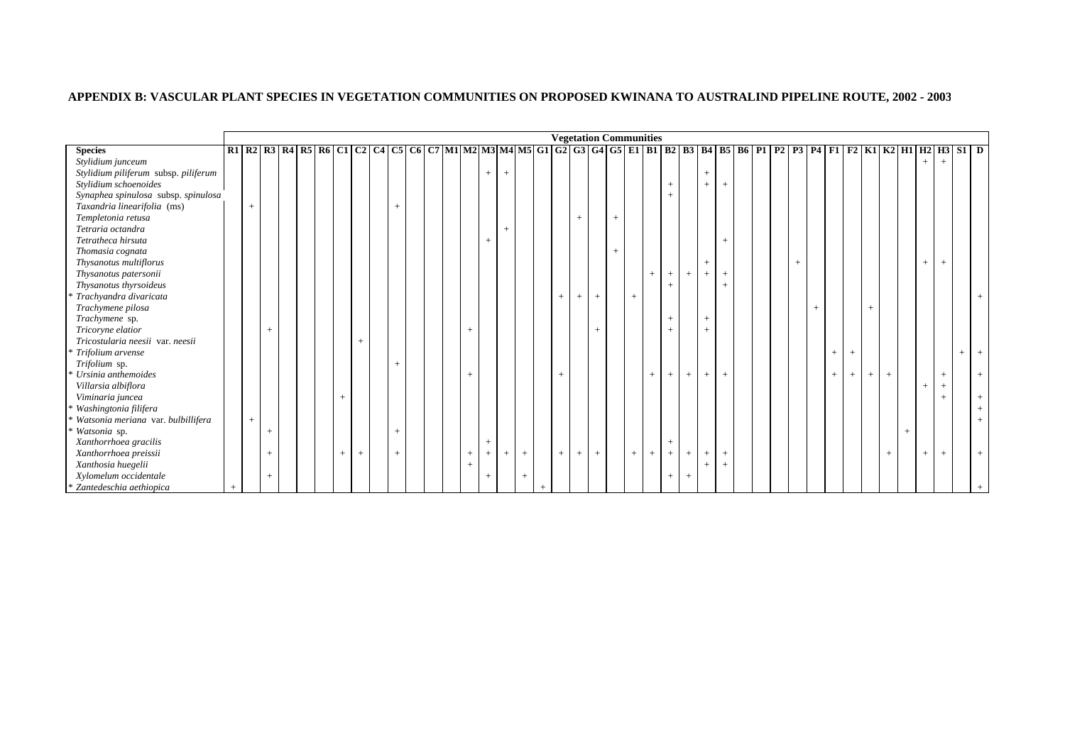## APPENDIX B: VASCULAR PLANT SPECIES IN VEGETATION COMMUNITIES ON PROPOSED KWINANA TO AUSTRALIND PIPELINE ROUTE, 2002 - 2003

| | Vegetation Communities | | | | | | | | | | | | | | | | | | | | | | | | | | | | | | | | | | | | | | | | | |
|---|---|---|---|---|---|---|---|---|---|---|---|---|---|---|---|---|---|---|---|---|---|---|---|---|---|---|---|---|---|---|---|---|---|---|---|---|---|---|---|---|---|---|
| **Species** | **R1** | **R2** | **R3** | **R4** | **R5** | **R6** | **C1** | **C2** | **C4** | **C5** | **C6** | **C7** | **M1** | **M2** | **M3** | **M4** | **M5** | **G1** | **G2** | **G3** | **G4** | **G5** | **E1** | **B1** | **B2** | **B3** | **B4** | **B5** | **B6** | **P1** | **P2** | **P3** | **P4** | **F1** | **F2** | **K1** | **K2** | **H1** | **H2** | **H3** | **S1** | **D** |
| *Stylidium junceum* | | | | | | | | | | | | | | | | | | | | | | | | | | | | | | | | | | | | | | | + | + | | |
| *Stylidium piliferum* subsp. *piliferum* | | | | | | | | | | | | | | | + | + | | | | | | | | | | | + | | | | | | | | | | | | | | | |
| *Stylidium schoenoides* | | | | | | | | | | | | | | | | | | | | | | | | | + | | + | + | | | | | | | | | | | | | | |
| *Synaphea spinulosa* subsp. *spinulosa* | | | | | | | | | | | | | | | | | | | | | | | | | + | | | | | | | | | | | | | | | | | |
| *Taxandria linearifolia* (ms) | | + | | | | | | | | + | | | | | | | | | | | | | | | | | | | | | | | | | | | | | | | | |
| *Templetonia retusa* | | | | | | | | | | | | | | | | | | | | + | | + | | | | | | | | | | | | | | | | | | | | |
| *Tetraria octandra* | | | | | | | | | | | | | | | | + | | | | | | | | | | | | | | | | | | | | | | | | | | |
| *Tetratheca hirsuta* | | | | | | | | | | | | | | | + | | | | | | | | | | | | | + | | | | | | | | | | | | | | |
| *Thomasia cognata* | | | | | | | | | | | | | | | | | | | | | | + | | | | | | | | | | | | | | | | | | | | |
| *Thysanotus multiflorus* | | | | | | | | | | | | | | | | | | | | | | | | | | | + | | | | | + | | | | | | | + | + | | |
| *Thysanotus patersonii* | | | | | | | | | | | | | | | | | | | | | | | | + | + | + | + | + | | | | | | | | | | | | | | |
| *Thysanotus thyrsoideus* | | | | | | | | | | | | | | | | | | | | | | | | | + | | | + | | | | | | | | | | | | | | |
| * *Trachyandra divaricata* | | | | | | | | | | | | | | | | | | | + | + | + | | + | | | | | | | | | | | | | | | | | | | + |
| *Trachymene pilosa* | | | | | | | | | | | | | | | | | | | | | | | | | | | | | | | | | + | | | + | | | | | | |
| *Trachymene* sp. | | | | | | | | | | | | | | | | | | | | | | | | | + | | + | | | | | | | | | | | | | | | |
| *Tricoryne elatior* | | | + | | | | | | | | | | | + | | | | | | | + | | | | + | | + | | | | | | | | | | | | | | | |
| *Tricostularia neesii* var. *neesii* | | | | | | | | + | | | | | | | | | | | | | | | | | | | | | | | | | | | | | | | | | | |
| * *Trifolium arvense* | | | | | | | | | | | | | | | | | | | | | | | | | | | | | | | | | | + | + | | | | | | + | + |
| *Trifolium* sp. | | | | | | | | | | + | | | | | | | | | | | | | | | | | | | | | | | | | | | | | | | | |
| * *Ursinia anthemoides* | | | | | | | | | | | | | | + | | | | | + | | | | | + | + | + | + | + | | | | | | + | + | + | + | | | + | | + |
| *Villarsia albiflora* | | | | | | | | | | | | | | | | | | | | | | | | | | | | | | | | | | | | | | | + | + | | |
| *Viminaria juncea* | | | | | | | + | | | | | | | | | | | | | | | | | | | | | | | | | | | | | | | | | + | | + |
| * *Washingtonia filifera* | | | | | | | | | | | | | | | | | | | | | | | | | | | | | | | | | | | | | | | | | | + |
| * *Watsonia meriana* var. *bulbillifera* | | + | | | | | | | | | | | | | | | | | | | | | | | | | | | | | | | | | | | | | | | | + |
| * *Watsonia* sp. | | | + | | | | | | | + | | | | | | | | | | | | | | | | | | | | | | | | | | | | + | | | | |
| *Xanthorrhoea gracilis* | | | | | | | | | | | | | | | + | | | | | | | | | | + | | | | | | | | | | | | | | | | | |
| *Xanthorrhoea preissii* | | | + | | | | + | + | | + | | | | + | + | + | + | | + | + | + | | + | + | + | + | + | + | | | | | | | | | + | | + | + | | + |
| *Xanthosia huegelii* | | | | | | | | | | | | | | + | | | | | | | | | | | | | + | + | | | | | | | | | | | | | | |
| *Xylomelum occidentale* | | | + | | | | | | | | | | | | + | | + | | | | | | | | + | + | | | | | | | | | | | | | | | | |
| * *Zantedeschia aethiopica* | + | | | | | | | | | | | | | | | | | + | | | | | | | | | | | | | | | | | | | | | | | | + |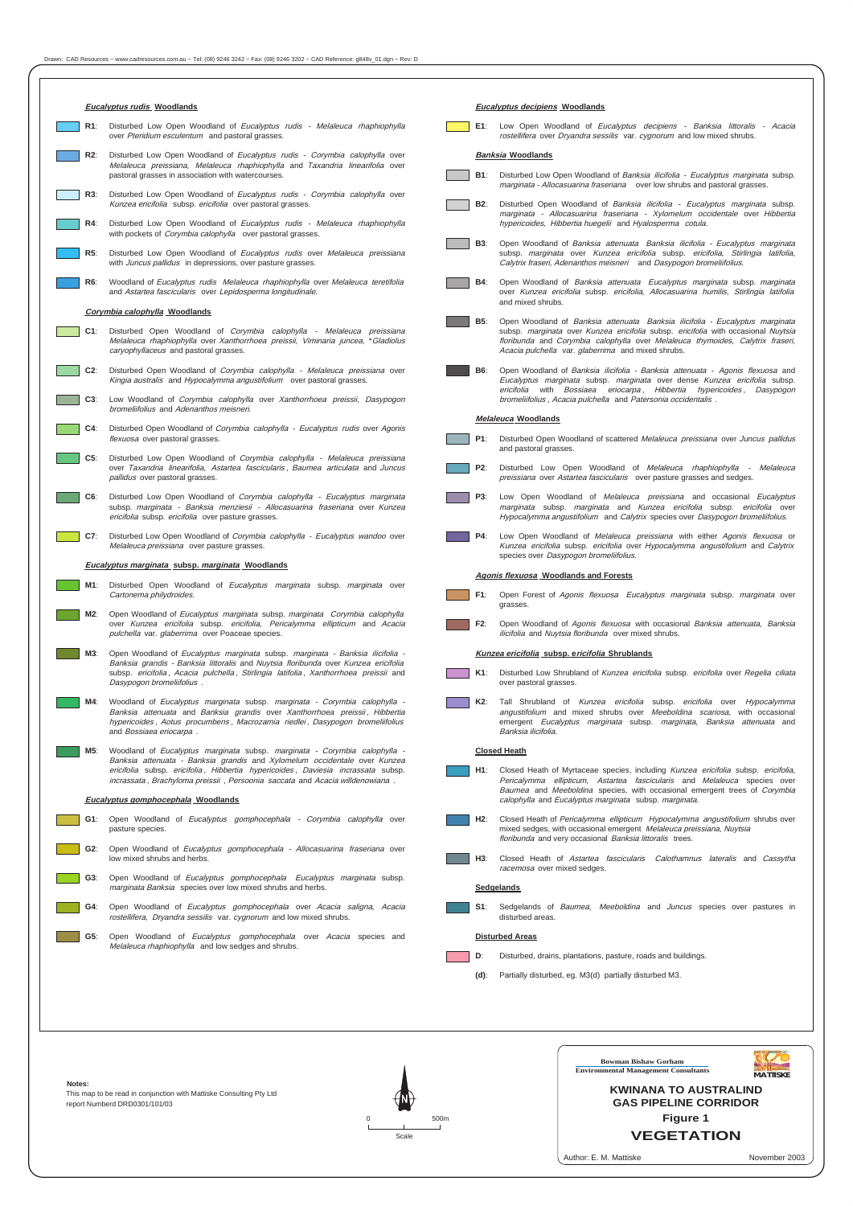Drawn: CAD Resources ~ www.cadresources.com.au ~ Tel: (08) 9246 3242 ~ Fax: (08) 9246 3202 ~ CAD Reference: g848v_01.dgn ~ Rev: D

### *Eucalyptus rudis* Woodlands

**R1**: Disturbed Low Open Woodland of *Eucalyptus rudis - Melaleuca rhaphiophylla* over *Pteridium esculentum* and pastoral grasses.

**R2**: Disturbed Low Open Woodland of *Eucalyptus rudis - Corymbia calophylla* over *Melaleuca preissiana, Melaleuca rhaphiophylla* and *Taxandria linearifolia* over pastoral grasses in association with watercourses.

**R3**: Disturbed Low Open Woodland of *Eucalyptus rudis - Corymbia calophylla* over *Kunzea ericifolia* subsp. *ericifolia* over pastoral grasses.

**R4**: Disturbed Low Open Woodland of *Eucalyptus rudis - Melaleuca rhaphiophylla* with pockets of *Corymbia calophylla* over pastoral grasses.

**R5**: Disturbed Low Open Woodland of *Eucalyptus rudis* over *Melaleuca preissiana* with *Juncus pallidus* in depressions, over pasture grasses.

**R6**: Woodland of *Eucalyptus rudis Melaleuca rhaphiophylla* over *Melaleuca teretifolia* and *Astartea fascicularis* over *Lepidosperma longitudinale.*

### *Corymbia calophylla* Woodlands

**C1**: Disturbed Open Woodland of *Corymbia calophylla - Melaleuca preissiana Melaleuca rhaphiophylla* over *Xanthorrhoea preissii, Viminaria juncea,* \**Gladiolus caryophyllaceus* and pastoral grasses.

**C2**: Disturbed Open Woodland of *Corymbia calophylla - Melaleuca preissiana* over *Kingia australis* and *Hypocalymma angustifolium* over pastoral grasses.

**C3**: Low Woodland of *Corymbia calophylla* over *Xanthorrhoea preissii, Dasypogon bromeliifolius* and *Adenanthos meisneri.*

**C4**: Disturbed Open Woodland of *Corymbia calophylla - Eucalyptus rudis* over *Agonis flexuosa* over pastoral grasses.

**C5**: Disturbed Low Open Woodland of *Corymbia calophylla - Melaleuca preissiana* over *Taxandria linearifolia, Astartea fascicularis*, *Baumea articulata* and *Juncus pallidus* over pastoral grasses.

**C6**: Disturbed Low Open Woodland of *Corymbia calophylla - Eucalyptus marginata* subsp. *marginata - Banksia menziesii - Allocasuarina fraseriana* over *Kunzea ericifolia* subsp. *ericifolia* over pasture grasses.

**C7**: Disturbed Low Open Woodland of *Corymbia calophylla - Eucalyptus wandoo* over *Melaleuca preissiana* over pasture grasses.

### *Eucalyptus marginata* subsp. *marginata* Woodlands

**M1**: Disturbed Open Woodland of *Eucalyptus marginata* subsp. *marginata* over *Cartonema philydroides.*

**M2**: Open Woodland of *Eucalyptus marginata* subsp. *marginata Corymbia calophylla* over *Kunzea ericifolia* subsp. *ericifolia, Pericalymma ellipticum* and *Acacia pulchella* var. *glaberrima* over Poaceae species.

**M3**: Open Woodland of *Eucalyptus marginata* subsp. *marginata - Banksia ilicifolia - Banksia grandis - Banksia littoralis* and *Nuytsia floribunda* over *Kunzea ericifolia* subsp. *ericifolia*, *Acacia pulchella*, *Stirlingia latifolia*, *Xanthorrhoea preissii* and *Dasypogon bromeliifolius* .

**M4**: Woodland of *Eucalyptus marginata* subsp. *marginata - Corymbia calophylla - Banksia attenuata* and *Banksia grandis* over *Xanthorrhoea preissii*, *Hibbertia hypericoides*, *Aotus procumbens*, *Macrozamia riedlei*, *Dasypogon bromeliifolius* and *Bossiaea eriocarpa* .

**M5**: Woodland of *Eucalyptus marginata* subsp. *marginata - Corymbia calophylla - Banksia attenuata - Banksia grandis* and *Xylomelum occidentale* over *Kunzea ericifolia* subsp. *ericifolia*, *Hibbertia hypericoides*, *Daviesia incrassata* subsp. *incrassata*, *Brachyloma preissii* , *Persoonia saccata* and *Acacia willdenowiana* .

### *Eucalyptus gomphocephala* Woodlands

**G1**: Open Woodland of *Eucalyptus gomphocephala - Corymbia calophylla* over pasture species.

**G2**: Open Woodland of *Eucalyptus gomphocephala - Allocasuarina fraseriana* over low mixed shrubs and herbs.

**G3**: Open Woodland of *Eucalyptus gomphocephala Eucalyptus marginata* subsp. *marginata Banksia* species over low mixed shrubs and herbs.

**G4**: Open Woodland of *Eucalyptus gomphocephala* over *Acacia saligna, Acacia rostellifera, Dryandra sessilis* var. *cygnorum* and low mixed shrubs.

**G5**: Open Woodland of *Eucalyptus gomphocephala* over *Acacia* species and *Melaleuca rhaphiophylla* and low sedges and shrubs.

### *Eucalyptus decipiens* Woodlands

**E1**: Low Open Woodland of *Eucalyptus decipiens - Banksia littoralis - Acacia rostellifera* over *Dryandra sessilis* var. *cygnorum* and low mixed shrubs.

### *Banksia* Woodlands

**B1**: Disturbed Low Open Woodland of *Banksia ilicifolia - Eucalyptus marginata* subsp. *marginata - Allocasuarina fraseriana* over low shrubs and pastoral grasses.

**B2**: Disturbed Open Woodland of *Banksia ilicifolia - Eucalyptus marginata* subsp. *marginata - Allocasuarina fraseriana - Xylomelum occidentale* over *Hibbertia hypericoides, Hibbertia huegelii* and *Hyalosperma cotula.*

**B3**: Open Woodland of *Banksia attenuata Banksia ilicifolia - Eucalyptus marginata* subsp. *marginata* over *Kunzea ericifolia* subsp. *ericifolia, Stirlingia latifolia, Calytrix fraseri, Adenanthos meisneri* and *Dasypogon bromeliifolius.*

**B4**: Open Woodland of *Banksia attenuata Eucalyptus marginata* subsp. *marginata* over *Kunzea ericifolia* subsp. *ericifolia, Allocasuarina humilis, Stirlingia latifolia* and mixed shrubs.

**B5**: Open Woodland of *Banksia attenuata Banksia ilicifolia - Eucalyptus marginata* subsp. *marginata* over *Kunzea ericifolia* subsp. *ericifolia* with occasional *Nuytsia floribunda* and *Corymbia calophylla* over *Melaleuca thymoides, Calytrix fraseri, Acacia pulchella* var. *glaberrima* and mixed shrubs.

**B6**: Open Woodland of *Banksia ilicifolia - Banksia attenuata - Agonis flexuosa* and *Eucalyptus marginata* subsp. *marginata* over dense *Kunzea ericifolia* subsp. *ericifolia* with *Bossiaea eriocarpa*, *Hibbertia hypericoides*, *Dasypogon bromeliifolius* , *Acacia pulchella* and *Patersonia occidentalis* .

### *Melaleuca* Woodlands

**P1**: Disturbed Open Woodland of scattered *Melaleuca preissiana* over *Juncus pallidus* and pastoral grasses.

**P2**: Disturbed Low Open Woodland of *Melaleuca rhaphiophylla - Melaleuca preissiana* over *Astartea fascicularis* over pasture grasses and sedges.

**P3**: Low Open Woodland of *Melaleuca preissiana* and occasional *Eucalyptus marginata* subsp. *marginata* and *Kunzea ericifolia* subsp. *ericifolia* over *Hypocalymma angustifolium* and *Calytrix* species over *Dasypogon bromeliifolius.*

**P4**: Low Open Woodland of *Melaleuca preissiana* with either *Agonis flexuosa* or *Kunzea ericifolia* subsp. *ericifolia* over *Hypocalymma angustifolium* and *Calytrix* species over *Dasypogon bromeliifolius.*

### *Agonis flexuosa* Woodlands and Forests

**F1**: Open Forest of *Agonis flexuosa Eucalyptus marginata* subsp. *marginata* over grasses.

**F2**: Open Woodland of *Agonis flexuosa* with occasional *Banksia attenuata, Banksia ilicifolia* and *Nuytsia floribunda* over mixed shrubs.

### *Kunzea ericifolia* subsp. *ericifolia* Shrublands

**K1**: Disturbed Low Shrubland of *Kunzea ericifolia* subsp. *ericifolia* over *Regelia ciliata* over pastoral grasses.

**K2**: Tall Shrubland of *Kunzea ericifolia* subsp. *ericifolia* over *Hypocalymma angustifolium* and mixed shrubs over *Meeboldina scariosa,* with occasional emergent *Eucalyptus marginata* subsp. *marginata, Banksia attenuata* and *Banksia ilicifolia.*

### Closed Heath

**H1**: Closed Heath of Myrtaceae species, including *Kunzea ericifolia* subsp. *ericifolia, Pericalymma ellipticum, Astartea fascicularis* and *Melaleuca* species over *Baumea* and *Meeboldina* species, with occasional emergent trees of *Corymbia calophylla* and *Eucalyptus marginata* subsp. *marginata.*

**H2**: Closed Heath of *Pericalymma ellipticum Hypocalymma angustifolium* shrubs over mixed sedges, with occasional emergent *Melaleuca preissiana, Nuytsia floribunda* and very occasional *Banksia littoralis* trees.

**H3**: Closed Heath of *Astartea fascicularis Calothamnus lateralis* and *Cassytha racemosa* over mixed sedges.

### Sedgelands

**S1**: Sedgelands of *Baumea, Meeboldina* and *Juncus* species over pastures in disturbed areas.

### Disturbed Areas

**D**: Disturbed, drains, plantations, pasture, roads and buildings.

**(d)**: Partially disturbed, eg. M3(d) partially disturbed M3.

**Notes:**
This map to be read in conjunction with Mattiske Consulting Pty Ltd report Numberd DRD0301/101/03

N

0 — 500m
Scale

Bowman Bishaw Gorham
Environmental Management Consultants

MATTISKE

**KWINANA TO AUSTRALIND GAS PIPELINE CORRIDOR**

**Figure 1**

**VEGETATION**

Author: E. M. Mattiske — November 2003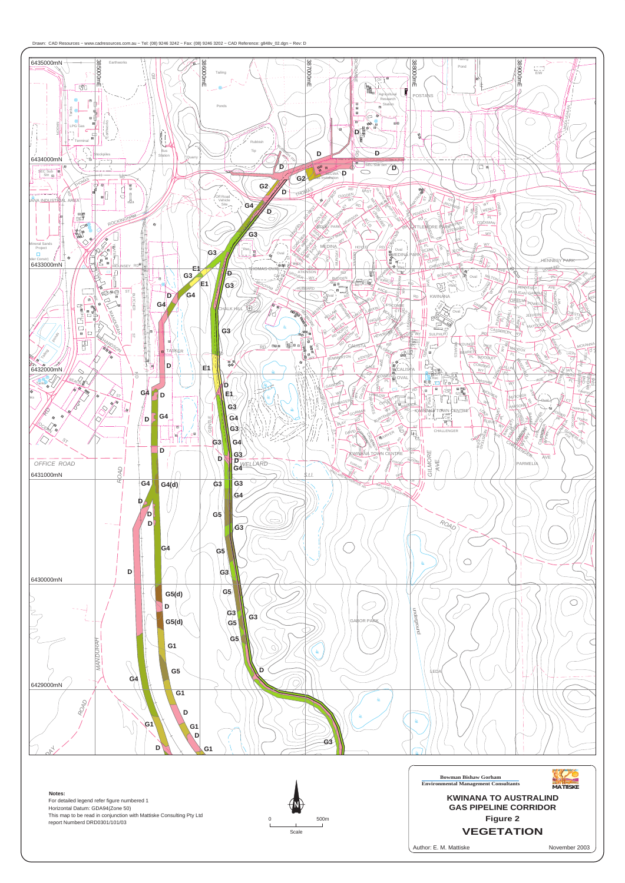Drawn: CAD Resources ~ www.cadresources.com.au ~ Tel: (08) 9246 3242 ~ Fax: (08) 9246 3202 ~ CAD Reference: g848v_02.dgn ~ Rev: D

**Notes:**

For detailed legend refer figure numbered 1

Horizontal Datum: GDA94(Zone 50)

This map to be read in conjunction with Mattiske Consulting Pty Ltd report Numberd DRD0301/101/03

Scale: 0 – 500m

**Bowman Bishaw Gorham**
**Environmental Management Consultants**

MATTISKE

## KWINANA TO AUSTRALIND GAS PIPELINE CORRIDOR

**Figure 2**

## VEGETATION

Author: E. M. Mattiske

November 2003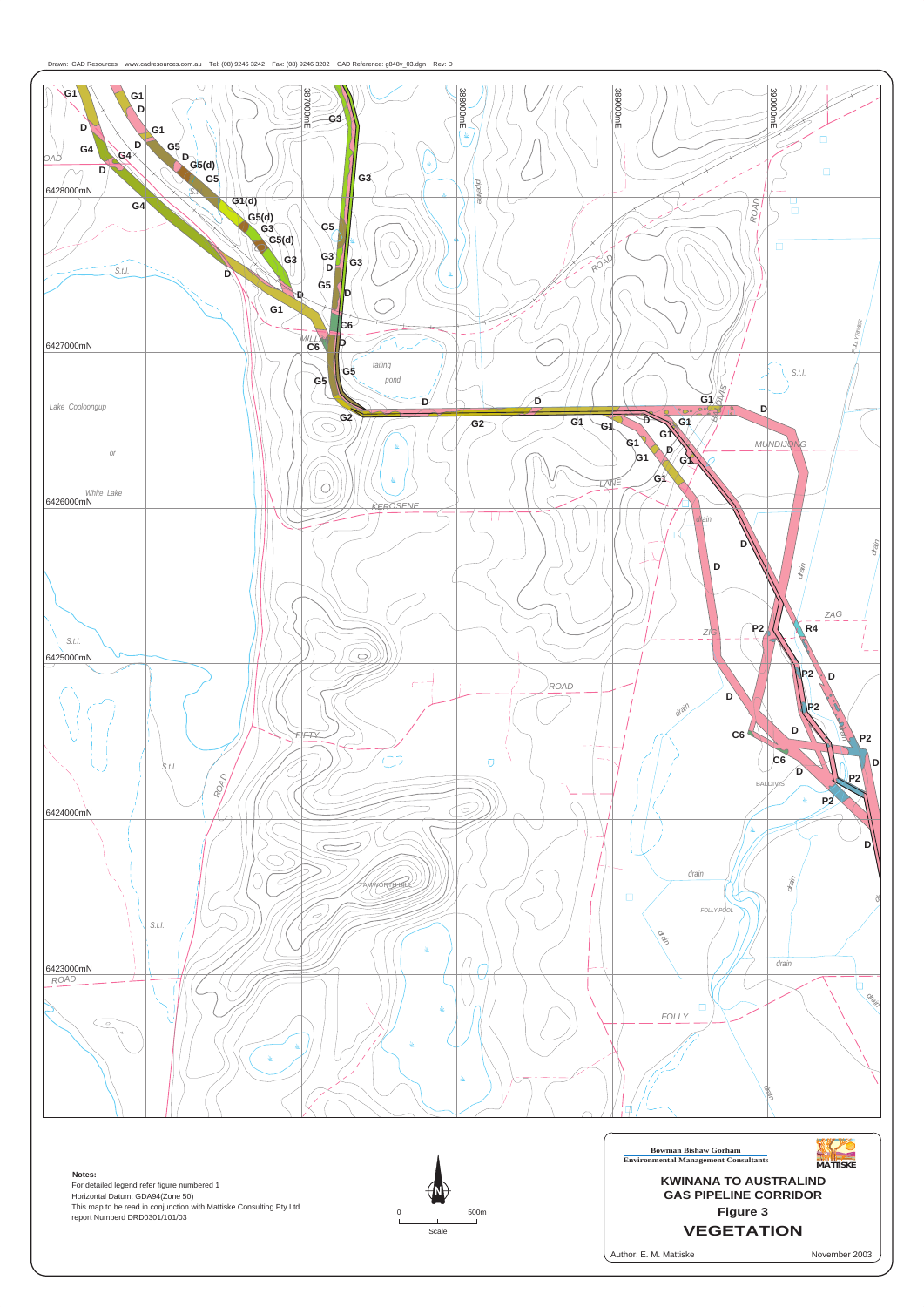Drawn: CAD Resources ~ www.cadresources.com.au ~ Tel: (08) 9246 3242 ~ Fax: (08) 9246 3202 ~ CAD Reference: g848v_03.dgn ~ Rev: D

**Notes:**
For detailed legend refer figure numbered 1
Horizontal Datum: GDA94(Zone 50)
This map to be read in conjunction with Mattiske Consulting Pty Ltd report Numberd DRD0301/101/03

0 500m
Scale

**Bowman Bishaw Gorham**
**Environmental Management Consultants**

**MATTISKE**

**KWINANA TO AUSTRALIND GAS PIPELINE CORRIDOR**

**Figure 3**

## VEGETATION

Author: E. M. Mattiske

November 2003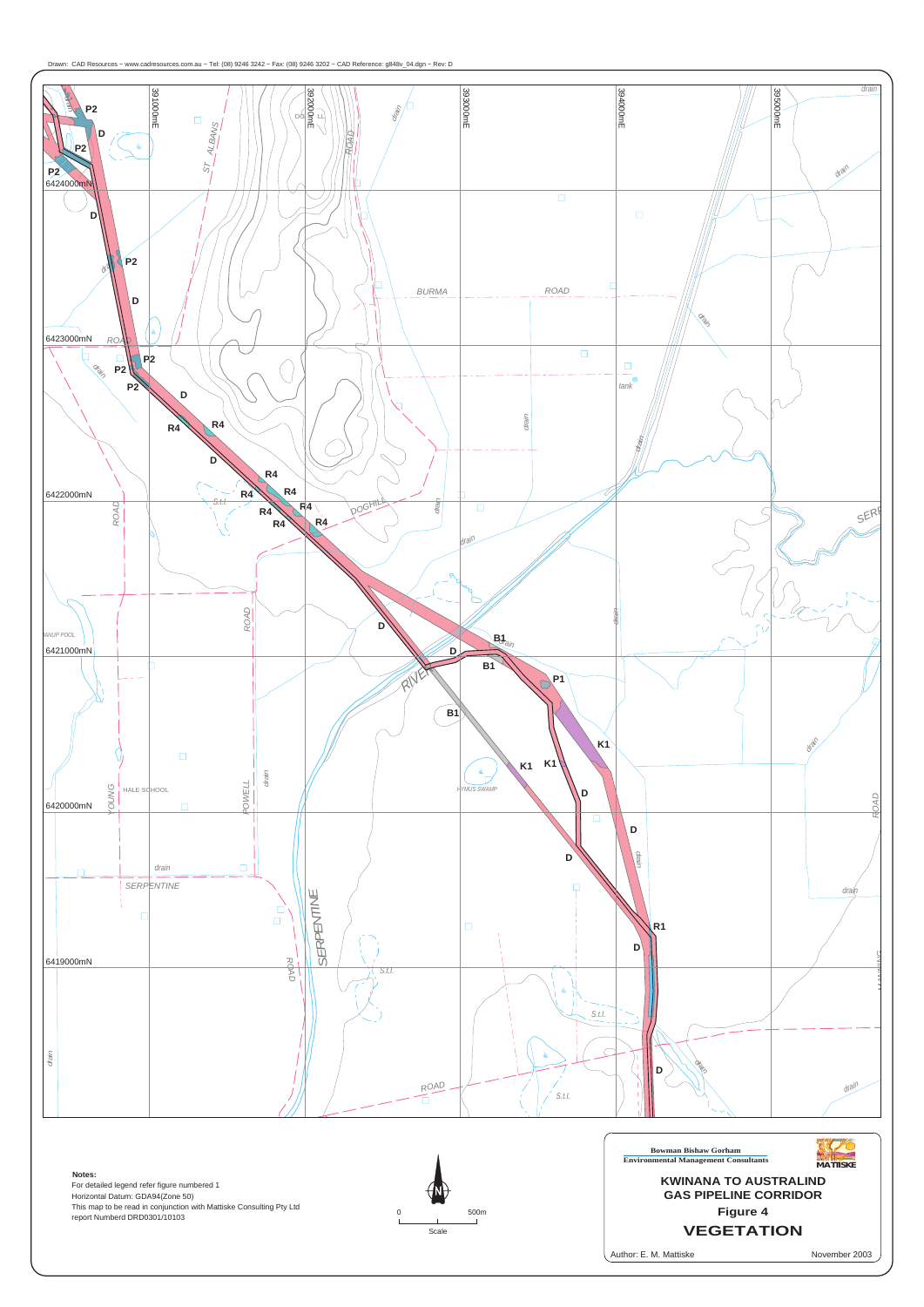Drawn: CAD Resources ~ www.cadresources.com.au ~ Tel: (08) 9246 3242 ~ Fax: (08) 9246 3202 ~ CAD Reference: g848v_04.dgn ~ Rev: D

**Notes:**

For detailed legend refer figure numbered 1

Horizontal Datum: GDA94(Zone 50)

This map to be read in conjunction with Mattiske Consulting Pty Ltd report Numberd DRD0301/10103

0 500m

Scale

Bowman Bishaw Gorham

Environmental Management Consultants

MATTISKE

**KWINANA TO AUSTRALIND GAS PIPELINE CORRIDOR**

**Figure 4**

**VEGETATION**

Author: E. M. Mattiske

November 2003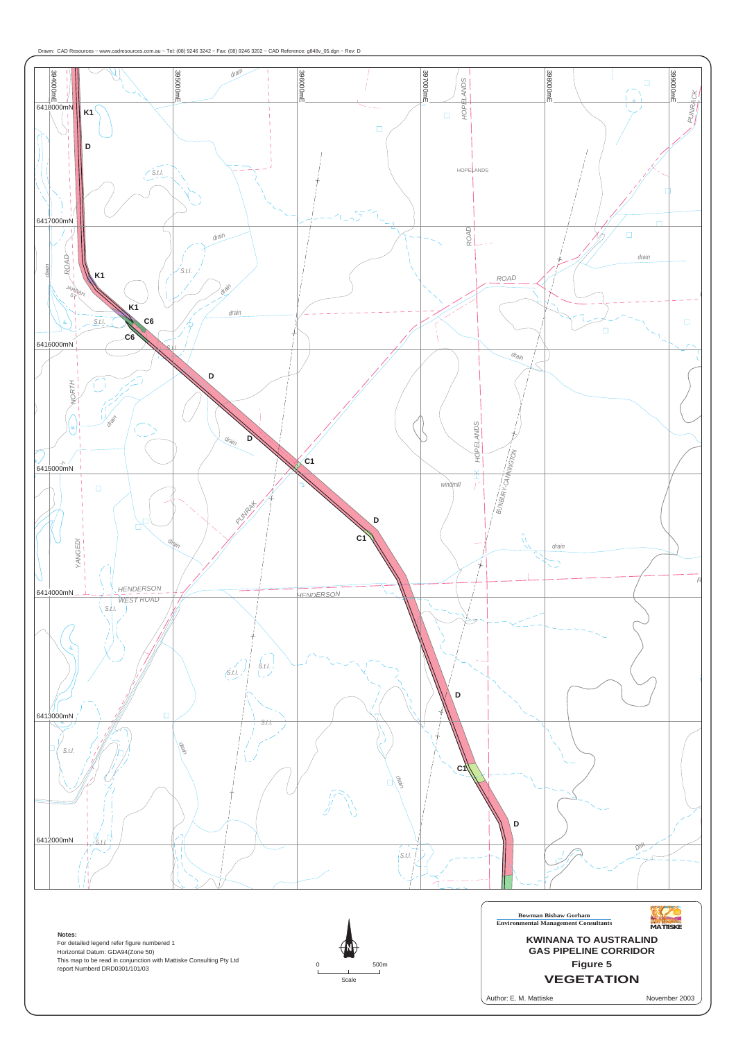Drawn: CAD Resources ~ www.cadresources.com.au ~ Tel: (08) 9246 3242 ~ Fax: (08) 9246 3202 ~ CAD Reference: g848v_05.dgn ~ Rev: D

394000mE
395000mE
396000mE
397000mE
398000mE
399000mE

6418000mN
6417000mN
6416000mN
6415000mN
6414000mN
6413000mN
6412000mN

K1
D
K1
K1
C6
C6
D
D
C1
D
C1
D
C1
D

drain
S.t.l.
HOPELANDS
HOPELANDS
ROAD
ROAD
PUNRACK
JARRAH ST
NORTH
YANGEDI
PUNRAK
HENDERSON
WEST ROAD
HENDERSON
BUNBURY-CANNINGTON
windmill

**Notes:**
For detailed legend refer figure numbered 1
Horizontal Datum: GDA94(Zone 50)
This map to be read in conjunction with Mattiske Consulting Pty Ltd report Numberd DRD0301/101/03

0
500m
Scale

Bowman Bishaw Gorham
Environmental Management Consultants

MATTISKE

**KWINANA TO AUSTRALIND GAS PIPELINE CORRIDOR**

**Figure 5**

**VEGETATION**

Author: E. M. Mattiske

November 2003